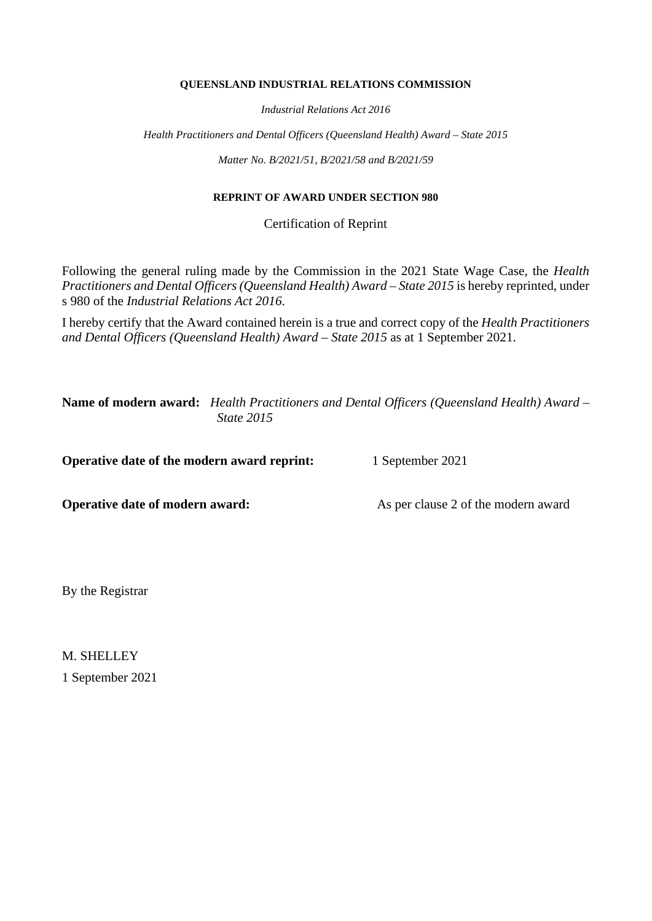**QUEENSLAND INDUSTRIAL RELATIONS COMMISSION**

*Industrial Relations Act 2016*

*Health Practitioners and Dental Officers (Queensland Health) Award – State 2015*

*Matter No. B/2021/51, B/2021/58 and B/2021/59*

**REPRINT OF AWARD UNDER SECTION 980**

Certification of Reprint

Following the general ruling made by the Commission in the 2021 State Wage Case, the *Health Practitioners and Dental Officers (Queensland Health) Award – State 2015* is hereby reprinted, under s 980 of the *Industrial Relations Act 2016*.

I hereby certify that the Award contained herein is a true and correct copy of the *Health Practitioners and Dental Officers (Queensland Health) Award – State 2015* as at 1 September 2021.

**Name of modern award:** *Health Practitioners and Dental Officers (Queensland Health) Award – State 2015*

**Operative date of the modern award reprint:** 1 September 2021

**Operative date of modern award:** As per clause 2 of the modern award

By the Registrar

M. SHELLEY

1 September 2021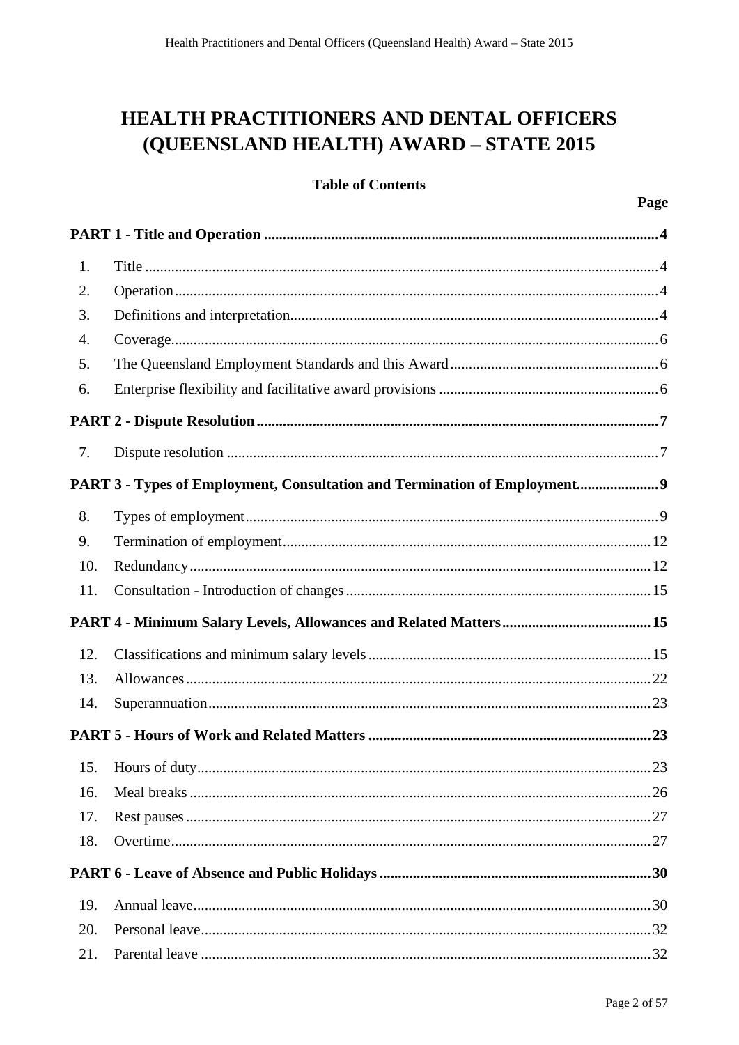# HEALTH PRACTITIONERS AND DENTAL OFFICERS (QUEENSLAND HEALTH) AWARD – STATE 2015

**Table of Contents**

| | | Page |
|---|---|---|
| **PART 1 - Title and Operation** | | **4** |
| 1. | Title | 4 |
| 2. | Operation | 4 |
| 3. | Definitions and interpretation | 4 |
| 4. | Coverage | 6 |
| 5. | The Queensland Employment Standards and this Award | 6 |
| 6. | Enterprise flexibility and facilitative award provisions | 6 |
| **PART 2 - Dispute Resolution** | | **7** |
| 7. | Dispute resolution | 7 |
| **PART 3 - Types of Employment, Consultation and Termination of Employment** | | **9** |
| 8. | Types of employment | 9 |
| 9. | Termination of employment | 12 |
| 10. | Redundancy | 12 |
| 11. | Consultation - Introduction of changes | 15 |
| **PART 4 - Minimum Salary Levels, Allowances and Related Matters** | | **15** |
| 12. | Classifications and minimum salary levels | 15 |
| 13. | Allowances | 22 |
| 14. | Superannuation | 23 |
| **PART 5 - Hours of Work and Related Matters** | | **23** |
| 15. | Hours of duty | 23 |
| 16. | Meal breaks | 26 |
| 17. | Rest pauses | 27 |
| 18. | Overtime | 27 |
| **PART 6 - Leave of Absence and Public Holidays** | | **30** |
| 19. | Annual leave | 30 |
| 20. | Personal leave | 32 |
| 21. | Parental leave | 32 |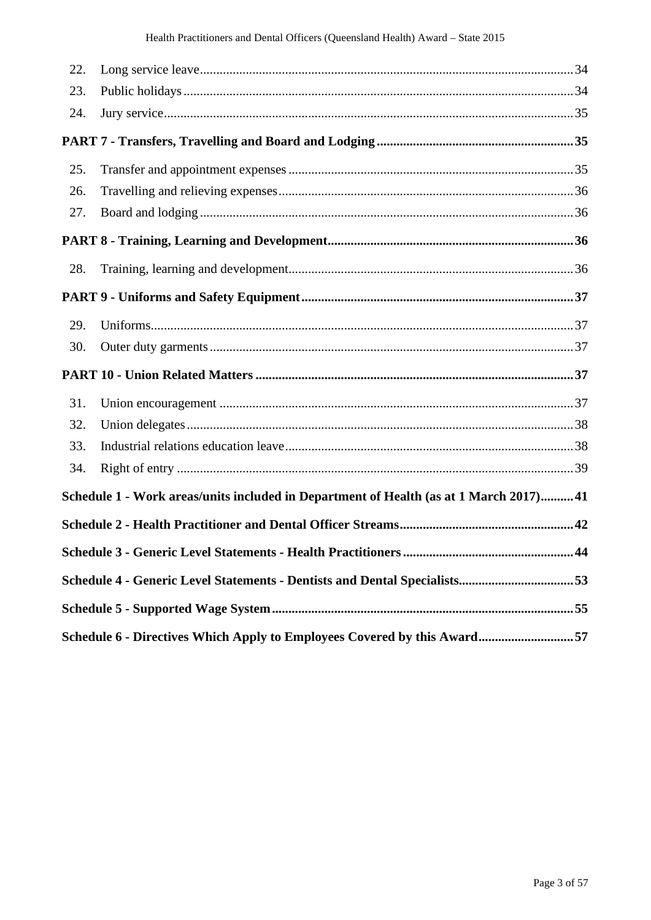22. Long service leave ... 34
23. Public holidays ... 34
24. Jury service ... 35

**PART 7 - Transfers, Travelling and Board and Lodging ... 35**

25. Transfer and appointment expenses ... 35
26. Travelling and relieving expenses ... 36
27. Board and lodging ... 36

**PART 8 - Training, Learning and Development ... 36**

28. Training, learning and development ... 36

**PART 9 - Uniforms and Safety Equipment ... 37**

29. Uniforms ... 37
30. Outer duty garments ... 37

**PART 10 - Union Related Matters ... 37**

31. Union encouragement ... 37
32. Union delegates ... 38
33. Industrial relations education leave ... 38
34. Right of entry ... 39

**Schedule 1 - Work areas/units included in Department of Health (as at 1 March 2017) ... 41**

**Schedule 2 - Health Practitioner and Dental Officer Streams ... 42**

**Schedule 3 - Generic Level Statements - Health Practitioners ... 44**

**Schedule 4 - Generic Level Statements - Dentists and Dental Specialists ... 53**

**Schedule 5 - Supported Wage System ... 55**

**Schedule 6 - Directives Which Apply to Employees Covered by this Award ... 57**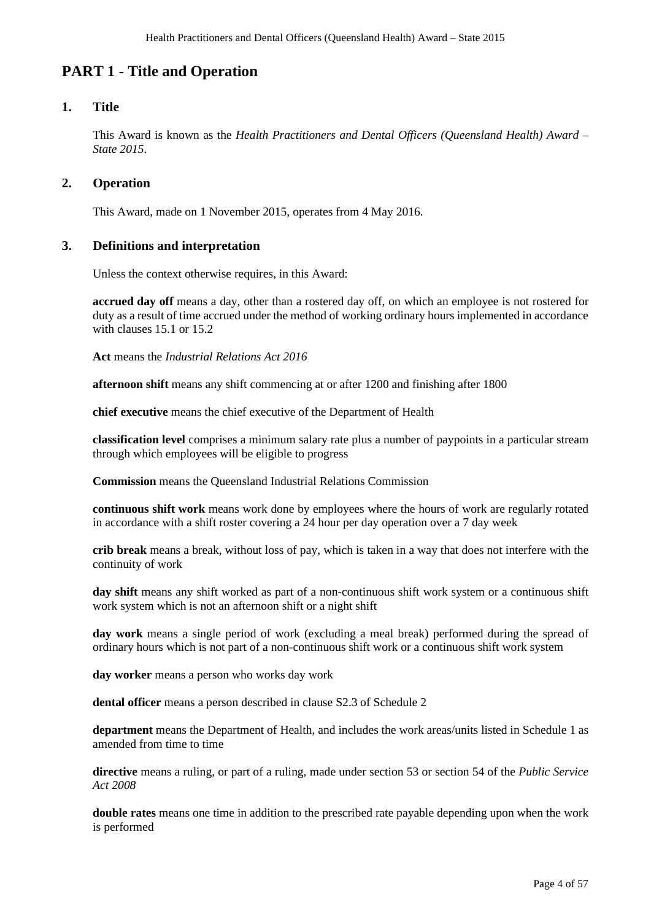# PART 1 - Title and Operation

## 1. Title

This Award is known as the *Health Practitioners and Dental Officers (Queensland Health) Award – State 2015*.

## 2. Operation

This Award, made on 1 November 2015, operates from 4 May 2016.

## 3. Definitions and interpretation

Unless the context otherwise requires, in this Award:

**accrued day off** means a day, other than a rostered day off, on which an employee is not rostered for duty as a result of time accrued under the method of working ordinary hours implemented in accordance with clauses 15.1 or 15.2

**Act** means the *Industrial Relations Act 2016*

**afternoon shift** means any shift commencing at or after 1200 and finishing after 1800

**chief executive** means the chief executive of the Department of Health

**classification level** comprises a minimum salary rate plus a number of paypoints in a particular stream through which employees will be eligible to progress

**Commission** means the Queensland Industrial Relations Commission

**continuous shift work** means work done by employees where the hours of work are regularly rotated in accordance with a shift roster covering a 24 hour per day operation over a 7 day week

**crib break** means a break, without loss of pay, which is taken in a way that does not interfere with the continuity of work

**day shift** means any shift worked as part of a non-continuous shift work system or a continuous shift work system which is not an afternoon shift or a night shift

**day work** means a single period of work (excluding a meal break) performed during the spread of ordinary hours which is not part of a non-continuous shift work or a continuous shift work system

**day worker** means a person who works day work

**dental officer** means a person described in clause S2.3 of Schedule 2

**department** means the Department of Health, and includes the work areas/units listed in Schedule 1 as amended from time to time

**directive** means a ruling, or part of a ruling, made under section 53 or section 54 of the *Public Service Act 2008*

**double rates** means one time in addition to the prescribed rate payable depending upon when the work is performed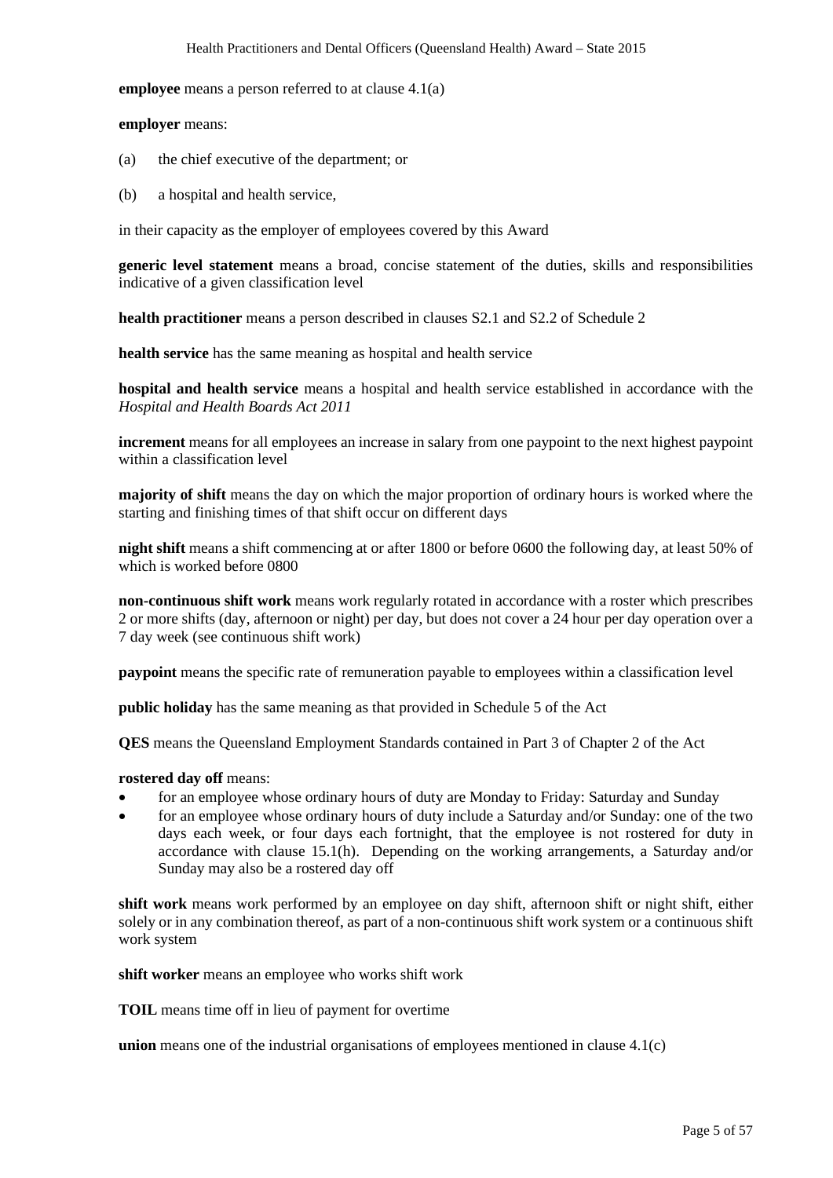**employee** means a person referred to at clause 4.1(a)

**employer** means:

(a) the chief executive of the department; or

(b) a hospital and health service,

in their capacity as the employer of employees covered by this Award

**generic level statement** means a broad, concise statement of the duties, skills and responsibilities indicative of a given classification level

**health practitioner** means a person described in clauses S2.1 and S2.2 of Schedule 2

**health service** has the same meaning as hospital and health service

**hospital and health service** means a hospital and health service established in accordance with the *Hospital and Health Boards Act 2011*

**increment** means for all employees an increase in salary from one paypoint to the next highest paypoint within a classification level

**majority of shift** means the day on which the major proportion of ordinary hours is worked where the starting and finishing times of that shift occur on different days

**night shift** means a shift commencing at or after 1800 or before 0600 the following day, at least 50% of which is worked before 0800

**non-continuous shift work** means work regularly rotated in accordance with a roster which prescribes 2 or more shifts (day, afternoon or night) per day, but does not cover a 24 hour per day operation over a 7 day week (see continuous shift work)

**paypoint** means the specific rate of remuneration payable to employees within a classification level

**public holiday** has the same meaning as that provided in Schedule 5 of the Act

**QES** means the Queensland Employment Standards contained in Part 3 of Chapter 2 of the Act

**rostered day off** means:

- for an employee whose ordinary hours of duty are Monday to Friday: Saturday and Sunday
- for an employee whose ordinary hours of duty include a Saturday and/or Sunday: one of the two days each week, or four days each fortnight, that the employee is not rostered for duty in accordance with clause 15.1(h). Depending on the working arrangements, a Saturday and/or Sunday may also be a rostered day off

**shift work** means work performed by an employee on day shift, afternoon shift or night shift, either solely or in any combination thereof, as part of a non-continuous shift work system or a continuous shift work system

**shift worker** means an employee who works shift work

**TOIL** means time off in lieu of payment for overtime

**union** means one of the industrial organisations of employees mentioned in clause 4.1(c)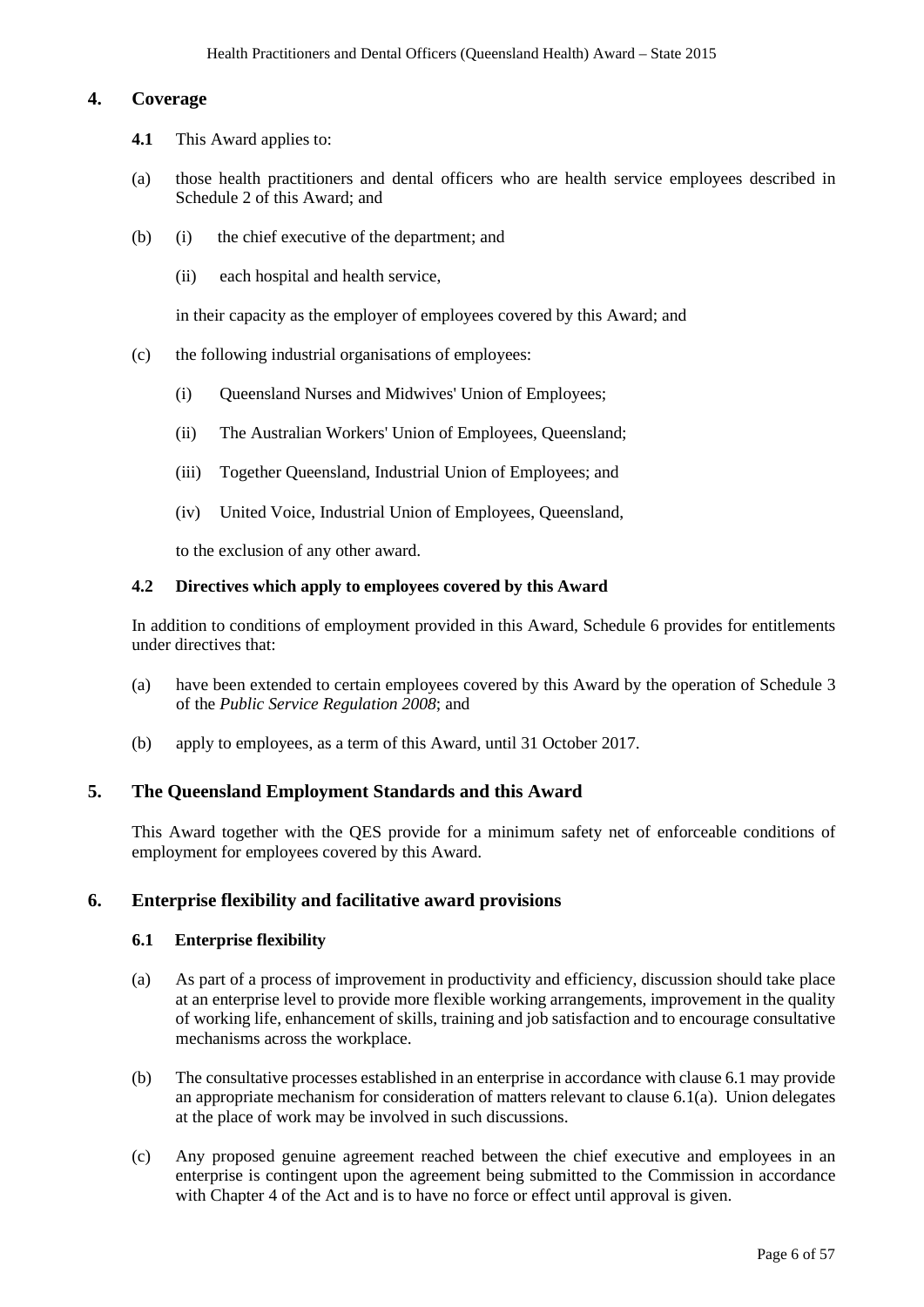## 4. Coverage

**4.1** This Award applies to:

(a) those health practitioners and dental officers who are health service employees described in Schedule 2 of this Award; and

(b) (i) the chief executive of the department; and

(ii) each hospital and health service,

in their capacity as the employer of employees covered by this Award; and

(c) the following industrial organisations of employees:

(i) Queensland Nurses and Midwives' Union of Employees;

(ii) The Australian Workers' Union of Employees, Queensland;

(iii) Together Queensland, Industrial Union of Employees; and

(iv) United Voice, Industrial Union of Employees, Queensland,

to the exclusion of any other award.

**4.2 Directives which apply to employees covered by this Award**

In addition to conditions of employment provided in this Award, Schedule 6 provides for entitlements under directives that:

(a) have been extended to certain employees covered by this Award by the operation of Schedule 3 of the *Public Service Regulation 2008*; and

(b) apply to employees, as a term of this Award, until 31 October 2017.

## 5. The Queensland Employment Standards and this Award

This Award together with the QES provide for a minimum safety net of enforceable conditions of employment for employees covered by this Award.

## 6. Enterprise flexibility and facilitative award provisions

**6.1 Enterprise flexibility**

(a) As part of a process of improvement in productivity and efficiency, discussion should take place at an enterprise level to provide more flexible working arrangements, improvement in the quality of working life, enhancement of skills, training and job satisfaction and to encourage consultative mechanisms across the workplace.

(b) The consultative processes established in an enterprise in accordance with clause 6.1 may provide an appropriate mechanism for consideration of matters relevant to clause 6.1(a). Union delegates at the place of work may be involved in such discussions.

(c) Any proposed genuine agreement reached between the chief executive and employees in an enterprise is contingent upon the agreement being submitted to the Commission in accordance with Chapter 4 of the Act and is to have no force or effect until approval is given.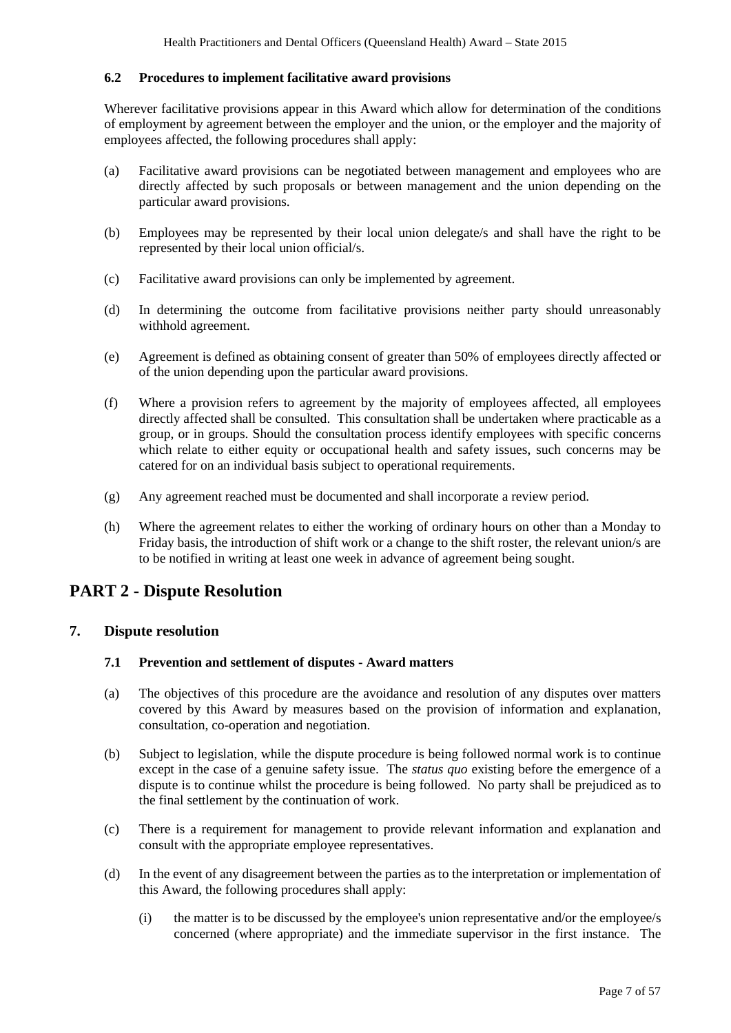### 6.2 Procedures to implement facilitative award provisions

Wherever facilitative provisions appear in this Award which allow for determination of the conditions of employment by agreement between the employer and the union, or the employer and the majority of employees affected, the following procedures shall apply:

(a) Facilitative award provisions can be negotiated between management and employees who are directly affected by such proposals or between management and the union depending on the particular award provisions.

(b) Employees may be represented by their local union delegate/s and shall have the right to be represented by their local union official/s.

(c) Facilitative award provisions can only be implemented by agreement.

(d) In determining the outcome from facilitative provisions neither party should unreasonably withhold agreement.

(e) Agreement is defined as obtaining consent of greater than 50% of employees directly affected or of the union depending upon the particular award provisions.

(f) Where a provision refers to agreement by the majority of employees affected, all employees directly affected shall be consulted. This consultation shall be undertaken where practicable as a group, or in groups. Should the consultation process identify employees with specific concerns which relate to either equity or occupational health and safety issues, such concerns may be catered for on an individual basis subject to operational requirements.

(g) Any agreement reached must be documented and shall incorporate a review period.

(h) Where the agreement relates to either the working of ordinary hours on other than a Monday to Friday basis, the introduction of shift work or a change to the shift roster, the relevant union/s are to be notified in writing at least one week in advance of agreement being sought.

# PART 2 - Dispute Resolution

## 7. Dispute resolution

### 7.1 Prevention and settlement of disputes - Award matters

(a) The objectives of this procedure are the avoidance and resolution of any disputes over matters covered by this Award by measures based on the provision of information and explanation, consultation, co-operation and negotiation.

(b) Subject to legislation, while the dispute procedure is being followed normal work is to continue except in the case of a genuine safety issue. The *status quo* existing before the emergence of a dispute is to continue whilst the procedure is being followed. No party shall be prejudiced as to the final settlement by the continuation of work.

(c) There is a requirement for management to provide relevant information and explanation and consult with the appropriate employee representatives.

(d) In the event of any disagreement between the parties as to the interpretation or implementation of this Award, the following procedures shall apply:

(i) the matter is to be discussed by the employee's union representative and/or the employee/s concerned (where appropriate) and the immediate supervisor in the first instance. The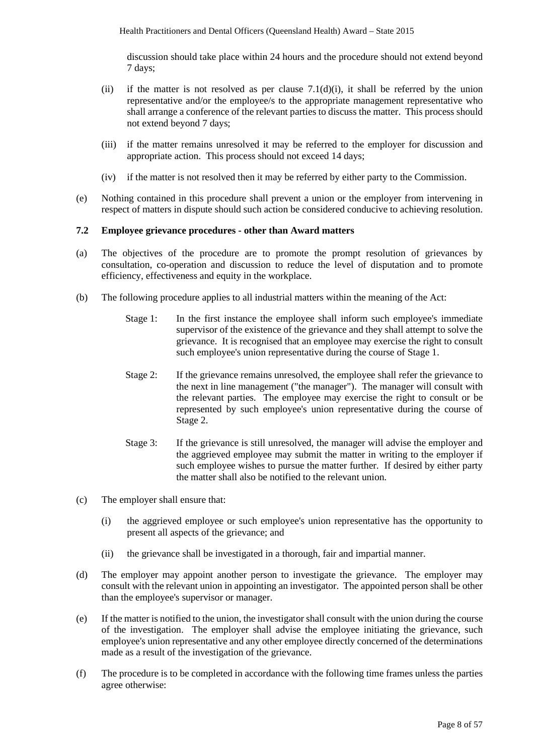discussion should take place within 24 hours and the procedure should not extend beyond 7 days;

(ii) if the matter is not resolved as per clause 7.1(d)(i), it shall be referred by the union representative and/or the employee/s to the appropriate management representative who shall arrange a conference of the relevant parties to discuss the matter. This process should not extend beyond 7 days;

(iii) if the matter remains unresolved it may be referred to the employer for discussion and appropriate action. This process should not exceed 14 days;

(iv) if the matter is not resolved then it may be referred by either party to the Commission.

(e) Nothing contained in this procedure shall prevent a union or the employer from intervening in respect of matters in dispute should such action be considered conducive to achieving resolution.

### 7.2 Employee grievance procedures - other than Award matters

(a) The objectives of the procedure are to promote the prompt resolution of grievances by consultation, co-operation and discussion to reduce the level of disputation and to promote efficiency, effectiveness and equity in the workplace.

(b) The following procedure applies to all industrial matters within the meaning of the Act:

Stage 1: In the first instance the employee shall inform such employee's immediate supervisor of the existence of the grievance and they shall attempt to solve the grievance. It is recognised that an employee may exercise the right to consult such employee's union representative during the course of Stage 1.

Stage 2: If the grievance remains unresolved, the employee shall refer the grievance to the next in line management ("the manager"). The manager will consult with the relevant parties. The employee may exercise the right to consult or be represented by such employee's union representative during the course of Stage 2.

Stage 3: If the grievance is still unresolved, the manager will advise the employer and the aggrieved employee may submit the matter in writing to the employer if such employee wishes to pursue the matter further. If desired by either party the matter shall also be notified to the relevant union.

(c) The employer shall ensure that:

(i) the aggrieved employee or such employee's union representative has the opportunity to present all aspects of the grievance; and

(ii) the grievance shall be investigated in a thorough, fair and impartial manner.

(d) The employer may appoint another person to investigate the grievance. The employer may consult with the relevant union in appointing an investigator. The appointed person shall be other than the employee's supervisor or manager.

(e) If the matter is notified to the union, the investigator shall consult with the union during the course of the investigation. The employer shall advise the employee initiating the grievance, such employee's union representative and any other employee directly concerned of the determinations made as a result of the investigation of the grievance.

(f) The procedure is to be completed in accordance with the following time frames unless the parties agree otherwise: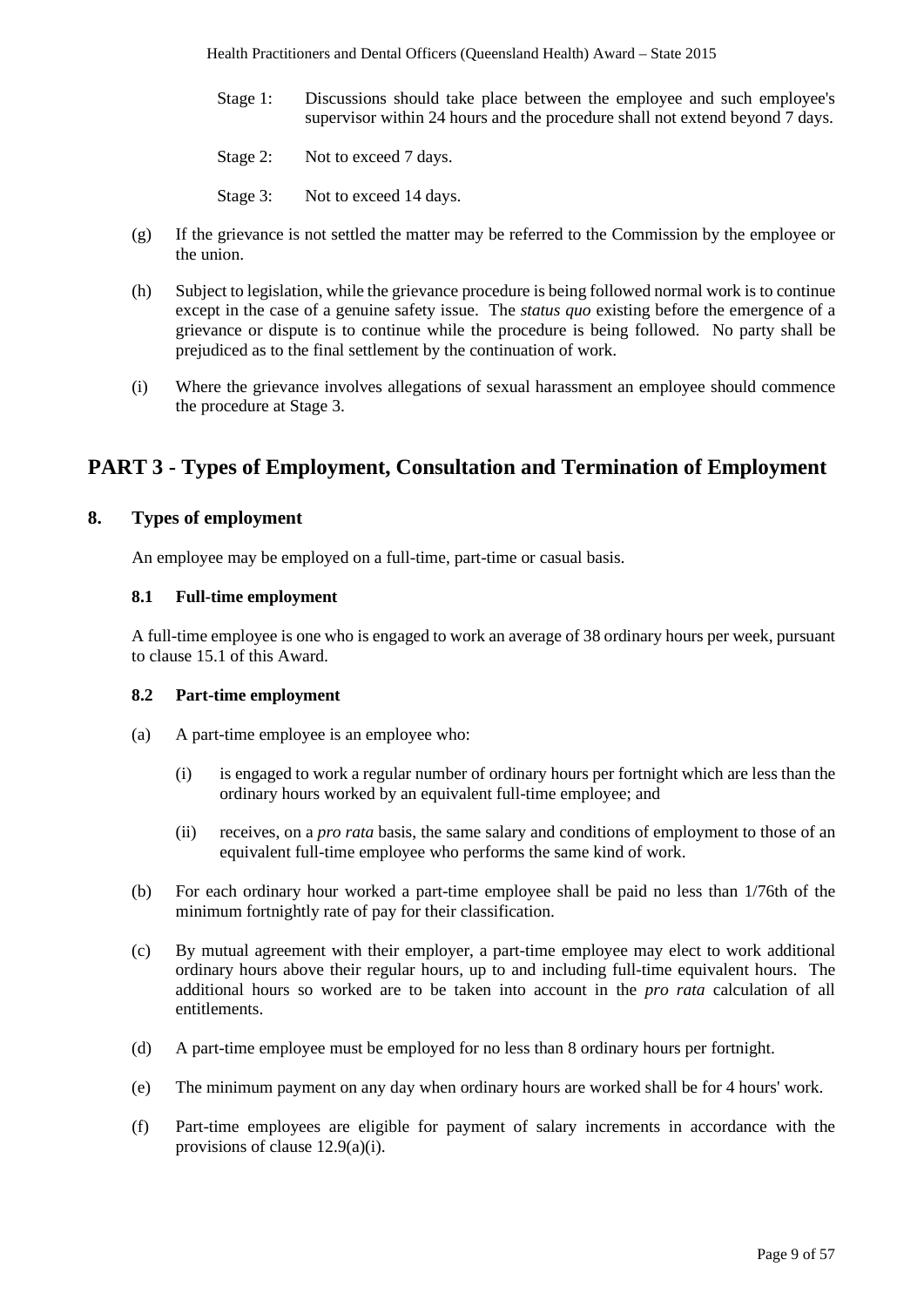Stage 1: Discussions should take place between the employee and such employee's supervisor within 24 hours and the procedure shall not extend beyond 7 days.

Stage 2: Not to exceed 7 days.

Stage 3: Not to exceed 14 days.

(g) If the grievance is not settled the matter may be referred to the Commission by the employee or the union.

(h) Subject to legislation, while the grievance procedure is being followed normal work is to continue except in the case of a genuine safety issue. The *status quo* existing before the emergence of a grievance or dispute is to continue while the procedure is being followed. No party shall be prejudiced as to the final settlement by the continuation of work.

(i) Where the grievance involves allegations of sexual harassment an employee should commence the procedure at Stage 3.

# PART 3 - Types of Employment, Consultation and Termination of Employment

## 8. Types of employment

An employee may be employed on a full-time, part-time or casual basis.

### 8.1 Full-time employment

A full-time employee is one who is engaged to work an average of 38 ordinary hours per week, pursuant to clause 15.1 of this Award.

### 8.2 Part-time employment

(a) A part-time employee is an employee who:

(i) is engaged to work a regular number of ordinary hours per fortnight which are less than the ordinary hours worked by an equivalent full-time employee; and

(ii) receives, on a *pro rata* basis, the same salary and conditions of employment to those of an equivalent full-time employee who performs the same kind of work.

(b) For each ordinary hour worked a part-time employee shall be paid no less than 1/76th of the minimum fortnightly rate of pay for their classification.

(c) By mutual agreement with their employer, a part-time employee may elect to work additional ordinary hours above their regular hours, up to and including full-time equivalent hours. The additional hours so worked are to be taken into account in the *pro rata* calculation of all entitlements.

(d) A part-time employee must be employed for no less than 8 ordinary hours per fortnight.

(e) The minimum payment on any day when ordinary hours are worked shall be for 4 hours' work.

(f) Part-time employees are eligible for payment of salary increments in accordance with the provisions of clause 12.9(a)(i).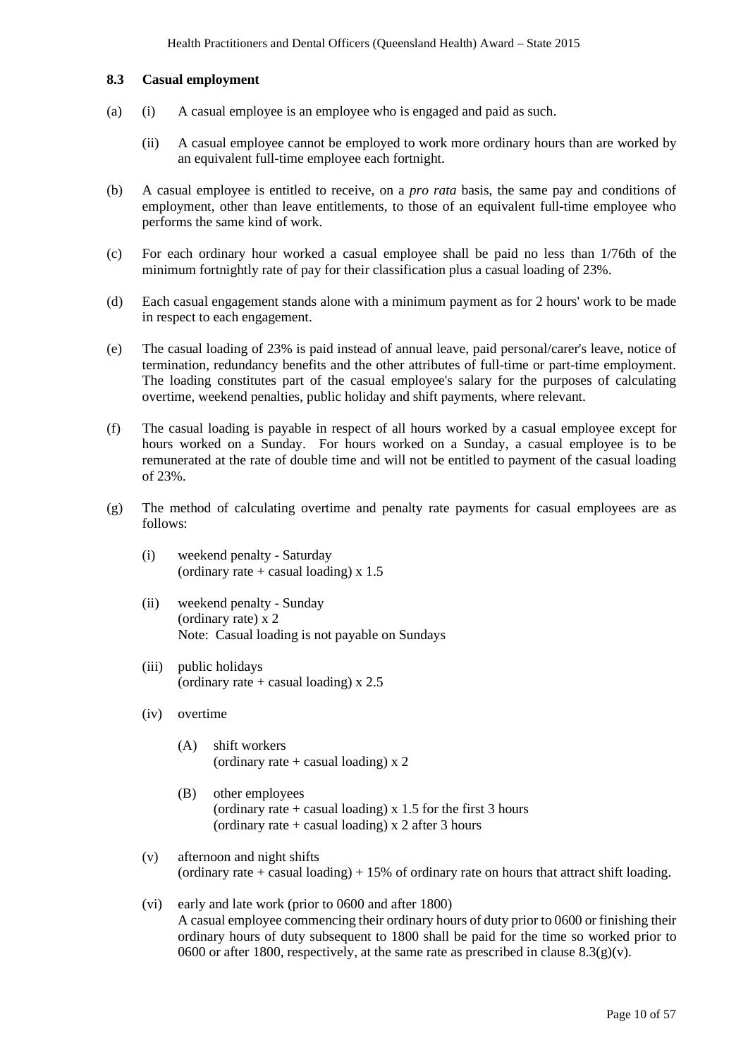### 8.3 Casual employment

(a) (i) A casual employee is an employee who is engaged and paid as such.

(ii) A casual employee cannot be employed to work more ordinary hours than are worked by an equivalent full-time employee each fortnight.

(b) A casual employee is entitled to receive, on a *pro rata* basis, the same pay and conditions of employment, other than leave entitlements, to those of an equivalent full-time employee who performs the same kind of work.

(c) For each ordinary hour worked a casual employee shall be paid no less than 1/76th of the minimum fortnightly rate of pay for their classification plus a casual loading of 23%.

(d) Each casual engagement stands alone with a minimum payment as for 2 hours' work to be made in respect to each engagement.

(e) The casual loading of 23% is paid instead of annual leave, paid personal/carer's leave, notice of termination, redundancy benefits and the other attributes of full-time or part-time employment. The loading constitutes part of the casual employee's salary for the purposes of calculating overtime, weekend penalties, public holiday and shift payments, where relevant.

(f) The casual loading is payable in respect of all hours worked by a casual employee except for hours worked on a Sunday. For hours worked on a Sunday, a casual employee is to be remunerated at the rate of double time and will not be entitled to payment of the casual loading of 23%.

(g) The method of calculating overtime and penalty rate payments for casual employees are as follows:

(i) weekend penalty - Saturday
(ordinary rate + casual loading) x 1.5

(ii) weekend penalty - Sunday
(ordinary rate) x 2
Note: Casual loading is not payable on Sundays

(iii) public holidays
(ordinary rate + casual loading) x 2.5

(iv) overtime

(A) shift workers
(ordinary rate + casual loading) x 2

(B) other employees
(ordinary rate + casual loading) x 1.5 for the first 3 hours
(ordinary rate + casual loading) x 2 after 3 hours

(v) afternoon and night shifts
(ordinary rate + casual loading) + 15% of ordinary rate on hours that attract shift loading.

(vi) early and late work (prior to 0600 and after 1800)
A casual employee commencing their ordinary hours of duty prior to 0600 or finishing their ordinary hours of duty subsequent to 1800 shall be paid for the time so worked prior to 0600 or after 1800, respectively, at the same rate as prescribed in clause 8.3(g)(v).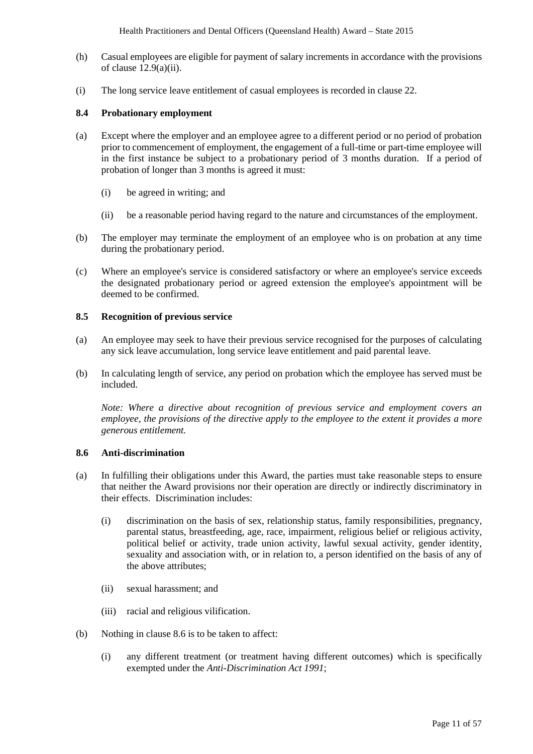(h) Casual employees are eligible for payment of salary increments in accordance with the provisions of clause 12.9(a)(ii).

(i) The long service leave entitlement of casual employees is recorded in clause 22.

### 8.4 Probationary employment

(a) Except where the employer and an employee agree to a different period or no period of probation prior to commencement of employment, the engagement of a full-time or part-time employee will in the first instance be subject to a probationary period of 3 months duration. If a period of probation of longer than 3 months is agreed it must:

   (i) be agreed in writing; and

   (ii) be a reasonable period having regard to the nature and circumstances of the employment.

(b) The employer may terminate the employment of an employee who is on probation at any time during the probationary period.

(c) Where an employee's service is considered satisfactory or where an employee's service exceeds the designated probationary period or agreed extension the employee's appointment will be deemed to be confirmed.

### 8.5 Recognition of previous service

(a) An employee may seek to have their previous service recognised for the purposes of calculating any sick leave accumulation, long service leave entitlement and paid parental leave.

(b) In calculating length of service, any period on probation which the employee has served must be included.

*Note: Where a directive about recognition of previous service and employment covers an employee, the provisions of the directive apply to the employee to the extent it provides a more generous entitlement.*

### 8.6 Anti-discrimination

(a) In fulfilling their obligations under this Award, the parties must take reasonable steps to ensure that neither the Award provisions nor their operation are directly or indirectly discriminatory in their effects. Discrimination includes:

   (i) discrimination on the basis of sex, relationship status, family responsibilities, pregnancy, parental status, breastfeeding, age, race, impairment, religious belief or religious activity, political belief or activity, trade union activity, lawful sexual activity, gender identity, sexuality and association with, or in relation to, a person identified on the basis of any of the above attributes;

   (ii) sexual harassment; and

   (iii) racial and religious vilification.

(b) Nothing in clause 8.6 is to be taken to affect:

   (i) any different treatment (or treatment having different outcomes) which is specifically exempted under the *Anti-Discrimination Act 1991*;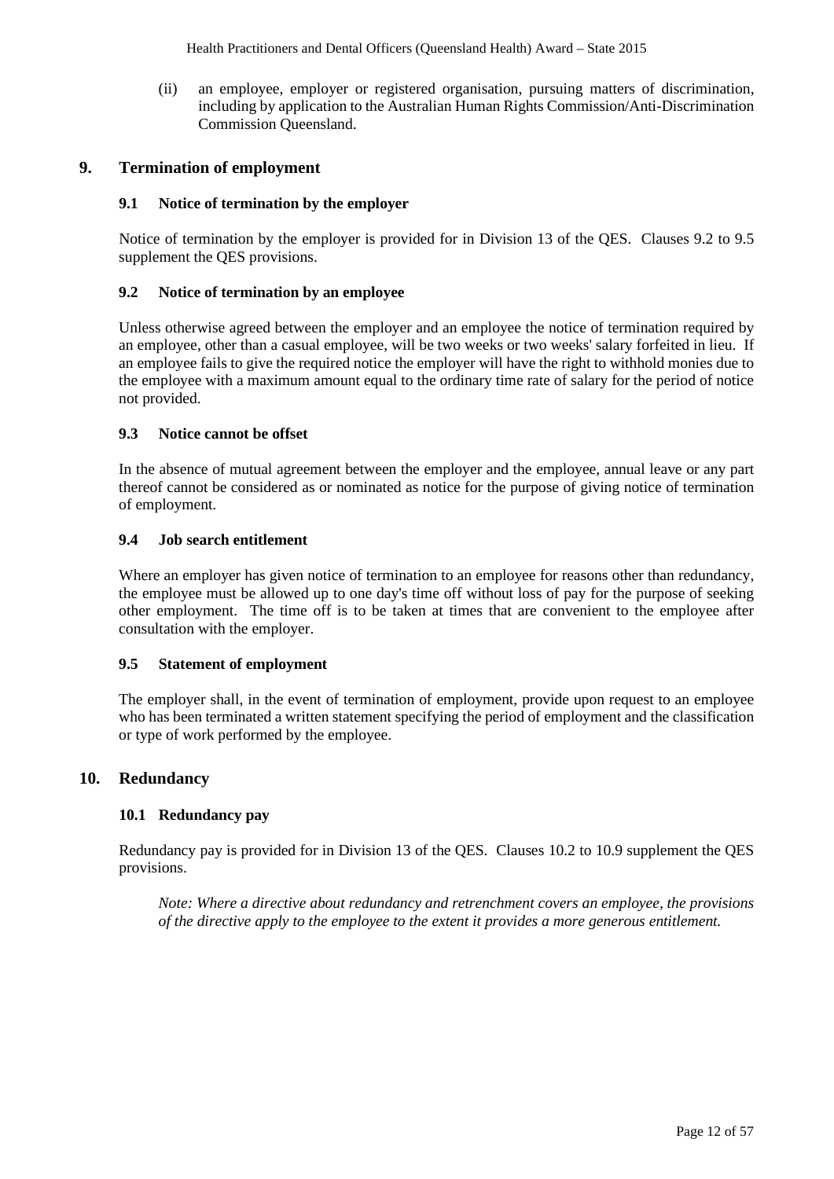(ii) an employee, employer or registered organisation, pursuing matters of discrimination, including by application to the Australian Human Rights Commission/Anti-Discrimination Commission Queensland.

## 9. Termination of employment

### 9.1 Notice of termination by the employer

Notice of termination by the employer is provided for in Division 13 of the QES. Clauses 9.2 to 9.5 supplement the QES provisions.

### 9.2 Notice of termination by an employee

Unless otherwise agreed between the employer and an employee the notice of termination required by an employee, other than a casual employee, will be two weeks or two weeks' salary forfeited in lieu. If an employee fails to give the required notice the employer will have the right to withhold monies due to the employee with a maximum amount equal to the ordinary time rate of salary for the period of notice not provided.

### 9.3 Notice cannot be offset

In the absence of mutual agreement between the employer and the employee, annual leave or any part thereof cannot be considered as or nominated as notice for the purpose of giving notice of termination of employment.

### 9.4 Job search entitlement

Where an employer has given notice of termination to an employee for reasons other than redundancy, the employee must be allowed up to one day's time off without loss of pay for the purpose of seeking other employment. The time off is to be taken at times that are convenient to the employee after consultation with the employer.

### 9.5 Statement of employment

The employer shall, in the event of termination of employment, provide upon request to an employee who has been terminated a written statement specifying the period of employment and the classification or type of work performed by the employee.

## 10. Redundancy

### 10.1 Redundancy pay

Redundancy pay is provided for in Division 13 of the QES. Clauses 10.2 to 10.9 supplement the QES provisions.

*Note: Where a directive about redundancy and retrenchment covers an employee, the provisions of the directive apply to the employee to the extent it provides a more generous entitlement.*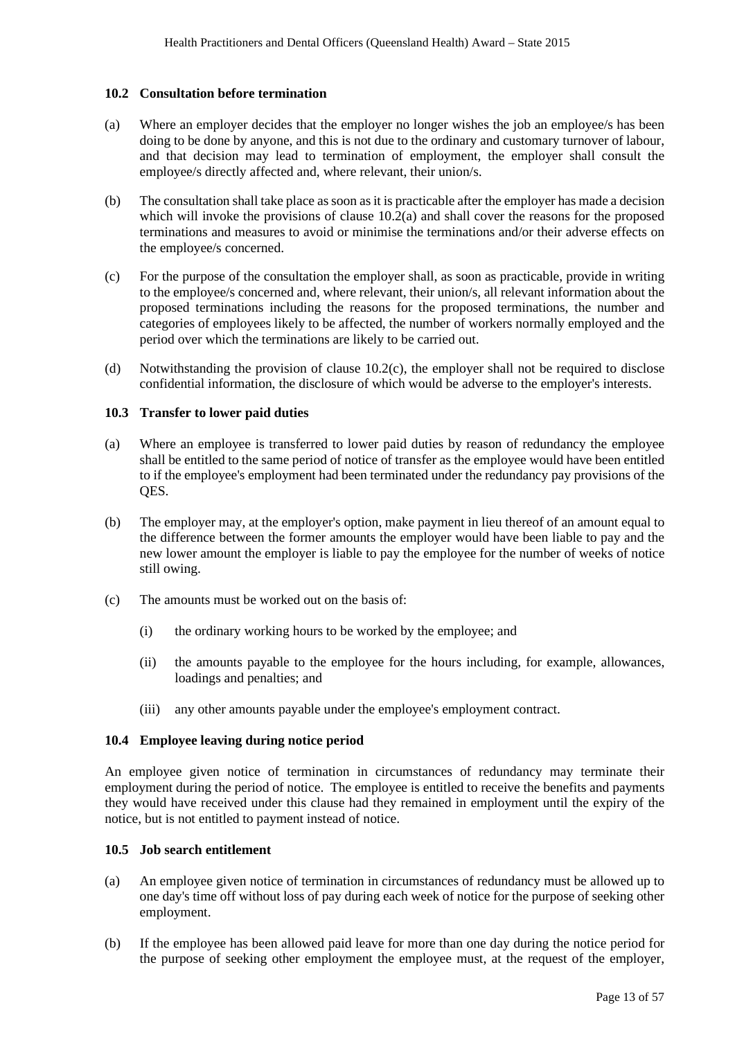### 10.2 Consultation before termination

(a) Where an employer decides that the employer no longer wishes the job an employee/s has been doing to be done by anyone, and this is not due to the ordinary and customary turnover of labour, and that decision may lead to termination of employment, the employer shall consult the employee/s directly affected and, where relevant, their union/s.

(b) The consultation shall take place as soon as it is practicable after the employer has made a decision which will invoke the provisions of clause 10.2(a) and shall cover the reasons for the proposed terminations and measures to avoid or minimise the terminations and/or their adverse effects on the employee/s concerned.

(c) For the purpose of the consultation the employer shall, as soon as practicable, provide in writing to the employee/s concerned and, where relevant, their union/s, all relevant information about the proposed terminations including the reasons for the proposed terminations, the number and categories of employees likely to be affected, the number of workers normally employed and the period over which the terminations are likely to be carried out.

(d) Notwithstanding the provision of clause 10.2(c), the employer shall not be required to disclose confidential information, the disclosure of which would be adverse to the employer's interests.

### 10.3 Transfer to lower paid duties

(a) Where an employee is transferred to lower paid duties by reason of redundancy the employee shall be entitled to the same period of notice of transfer as the employee would have been entitled to if the employee's employment had been terminated under the redundancy pay provisions of the QES.

(b) The employer may, at the employer's option, make payment in lieu thereof of an amount equal to the difference between the former amounts the employer would have been liable to pay and the new lower amount the employer is liable to pay the employee for the number of weeks of notice still owing.

(c) The amounts must be worked out on the basis of:

- (i) the ordinary working hours to be worked by the employee; and
- (ii) the amounts payable to the employee for the hours including, for example, allowances, loadings and penalties; and
- (iii) any other amounts payable under the employee's employment contract.

### 10.4 Employee leaving during notice period

An employee given notice of termination in circumstances of redundancy may terminate their employment during the period of notice. The employee is entitled to receive the benefits and payments they would have received under this clause had they remained in employment until the expiry of the notice, but is not entitled to payment instead of notice.

### 10.5 Job search entitlement

(a) An employee given notice of termination in circumstances of redundancy must be allowed up to one day's time off without loss of pay during each week of notice for the purpose of seeking other employment.

(b) If the employee has been allowed paid leave for more than one day during the notice period for the purpose of seeking other employment the employee must, at the request of the employer,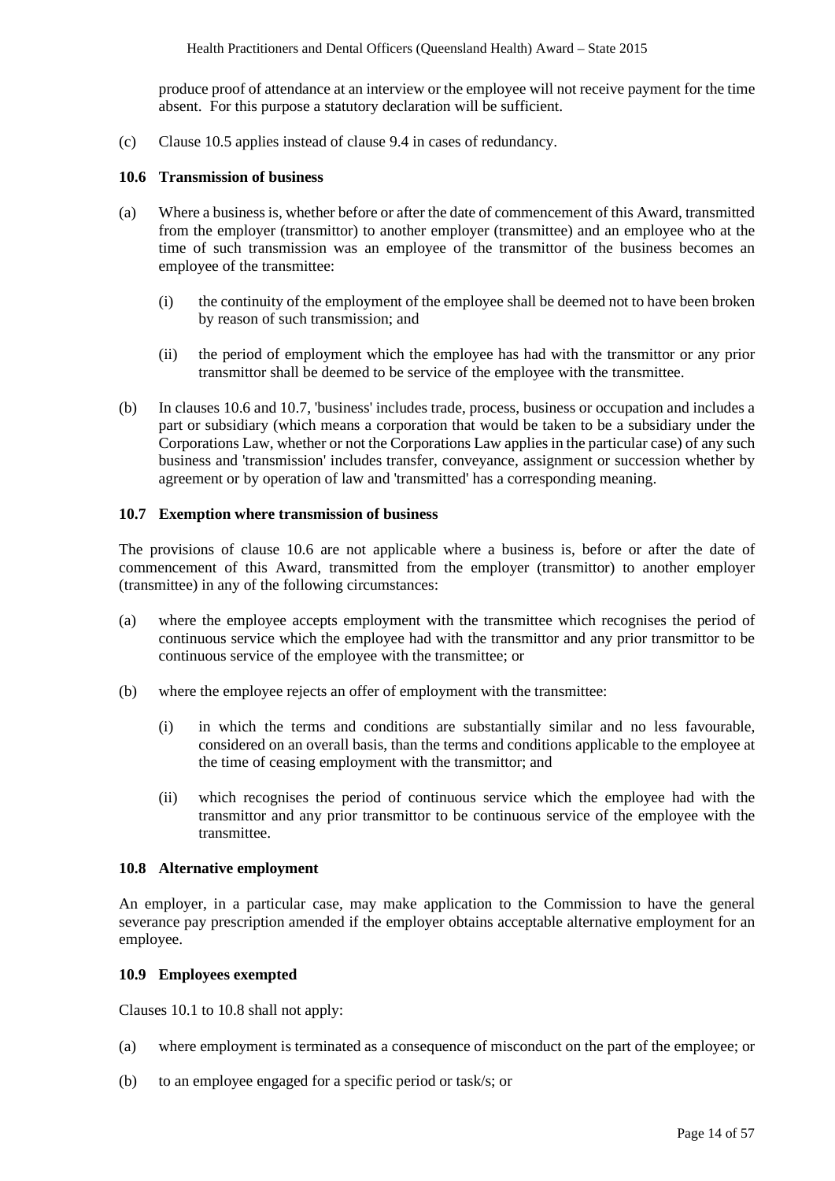produce proof of attendance at an interview or the employee will not receive payment for the time absent. For this purpose a statutory declaration will be sufficient.

(c) Clause 10.5 applies instead of clause 9.4 in cases of redundancy.

### 10.6 Transmission of business

(a) Where a business is, whether before or after the date of commencement of this Award, transmitted from the employer (transmittor) to another employer (transmittee) and an employee who at the time of such transmission was an employee of the transmittor of the business becomes an employee of the transmittee:

   (i) the continuity of the employment of the employee shall be deemed not to have been broken by reason of such transmission; and

   (ii) the period of employment which the employee has had with the transmittor or any prior transmittor shall be deemed to be service of the employee with the transmittee.

(b) In clauses 10.6 and 10.7, 'business' includes trade, process, business or occupation and includes a part or subsidiary (which means a corporation that would be taken to be a subsidiary under the Corporations Law, whether or not the Corporations Law applies in the particular case) of any such business and 'transmission' includes transfer, conveyance, assignment or succession whether by agreement or by operation of law and 'transmitted' has a corresponding meaning.

### 10.7 Exemption where transmission of business

The provisions of clause 10.6 are not applicable where a business is, before or after the date of commencement of this Award, transmitted from the employer (transmittor) to another employer (transmittee) in any of the following circumstances:

(a) where the employee accepts employment with the transmittee which recognises the period of continuous service which the employee had with the transmittor and any prior transmittor to be continuous service of the employee with the transmittee; or

(b) where the employee rejects an offer of employment with the transmittee:

   (i) in which the terms and conditions are substantially similar and no less favourable, considered on an overall basis, than the terms and conditions applicable to the employee at the time of ceasing employment with the transmittor; and

   (ii) which recognises the period of continuous service which the employee had with the transmittor and any prior transmittor to be continuous service of the employee with the transmittee.

### 10.8 Alternative employment

An employer, in a particular case, may make application to the Commission to have the general severance pay prescription amended if the employer obtains acceptable alternative employment for an employee.

### 10.9 Employees exempted

Clauses 10.1 to 10.8 shall not apply:

(a) where employment is terminated as a consequence of misconduct on the part of the employee; or

(b) to an employee engaged for a specific period or task/s; or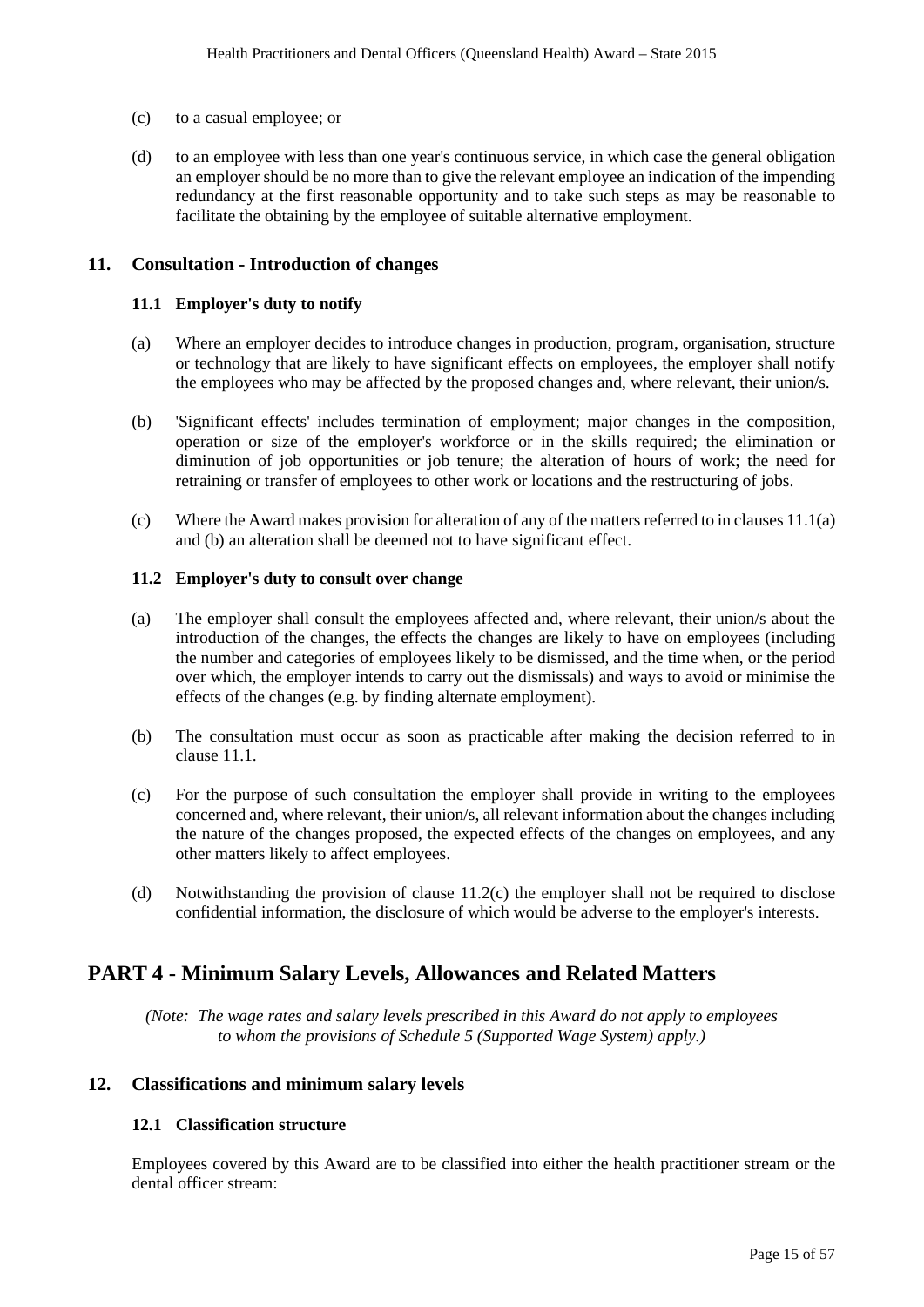(c) to a casual employee; or

(d) to an employee with less than one year's continuous service, in which case the general obligation an employer should be no more than to give the relevant employee an indication of the impending redundancy at the first reasonable opportunity and to take such steps as may be reasonable to facilitate the obtaining by the employee of suitable alternative employment.

## 11. Consultation - Introduction of changes

### 11.1 Employer's duty to notify

(a) Where an employer decides to introduce changes in production, program, organisation, structure or technology that are likely to have significant effects on employees, the employer shall notify the employees who may be affected by the proposed changes and, where relevant, their union/s.

(b) 'Significant effects' includes termination of employment; major changes in the composition, operation or size of the employer's workforce or in the skills required; the elimination or diminution of job opportunities or job tenure; the alteration of hours of work; the need for retraining or transfer of employees to other work or locations and the restructuring of jobs.

(c) Where the Award makes provision for alteration of any of the matters referred to in clauses 11.1(a) and (b) an alteration shall be deemed not to have significant effect.

### 11.2 Employer's duty to consult over change

(a) The employer shall consult the employees affected and, where relevant, their union/s about the introduction of the changes, the effects the changes are likely to have on employees (including the number and categories of employees likely to be dismissed, and the time when, or the period over which, the employer intends to carry out the dismissals) and ways to avoid or minimise the effects of the changes (e.g. by finding alternate employment).

(b) The consultation must occur as soon as practicable after making the decision referred to in clause 11.1.

(c) For the purpose of such consultation the employer shall provide in writing to the employees concerned and, where relevant, their union/s, all relevant information about the changes including the nature of the changes proposed, the expected effects of the changes on employees, and any other matters likely to affect employees.

(d) Notwithstanding the provision of clause 11.2(c) the employer shall not be required to disclose confidential information, the disclosure of which would be adverse to the employer's interests.

# PART 4 - Minimum Salary Levels, Allowances and Related Matters

*(Note: The wage rates and salary levels prescribed in this Award do not apply to employees to whom the provisions of Schedule 5 (Supported Wage System) apply.)*

## 12. Classifications and minimum salary levels

### 12.1 Classification structure

Employees covered by this Award are to be classified into either the health practitioner stream or the dental officer stream: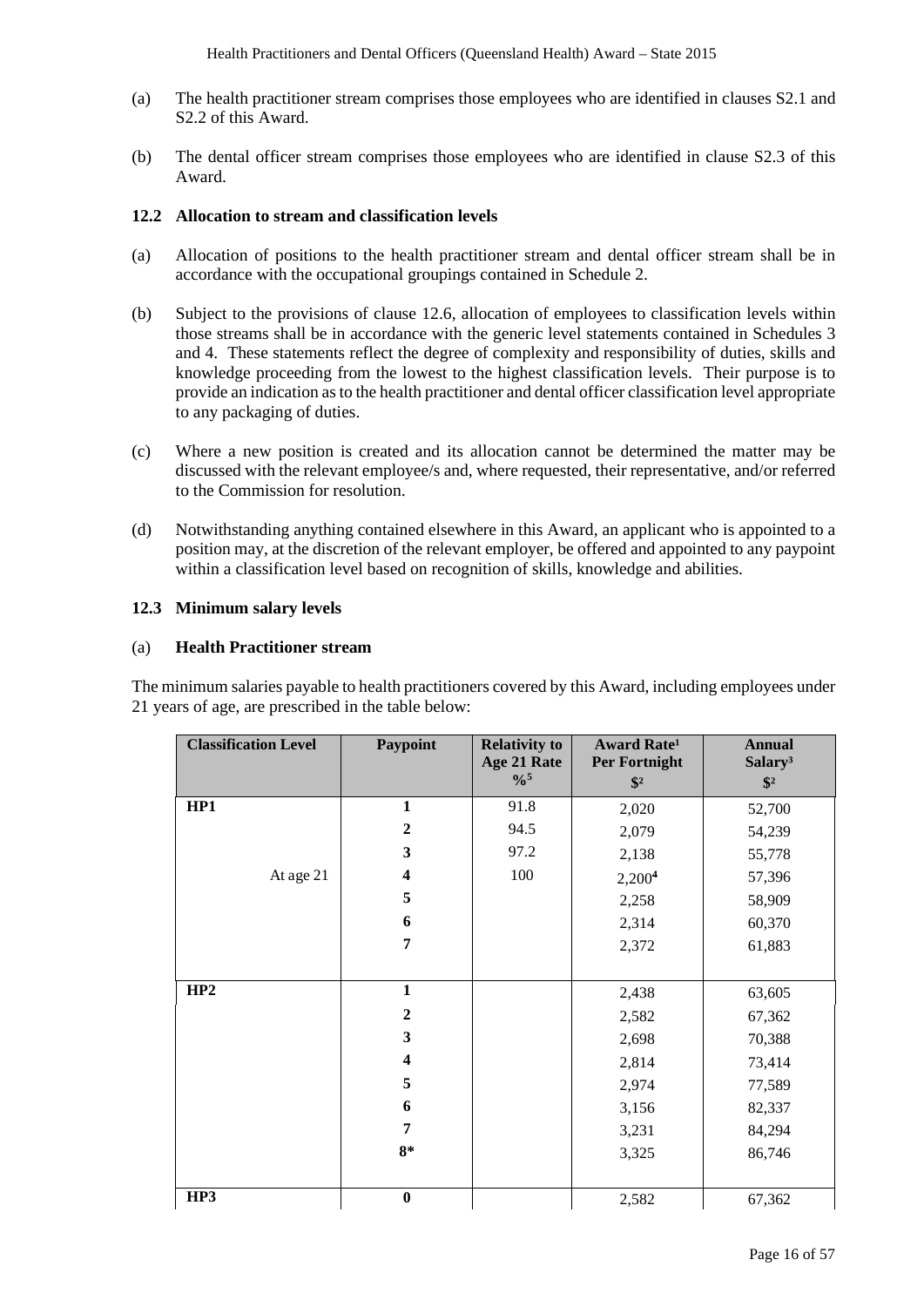(a) The health practitioner stream comprises those employees who are identified in clauses S2.1 and S2.2 of this Award.

(b) The dental officer stream comprises those employees who are identified in clause S2.3 of this Award.

### 12.2 Allocation to stream and classification levels

(a) Allocation of positions to the health practitioner stream and dental officer stream shall be in accordance with the occupational groupings contained in Schedule 2.

(b) Subject to the provisions of clause 12.6, allocation of employees to classification levels within those streams shall be in accordance with the generic level statements contained in Schedules 3 and 4. These statements reflect the degree of complexity and responsibility of duties, skills and knowledge proceeding from the lowest to the highest classification levels. Their purpose is to provide an indication as to the health practitioner and dental officer classification level appropriate to any packaging of duties.

(c) Where a new position is created and its allocation cannot be determined the matter may be discussed with the relevant employee/s and, where requested, their representative, and/or referred to the Commission for resolution.

(d) Notwithstanding anything contained elsewhere in this Award, an applicant who is appointed to a position may, at the discretion of the relevant employer, be offered and appointed to any paypoint within a classification level based on recognition of skills, knowledge and abilities.

### 12.3 Minimum salary levels

(a) **Health Practitioner stream**

The minimum salaries payable to health practitioners covered by this Award, including employees under 21 years of age, are prescribed in the table below:

| Classification Level | Paypoint | Relativity to Age 21 Rate %[5] | Award Rate[1] Per Fortnight $[2] | Annual Salary[3] $[2] |
|---|---|---|---|---|
| **HP1** | **1** | 91.8 | 2,020 | 52,700 |
| | **2** | 94.5 | 2,079 | 54,239 |
| | **3** | 97.2 | 2,138 | 55,778 |
| At age 21 | **4** | 100 | 2,200[4] | 57,396 |
| | **5** | | 2,258 | 58,909 |
| | **6** | | 2,314 | 60,370 |
| | **7** | | 2,372 | 61,883 |
| **HP2** | **1** | | 2,438 | 63,605 |
| | **2** | | 2,582 | 67,362 |
| | **3** | | 2,698 | 70,388 |
| | **4** | | 2,814 | 73,414 |
| | **5** | | 2,974 | 77,589 |
| | **6** | | 3,156 | 82,337 |
| | **7** | | 3,231 | 84,294 |
| | **8*** | | 3,325 | 86,746 |
| **HP3** | **0** | | 2,582 | 67,362 |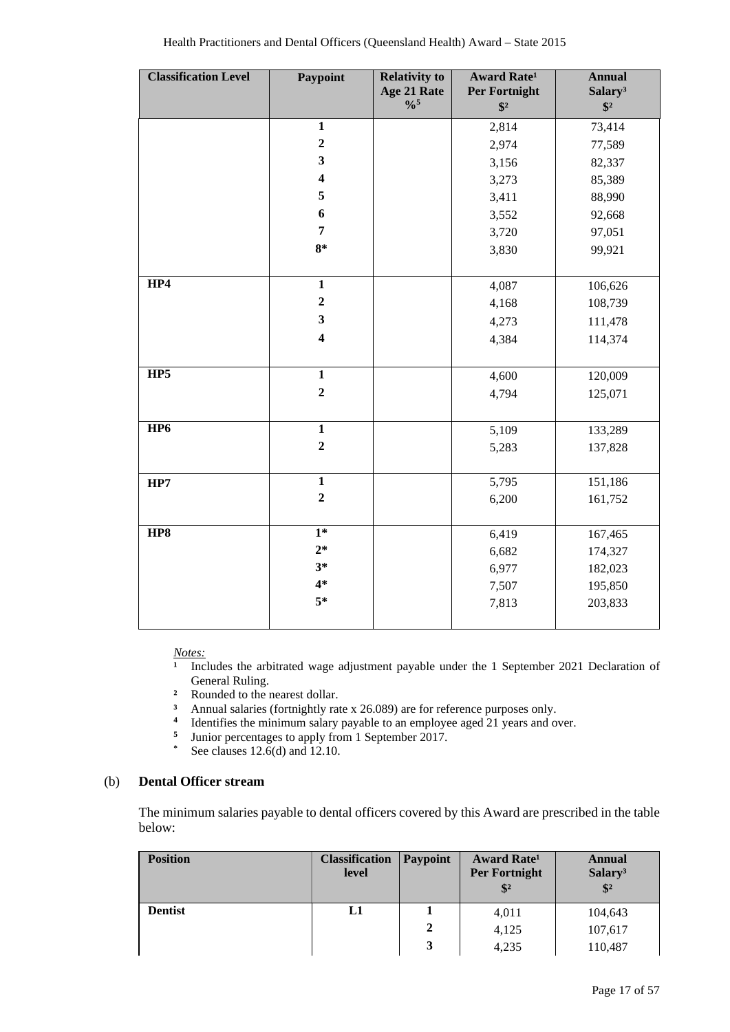| Classification Level | Paypoint | Relativity to Age 21 Rate %[5] | Award Rate[1] Per Fortnight $[2] | Annual Salary[3] $[2] |
|---|---|---|---|---|
| | 1 | | 2,814 | 73,414 |
| | 2 | | 2,974 | 77,589 |
| | 3 | | 3,156 | 82,337 |
| | 4 | | 3,273 | 85,389 |
| | 5 | | 3,411 | 88,990 |
| | 6 | | 3,552 | 92,668 |
| | 7 | | 3,720 | 97,051 |
| | 8* | | 3,830 | 99,921 |
| **HP4** | 1 | | 4,087 | 106,626 |
| | 2 | | 4,168 | 108,739 |
| | 3 | | 4,273 | 111,478 |
| | 4 | | 4,384 | 114,374 |
| **HP5** | 1 | | 4,600 | 120,009 |
| | 2 | | 4,794 | 125,071 |
| **HP6** | 1 | | 5,109 | 133,289 |
| | 2 | | 5,283 | 137,828 |
| **HP7** | 1 | | 5,795 | 151,186 |
| | 2 | | 6,200 | 161,752 |
| **HP8** | 1* | | 6,419 | 167,465 |
| | 2* | | 6,682 | 174,327 |
| | 3* | | 6,977 | 182,023 |
| | 4* | | 7,507 | 195,850 |
| | 5* | | 7,813 | 203,833 |

*Notes:*

[1] Includes the arbitrated wage adjustment payable under the 1 September 2021 Declaration of General Ruling.

[2] Rounded to the nearest dollar.

[3] Annual salaries (fortnightly rate x 26.089) are for reference purposes only.

[4] Identifies the minimum salary payable to an employee aged 21 years and over.

[5] Junior percentages to apply from 1 September 2017.

\* See clauses 12.6(d) and 12.10.

(b) **Dental Officer stream**

The minimum salaries payable to dental officers covered by this Award are prescribed in the table below:

| Position | Classification level | Paypoint | Award Rate[1] Per Fortnight $[2] | Annual Salary[3] $[2] |
|---|---|---|---|---|
| **Dentist** | **L1** | 1 | 4,011 | 104,643 |
| | | 2 | 4,125 | 107,617 |
| | | 3 | 4,235 | 110,487 |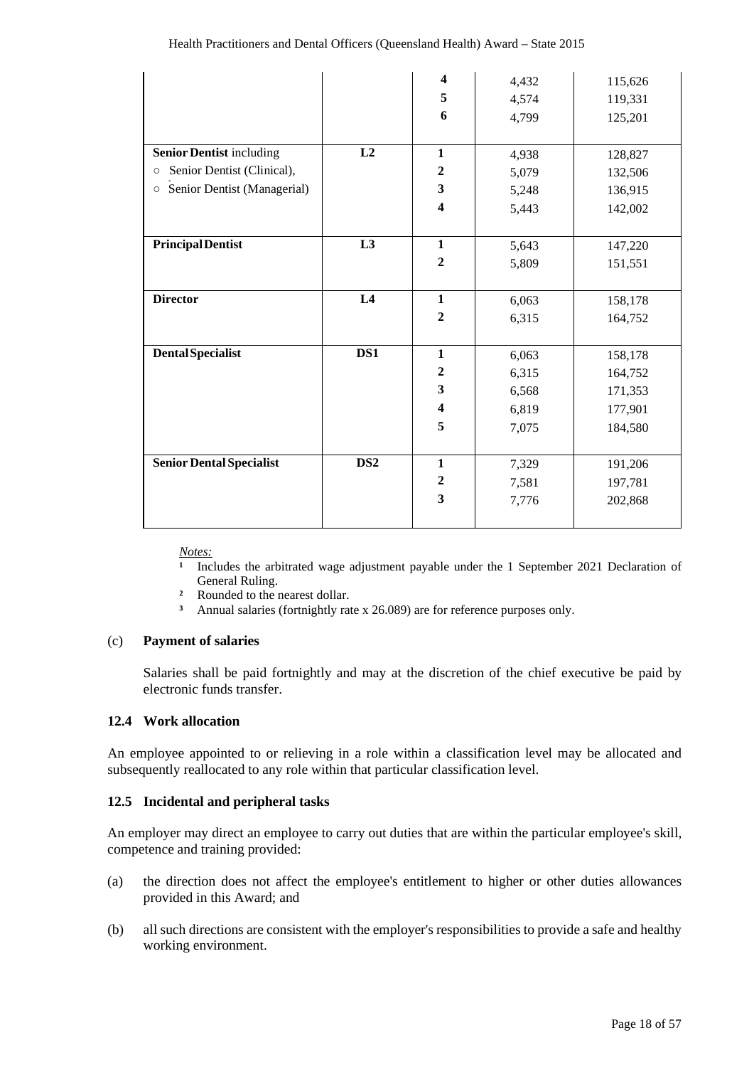| | | | | |
|---|---|---|---|---|
| | | **4** | 4,432 | 115,626 |
| | | **5** | 4,574 | 119,331 |
| | | **6** | 4,799 | 125,201 |
| **Senior Dentist** including<br>○ Senior Dentist (Clinical),<br>○ Senior Dentist (Managerial) | **L2** | **1**<br>**2**<br>**3**<br>**4** | 4,938<br>5,079<br>5,248<br>5,443 | 128,827<br>132,506<br>136,915<br>142,002 |
| **Principal Dentist** | **L3** | **1**<br>**2** | 5,643<br>5,809 | 147,220<br>151,551 |
| **Director** | **L4** | **1**<br>**2** | 6,063<br>6,315 | 158,178<br>164,752 |
| **Dental Specialist** | **DS1** | **1**<br>**2**<br>**3**<br>**4**<br>**5** | 6,063<br>6,315<br>6,568<br>6,819<br>7,075 | 158,178<br>164,752<br>171,353<br>177,901<br>184,580 |
| **Senior Dental Specialist** | **DS2** | **1**<br>**2**<br>**3** | 7,329<br>7,581<br>7,776 | 191,206<br>197,781<br>202,868 |

*Notes:*

[1] Includes the arbitrated wage adjustment payable under the 1 September 2021 Declaration of General Ruling.

[2] Rounded to the nearest dollar.

[3] Annual salaries (fortnightly rate x 26.089) are for reference purposes only.

(c) **Payment of salaries**

Salaries shall be paid fortnightly and may at the discretion of the chief executive be paid by electronic funds transfer.

### 12.4 Work allocation

An employee appointed to or relieving in a role within a classification level may be allocated and subsequently reallocated to any role within that particular classification level.

### 12.5 Incidental and peripheral tasks

An employer may direct an employee to carry out duties that are within the particular employee's skill, competence and training provided:

(a) the direction does not affect the employee's entitlement to higher or other duties allowances provided in this Award; and

(b) all such directions are consistent with the employer's responsibilities to provide a safe and healthy working environment.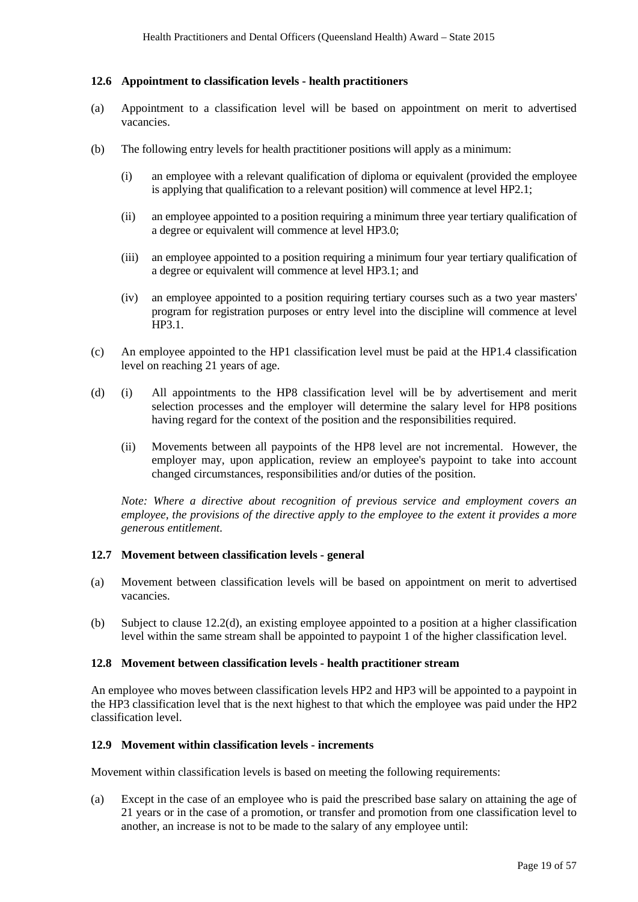### 12.6 Appointment to classification levels - health practitioners

(a) Appointment to a classification level will be based on appointment on merit to advertised vacancies.

(b) The following entry levels for health practitioner positions will apply as a minimum:

   (i) an employee with a relevant qualification of diploma or equivalent (provided the employee is applying that qualification to a relevant position) will commence at level HP2.1;

   (ii) an employee appointed to a position requiring a minimum three year tertiary qualification of a degree or equivalent will commence at level HP3.0;

   (iii) an employee appointed to a position requiring a minimum four year tertiary qualification of a degree or equivalent will commence at level HP3.1; and

   (iv) an employee appointed to a position requiring tertiary courses such as a two year masters' program for registration purposes or entry level into the discipline will commence at level HP3.1.

(c) An employee appointed to the HP1 classification level must be paid at the HP1.4 classification level on reaching 21 years of age.

(d) (i) All appointments to the HP8 classification level will be by advertisement and merit selection processes and the employer will determine the salary level for HP8 positions having regard for the context of the position and the responsibilities required.

   (ii) Movements between all paypoints of the HP8 level are not incremental. However, the employer may, upon application, review an employee's paypoint to take into account changed circumstances, responsibilities and/or duties of the position.

*Note: Where a directive about recognition of previous service and employment covers an employee, the provisions of the directive apply to the employee to the extent it provides a more generous entitlement.*

### 12.7 Movement between classification levels - general

(a) Movement between classification levels will be based on appointment on merit to advertised vacancies.

(b) Subject to clause 12.2(d), an existing employee appointed to a position at a higher classification level within the same stream shall be appointed to paypoint 1 of the higher classification level.

### 12.8 Movement between classification levels - health practitioner stream

An employee who moves between classification levels HP2 and HP3 will be appointed to a paypoint in the HP3 classification level that is the next highest to that which the employee was paid under the HP2 classification level.

### 12.9 Movement within classification levels - increments

Movement within classification levels is based on meeting the following requirements:

(a) Except in the case of an employee who is paid the prescribed base salary on attaining the age of 21 years or in the case of a promotion, or transfer and promotion from one classification level to another, an increase is not to be made to the salary of any employee until: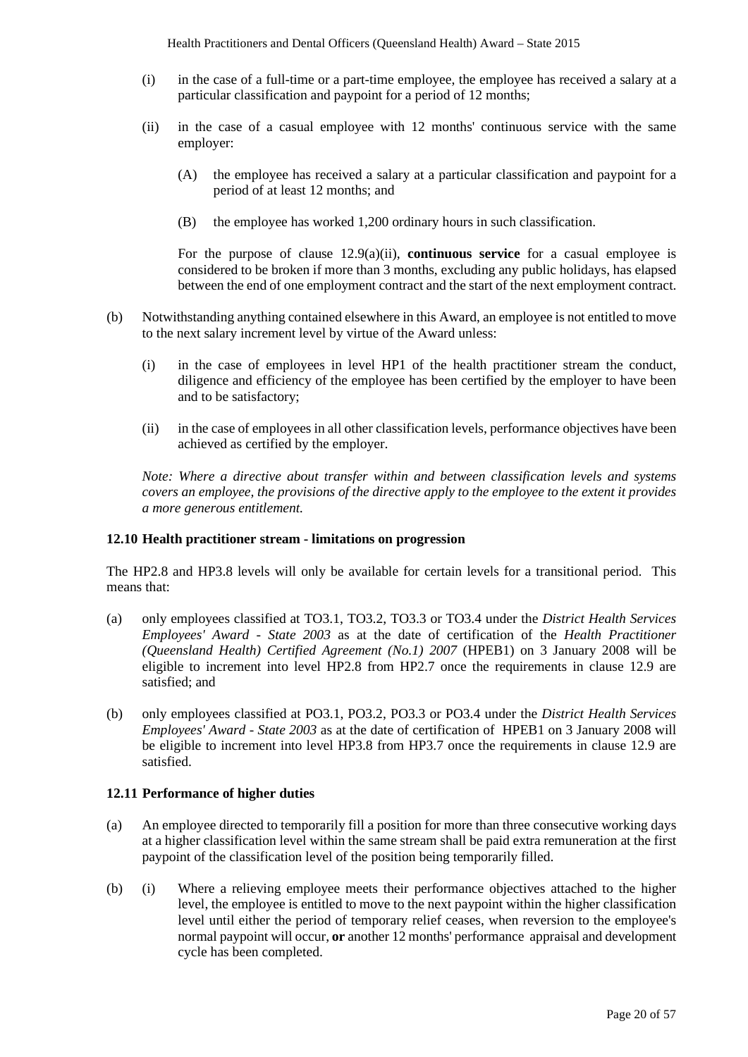(i) in the case of a full-time or a part-time employee, the employee has received a salary at a particular classification and paypoint for a period of 12 months;

(ii) in the case of a casual employee with 12 months' continuous service with the same employer:

(A) the employee has received a salary at a particular classification and paypoint for a period of at least 12 months; and

(B) the employee has worked 1,200 ordinary hours in such classification.

For the purpose of clause 12.9(a)(ii), **continuous service** for a casual employee is considered to be broken if more than 3 months, excluding any public holidays, has elapsed between the end of one employment contract and the start of the next employment contract.

(b) Notwithstanding anything contained elsewhere in this Award, an employee is not entitled to move to the next salary increment level by virtue of the Award unless:

(i) in the case of employees in level HP1 of the health practitioner stream the conduct, diligence and efficiency of the employee has been certified by the employer to have been and to be satisfactory;

(ii) in the case of employees in all other classification levels, performance objectives have been achieved as certified by the employer.

*Note: Where a directive about transfer within and between classification levels and systems covers an employee, the provisions of the directive apply to the employee to the extent it provides a more generous entitlement.*

### 12.10 Health practitioner stream - limitations on progression

The HP2.8 and HP3.8 levels will only be available for certain levels for a transitional period. This means that:

(a) only employees classified at TO3.1, TO3.2, TO3.3 or TO3.4 under the *District Health Services Employees' Award - State 2003* as at the date of certification of the *Health Practitioner (Queensland Health) Certified Agreement (No.1) 2007* (HPEB1) on 3 January 2008 will be eligible to increment into level HP2.8 from HP2.7 once the requirements in clause 12.9 are satisfied; and

(b) only employees classified at PO3.1, PO3.2, PO3.3 or PO3.4 under the *District Health Services Employees' Award - State 2003* as at the date of certification of HPEB1 on 3 January 2008 will be eligible to increment into level HP3.8 from HP3.7 once the requirements in clause 12.9 are satisfied.

### 12.11 Performance of higher duties

(a) An employee directed to temporarily fill a position for more than three consecutive working days at a higher classification level within the same stream shall be paid extra remuneration at the first paypoint of the classification level of the position being temporarily filled.

(b) (i) Where a relieving employee meets their performance objectives attached to the higher level, the employee is entitled to move to the next paypoint within the higher classification level until either the period of temporary relief ceases, when reversion to the employee's normal paypoint will occur, **or** another 12 months' performance appraisal and development cycle has been completed.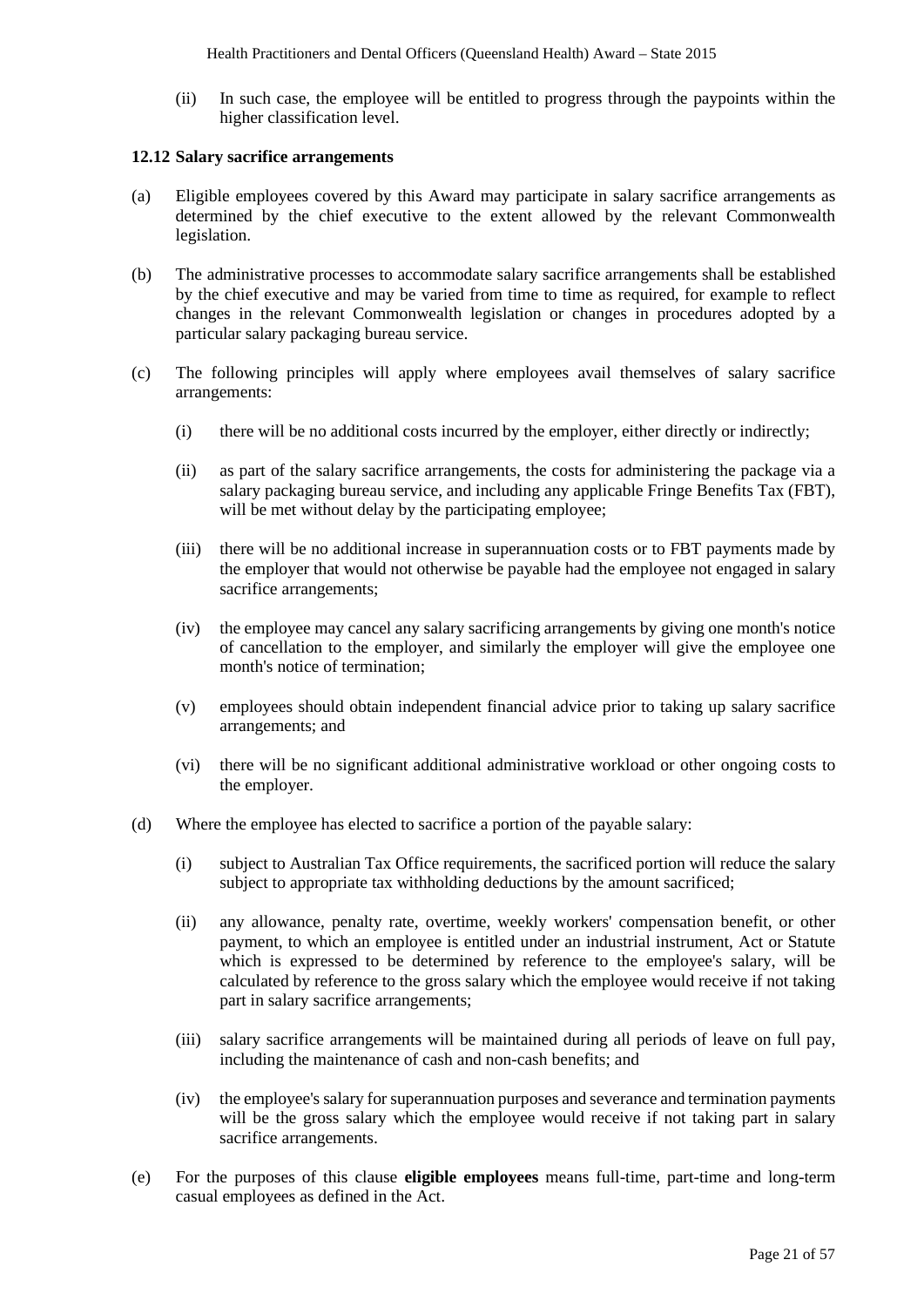(ii) In such case, the employee will be entitled to progress through the paypoints within the higher classification level.

### 12.12 Salary sacrifice arrangements

(a) Eligible employees covered by this Award may participate in salary sacrifice arrangements as determined by the chief executive to the extent allowed by the relevant Commonwealth legislation.

(b) The administrative processes to accommodate salary sacrifice arrangements shall be established by the chief executive and may be varied from time to time as required, for example to reflect changes in the relevant Commonwealth legislation or changes in procedures adopted by a particular salary packaging bureau service.

(c) The following principles will apply where employees avail themselves of salary sacrifice arrangements:

(i) there will be no additional costs incurred by the employer, either directly or indirectly;

(ii) as part of the salary sacrifice arrangements, the costs for administering the package via a salary packaging bureau service, and including any applicable Fringe Benefits Tax (FBT), will be met without delay by the participating employee;

(iii) there will be no additional increase in superannuation costs or to FBT payments made by the employer that would not otherwise be payable had the employee not engaged in salary sacrifice arrangements;

(iv) the employee may cancel any salary sacrificing arrangements by giving one month's notice of cancellation to the employer, and similarly the employer will give the employee one month's notice of termination;

(v) employees should obtain independent financial advice prior to taking up salary sacrifice arrangements; and

(vi) there will be no significant additional administrative workload or other ongoing costs to the employer.

(d) Where the employee has elected to sacrifice a portion of the payable salary:

(i) subject to Australian Tax Office requirements, the sacrificed portion will reduce the salary subject to appropriate tax withholding deductions by the amount sacrificed;

(ii) any allowance, penalty rate, overtime, weekly workers' compensation benefit, or other payment, to which an employee is entitled under an industrial instrument, Act or Statute which is expressed to be determined by reference to the employee's salary, will be calculated by reference to the gross salary which the employee would receive if not taking part in salary sacrifice arrangements;

(iii) salary sacrifice arrangements will be maintained during all periods of leave on full pay, including the maintenance of cash and non-cash benefits; and

(iv) the employee's salary for superannuation purposes and severance and termination payments will be the gross salary which the employee would receive if not taking part in salary sacrifice arrangements.

(e) For the purposes of this clause **eligible employees** means full-time, part-time and long-term casual employees as defined in the Act.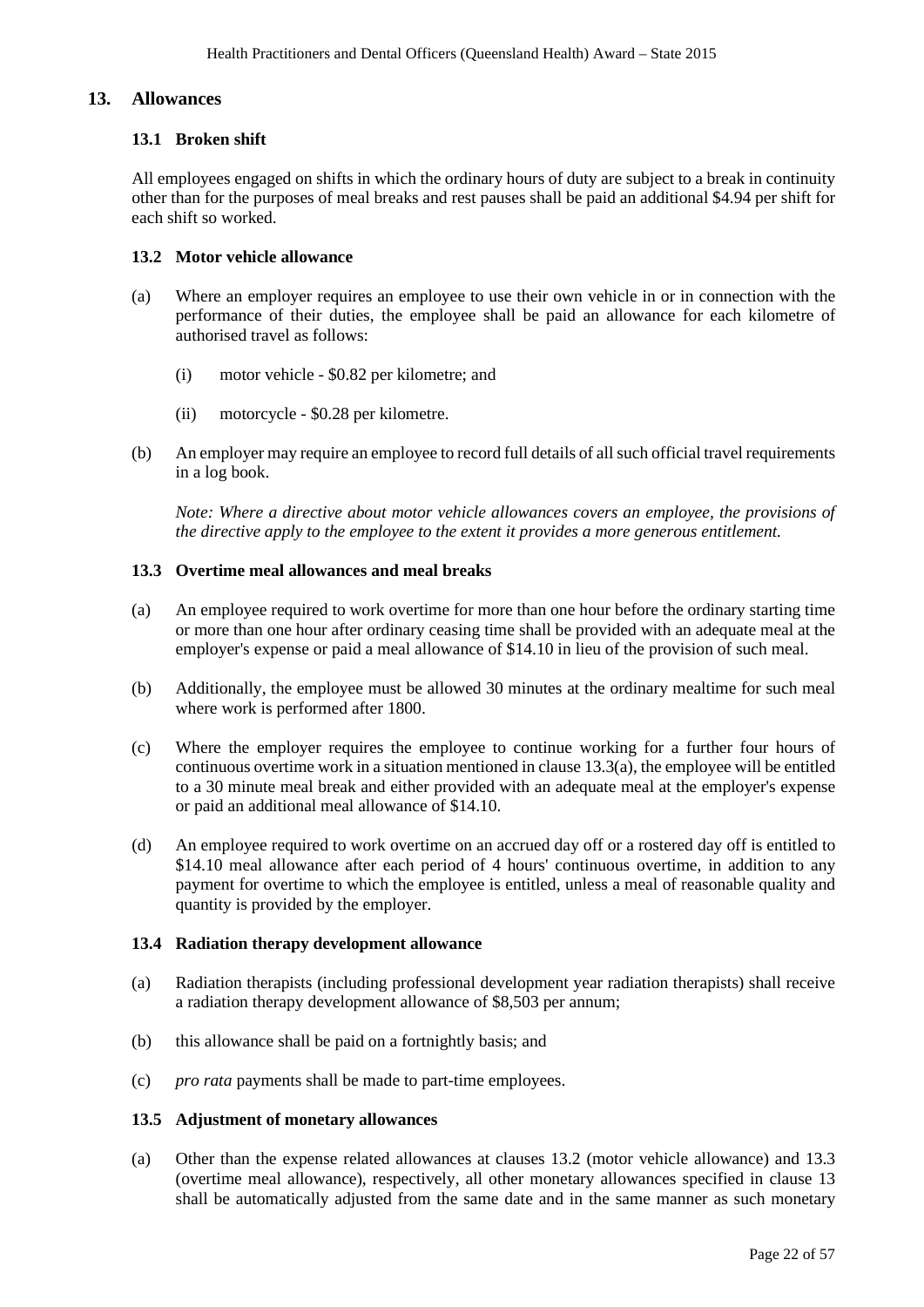## 13. Allowances

### 13.1 Broken shift

All employees engaged on shifts in which the ordinary hours of duty are subject to a break in continuity other than for the purposes of meal breaks and rest pauses shall be paid an additional $4.94 per shift for each shift so worked.

### 13.2 Motor vehicle allowance

(a) Where an employer requires an employee to use their own vehicle in or in connection with the performance of their duties, the employee shall be paid an allowance for each kilometre of authorised travel as follows:

  (i) motor vehicle - $0.82 per kilometre; and

  (ii) motorcycle - $0.28 per kilometre.

(b) An employer may require an employee to record full details of all such official travel requirements in a log book.

*Note: Where a directive about motor vehicle allowances covers an employee, the provisions of the directive apply to the employee to the extent it provides a more generous entitlement.*

### 13.3 Overtime meal allowances and meal breaks

(a) An employee required to work overtime for more than one hour before the ordinary starting time or more than one hour after ordinary ceasing time shall be provided with an adequate meal at the employer's expense or paid a meal allowance of $14.10 in lieu of the provision of such meal.

(b) Additionally, the employee must be allowed 30 minutes at the ordinary mealtime for such meal where work is performed after 1800.

(c) Where the employer requires the employee to continue working for a further four hours of continuous overtime work in a situation mentioned in clause 13.3(a), the employee will be entitled to a 30 minute meal break and either provided with an adequate meal at the employer's expense or paid an additional meal allowance of $14.10.

(d) An employee required to work overtime on an accrued day off or a rostered day off is entitled to $14.10 meal allowance after each period of 4 hours' continuous overtime, in addition to any payment for overtime to which the employee is entitled, unless a meal of reasonable quality and quantity is provided by the employer.

### 13.4 Radiation therapy development allowance

(a) Radiation therapists (including professional development year radiation therapists) shall receive a radiation therapy development allowance of $8,503 per annum;

(b) this allowance shall be paid on a fortnightly basis; and

(c) *pro rata* payments shall be made to part-time employees.

### 13.5 Adjustment of monetary allowances

(a) Other than the expense related allowances at clauses 13.2 (motor vehicle allowance) and 13.3 (overtime meal allowance), respectively, all other monetary allowances specified in clause 13 shall be automatically adjusted from the same date and in the same manner as such monetary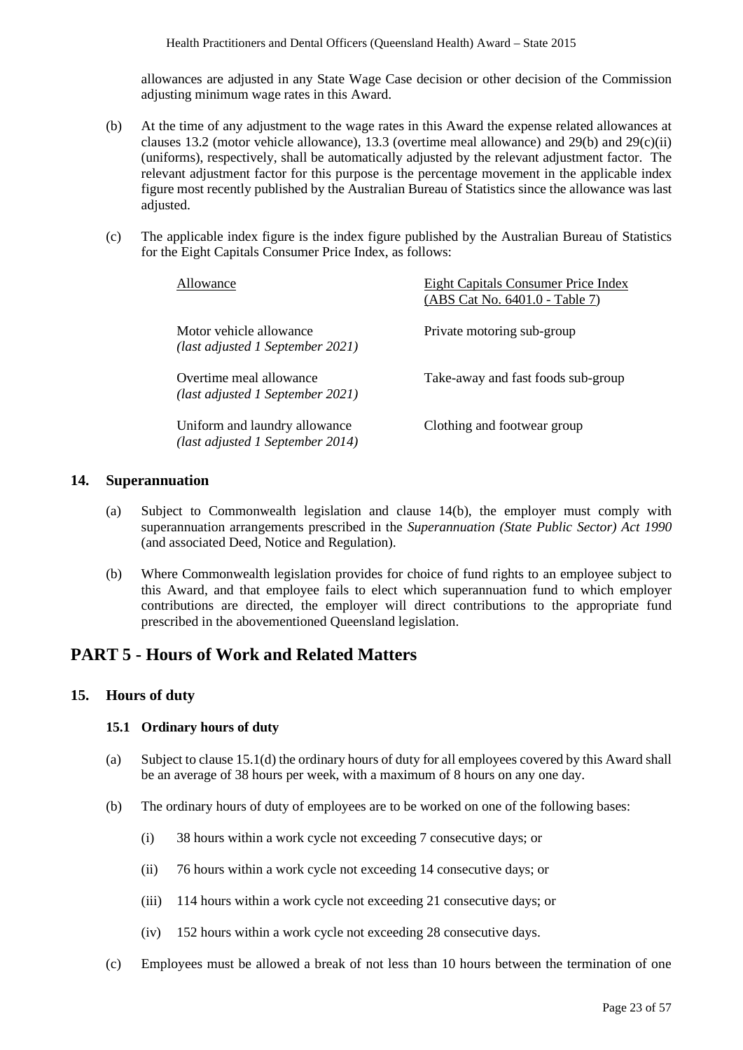allowances are adjusted in any State Wage Case decision or other decision of the Commission adjusting minimum wage rates in this Award.

(b) At the time of any adjustment to the wage rates in this Award the expense related allowances at clauses 13.2 (motor vehicle allowance), 13.3 (overtime meal allowance) and 29(b) and 29(c)(ii) (uniforms), respectively, shall be automatically adjusted by the relevant adjustment factor. The relevant adjustment factor for this purpose is the percentage movement in the applicable index figure most recently published by the Australian Bureau of Statistics since the allowance was last adjusted.

(c) The applicable index figure is the index figure published by the Australian Bureau of Statistics for the Eight Capitals Consumer Price Index, as follows:

| Allowance | Eight Capitals Consumer Price Index (ABS Cat No. 6401.0 - Table 7) |
|---|---|
| Motor vehicle allowance *(last adjusted 1 September 2021)* | Private motoring sub-group |
| Overtime meal allowance *(last adjusted 1 September 2021)* | Take-away and fast foods sub-group |
| Uniform and laundry allowance *(last adjusted 1 September 2014)* | Clothing and footwear group |

## 14. Superannuation

(a) Subject to Commonwealth legislation and clause 14(b), the employer must comply with superannuation arrangements prescribed in the *Superannuation (State Public Sector) Act 1990* (and associated Deed, Notice and Regulation).

(b) Where Commonwealth legislation provides for choice of fund rights to an employee subject to this Award, and that employee fails to elect which superannuation fund to which employer contributions are directed, the employer will direct contributions to the appropriate fund prescribed in the abovementioned Queensland legislation.

# PART 5 - Hours of Work and Related Matters

## 15. Hours of duty

### 15.1 Ordinary hours of duty

(a) Subject to clause 15.1(d) the ordinary hours of duty for all employees covered by this Award shall be an average of 38 hours per week, with a maximum of 8 hours on any one day.

(b) The ordinary hours of duty of employees are to be worked on one of the following bases:

(i) 38 hours within a work cycle not exceeding 7 consecutive days; or

(ii) 76 hours within a work cycle not exceeding 14 consecutive days; or

(iii) 114 hours within a work cycle not exceeding 21 consecutive days; or

(iv) 152 hours within a work cycle not exceeding 28 consecutive days.

(c) Employees must be allowed a break of not less than 10 hours between the termination of one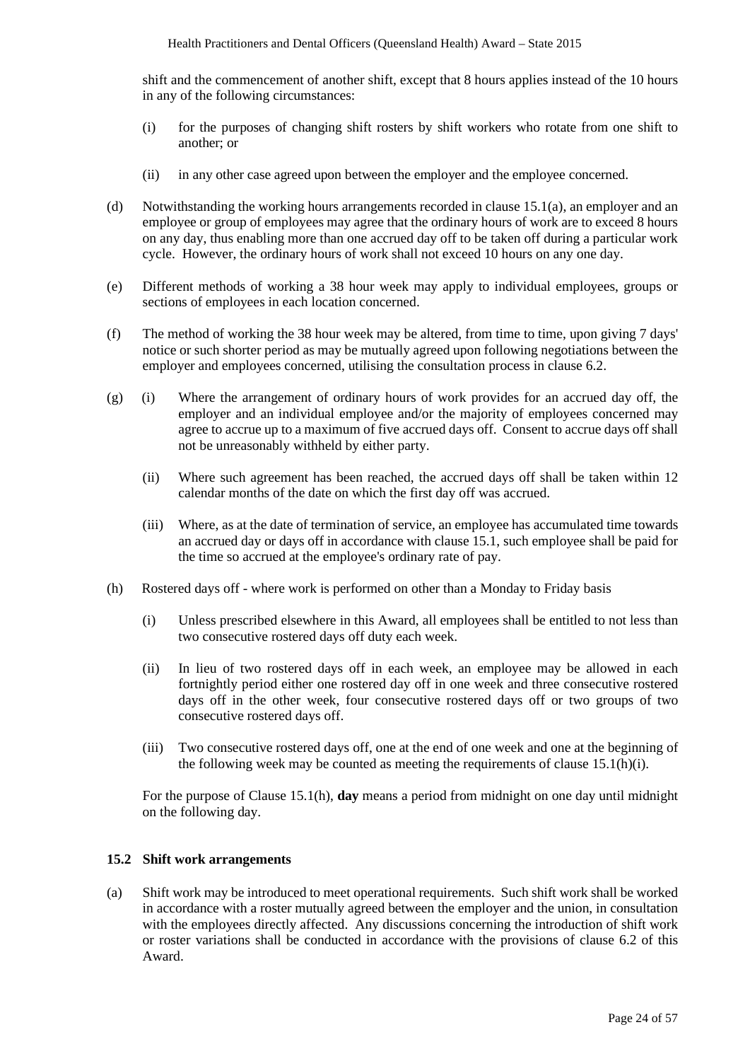shift and the commencement of another shift, except that 8 hours applies instead of the 10 hours in any of the following circumstances:

(i) for the purposes of changing shift rosters by shift workers who rotate from one shift to another; or

(ii) in any other case agreed upon between the employer and the employee concerned.

(d) Notwithstanding the working hours arrangements recorded in clause 15.1(a), an employer and an employee or group of employees may agree that the ordinary hours of work are to exceed 8 hours on any day, thus enabling more than one accrued day off to be taken off during a particular work cycle. However, the ordinary hours of work shall not exceed 10 hours on any one day.

(e) Different methods of working a 38 hour week may apply to individual employees, groups or sections of employees in each location concerned.

(f) The method of working the 38 hour week may be altered, from time to time, upon giving 7 days' notice or such shorter period as may be mutually agreed upon following negotiations between the employer and employees concerned, utilising the consultation process in clause 6.2.

(g) (i) Where the arrangement of ordinary hours of work provides for an accrued day off, the employer and an individual employee and/or the majority of employees concerned may agree to accrue up to a maximum of five accrued days off. Consent to accrue days off shall not be unreasonably withheld by either party.

(ii) Where such agreement has been reached, the accrued days off shall be taken within 12 calendar months of the date on which the first day off was accrued.

(iii) Where, as at the date of termination of service, an employee has accumulated time towards an accrued day or days off in accordance with clause 15.1, such employee shall be paid for the time so accrued at the employee's ordinary rate of pay.

(h) Rostered days off - where work is performed on other than a Monday to Friday basis

(i) Unless prescribed elsewhere in this Award, all employees shall be entitled to not less than two consecutive rostered days off duty each week.

(ii) In lieu of two rostered days off in each week, an employee may be allowed in each fortnightly period either one rostered day off in one week and three consecutive rostered days off in the other week, four consecutive rostered days off or two groups of two consecutive rostered days off.

(iii) Two consecutive rostered days off, one at the end of one week and one at the beginning of the following week may be counted as meeting the requirements of clause 15.1(h)(i).

For the purpose of Clause 15.1(h), **day** means a period from midnight on one day until midnight on the following day.

### 15.2 Shift work arrangements

(a) Shift work may be introduced to meet operational requirements. Such shift work shall be worked in accordance with a roster mutually agreed between the employer and the union, in consultation with the employees directly affected. Any discussions concerning the introduction of shift work or roster variations shall be conducted in accordance with the provisions of clause 6.2 of this Award.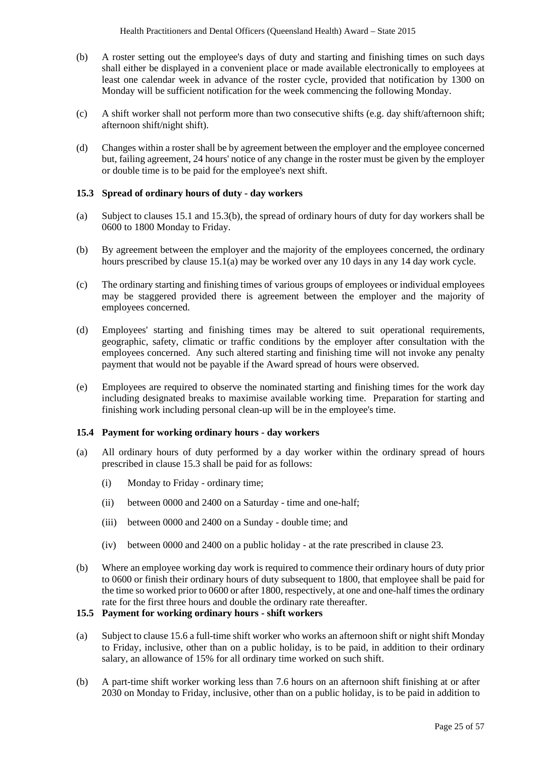(b) A roster setting out the employee's days of duty and starting and finishing times on such days shall either be displayed in a convenient place or made available electronically to employees at least one calendar week in advance of the roster cycle, provided that notification by 1300 on Monday will be sufficient notification for the week commencing the following Monday.

(c) A shift worker shall not perform more than two consecutive shifts (e.g. day shift/afternoon shift; afternoon shift/night shift).

(d) Changes within a roster shall be by agreement between the employer and the employee concerned but, failing agreement, 24 hours' notice of any change in the roster must be given by the employer or double time is to be paid for the employee's next shift.

### 15.3 Spread of ordinary hours of duty - day workers

(a) Subject to clauses 15.1 and 15.3(b), the spread of ordinary hours of duty for day workers shall be 0600 to 1800 Monday to Friday.

(b) By agreement between the employer and the majority of the employees concerned, the ordinary hours prescribed by clause 15.1(a) may be worked over any 10 days in any 14 day work cycle.

(c) The ordinary starting and finishing times of various groups of employees or individual employees may be staggered provided there is agreement between the employer and the majority of employees concerned.

(d) Employees' starting and finishing times may be altered to suit operational requirements, geographic, safety, climatic or traffic conditions by the employer after consultation with the employees concerned. Any such altered starting and finishing time will not invoke any penalty payment that would not be payable if the Award spread of hours were observed.

(e) Employees are required to observe the nominated starting and finishing times for the work day including designated breaks to maximise available working time. Preparation for starting and finishing work including personal clean-up will be in the employee's time.

### 15.4 Payment for working ordinary hours - day workers

(a) All ordinary hours of duty performed by a day worker within the ordinary spread of hours prescribed in clause 15.3 shall be paid for as follows:

   (i) Monday to Friday - ordinary time;

   (ii) between 0000 and 2400 on a Saturday - time and one-half;

   (iii) between 0000 and 2400 on a Sunday - double time; and

   (iv) between 0000 and 2400 on a public holiday - at the rate prescribed in clause 23.

(b) Where an employee working day work is required to commence their ordinary hours of duty prior to 0600 or finish their ordinary hours of duty subsequent to 1800, that employee shall be paid for the time so worked prior to 0600 or after 1800, respectively, at one and one-half times the ordinary rate for the first three hours and double the ordinary rate thereafter.

### 15.5 Payment for working ordinary hours - shift workers

(a) Subject to clause 15.6 a full-time shift worker who works an afternoon shift or night shift Monday to Friday, inclusive, other than on a public holiday, is to be paid, in addition to their ordinary salary, an allowance of 15% for all ordinary time worked on such shift.

(b) A part-time shift worker working less than 7.6 hours on an afternoon shift finishing at or after 2030 on Monday to Friday, inclusive, other than on a public holiday, is to be paid in addition to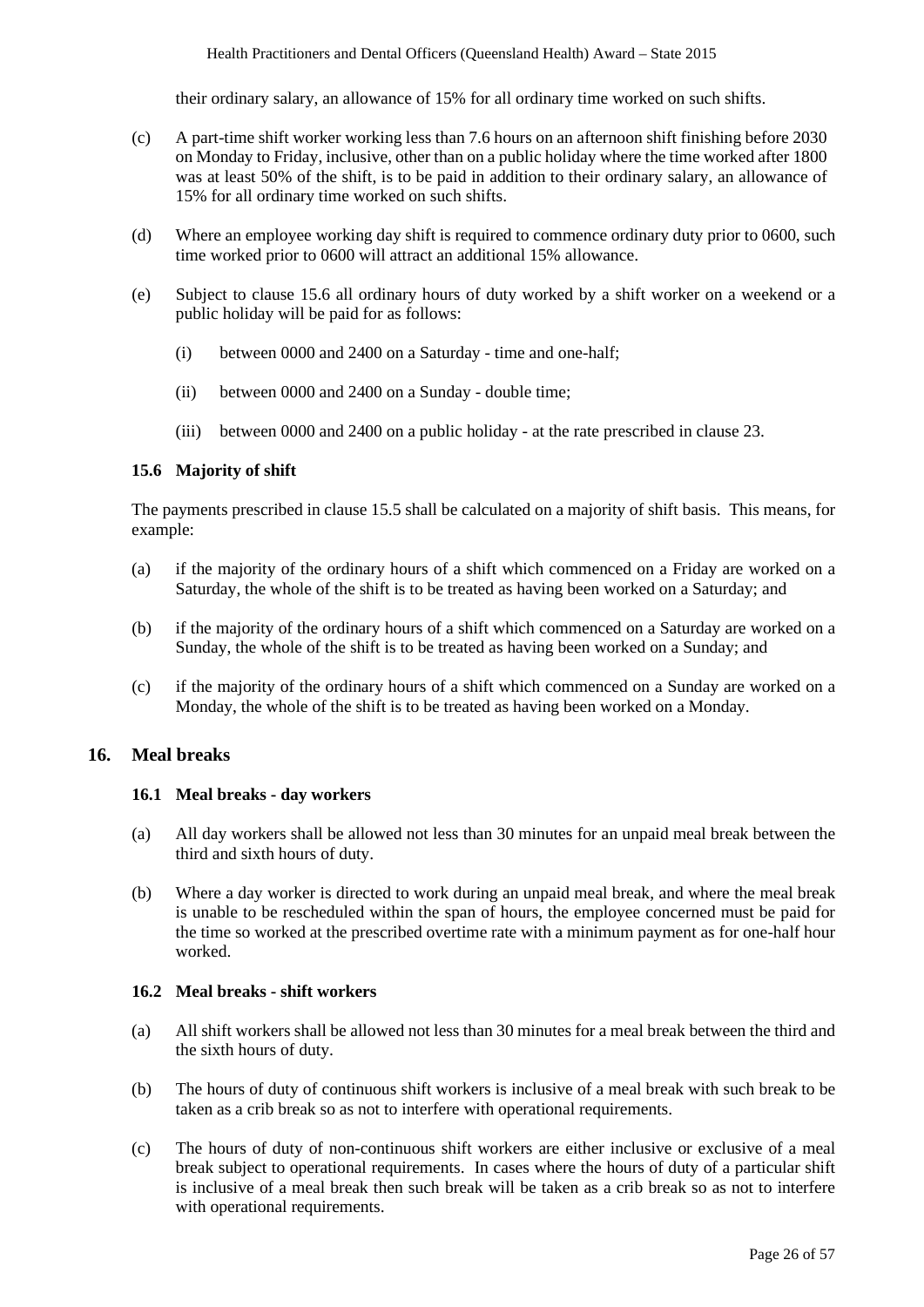their ordinary salary, an allowance of 15% for all ordinary time worked on such shifts.

(c) A part-time shift worker working less than 7.6 hours on an afternoon shift finishing before 2030 on Monday to Friday, inclusive, other than on a public holiday where the time worked after 1800 was at least 50% of the shift, is to be paid in addition to their ordinary salary, an allowance of 15% for all ordinary time worked on such shifts.

(d) Where an employee working day shift is required to commence ordinary duty prior to 0600, such time worked prior to 0600 will attract an additional 15% allowance.

(e) Subject to clause 15.6 all ordinary hours of duty worked by a shift worker on a weekend or a public holiday will be paid for as follows:

(i) between 0000 and 2400 on a Saturday - time and one-half;

(ii) between 0000 and 2400 on a Sunday - double time;

(iii) between 0000 and 2400 on a public holiday - at the rate prescribed in clause 23.

### 15.6 Majority of shift

The payments prescribed in clause 15.5 shall be calculated on a majority of shift basis. This means, for example:

(a) if the majority of the ordinary hours of a shift which commenced on a Friday are worked on a Saturday, the whole of the shift is to be treated as having been worked on a Saturday; and

(b) if the majority of the ordinary hours of a shift which commenced on a Saturday are worked on a Sunday, the whole of the shift is to be treated as having been worked on a Sunday; and

(c) if the majority of the ordinary hours of a shift which commenced on a Sunday are worked on a Monday, the whole of the shift is to be treated as having been worked on a Monday.

## 16. Meal breaks

### 16.1 Meal breaks - day workers

(a) All day workers shall be allowed not less than 30 minutes for an unpaid meal break between the third and sixth hours of duty.

(b) Where a day worker is directed to work during an unpaid meal break, and where the meal break is unable to be rescheduled within the span of hours, the employee concerned must be paid for the time so worked at the prescribed overtime rate with a minimum payment as for one-half hour worked.

### 16.2 Meal breaks - shift workers

(a) All shift workers shall be allowed not less than 30 minutes for a meal break between the third and the sixth hours of duty.

(b) The hours of duty of continuous shift workers is inclusive of a meal break with such break to be taken as a crib break so as not to interfere with operational requirements.

(c) The hours of duty of non-continuous shift workers are either inclusive or exclusive of a meal break subject to operational requirements. In cases where the hours of duty of a particular shift is inclusive of a meal break then such break will be taken as a crib break so as not to interfere with operational requirements.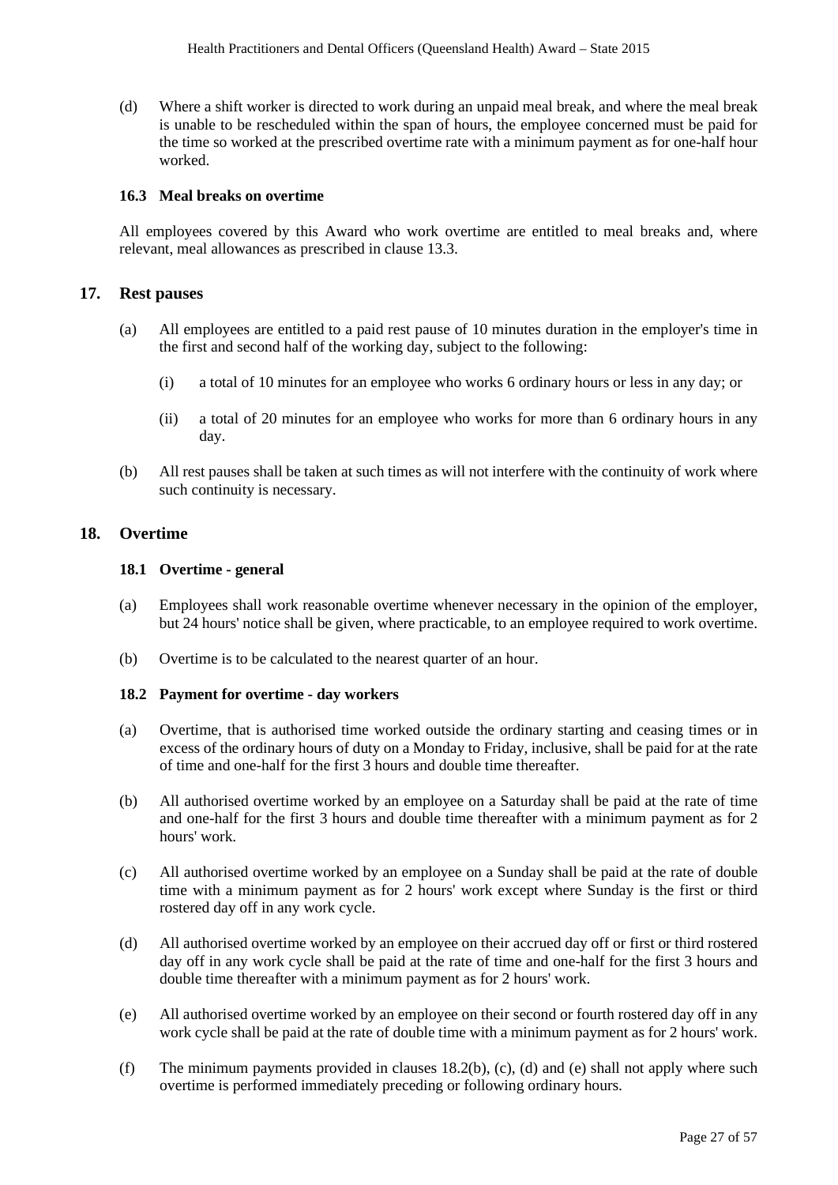(d) Where a shift worker is directed to work during an unpaid meal break, and where the meal break is unable to be rescheduled within the span of hours, the employee concerned must be paid for the time so worked at the prescribed overtime rate with a minimum payment as for one-half hour worked.

### 16.3 Meal breaks on overtime

All employees covered by this Award who work overtime are entitled to meal breaks and, where relevant, meal allowances as prescribed in clause 13.3.

## 17. Rest pauses

(a) All employees are entitled to a paid rest pause of 10 minutes duration in the employer's time in the first and second half of the working day, subject to the following:

(i) a total of 10 minutes for an employee who works 6 ordinary hours or less in any day; or

(ii) a total of 20 minutes for an employee who works for more than 6 ordinary hours in any day.

(b) All rest pauses shall be taken at such times as will not interfere with the continuity of work where such continuity is necessary.

## 18. Overtime

### 18.1 Overtime - general

(a) Employees shall work reasonable overtime whenever necessary in the opinion of the employer, but 24 hours' notice shall be given, where practicable, to an employee required to work overtime.

(b) Overtime is to be calculated to the nearest quarter of an hour.

### 18.2 Payment for overtime - day workers

(a) Overtime, that is authorised time worked outside the ordinary starting and ceasing times or in excess of the ordinary hours of duty on a Monday to Friday, inclusive, shall be paid for at the rate of time and one-half for the first 3 hours and double time thereafter.

(b) All authorised overtime worked by an employee on a Saturday shall be paid at the rate of time and one-half for the first 3 hours and double time thereafter with a minimum payment as for 2 hours' work.

(c) All authorised overtime worked by an employee on a Sunday shall be paid at the rate of double time with a minimum payment as for 2 hours' work except where Sunday is the first or third rostered day off in any work cycle.

(d) All authorised overtime worked by an employee on their accrued day off or first or third rostered day off in any work cycle shall be paid at the rate of time and one-half for the first 3 hours and double time thereafter with a minimum payment as for 2 hours' work.

(e) All authorised overtime worked by an employee on their second or fourth rostered day off in any work cycle shall be paid at the rate of double time with a minimum payment as for 2 hours' work.

(f) The minimum payments provided in clauses 18.2(b), (c), (d) and (e) shall not apply where such overtime is performed immediately preceding or following ordinary hours.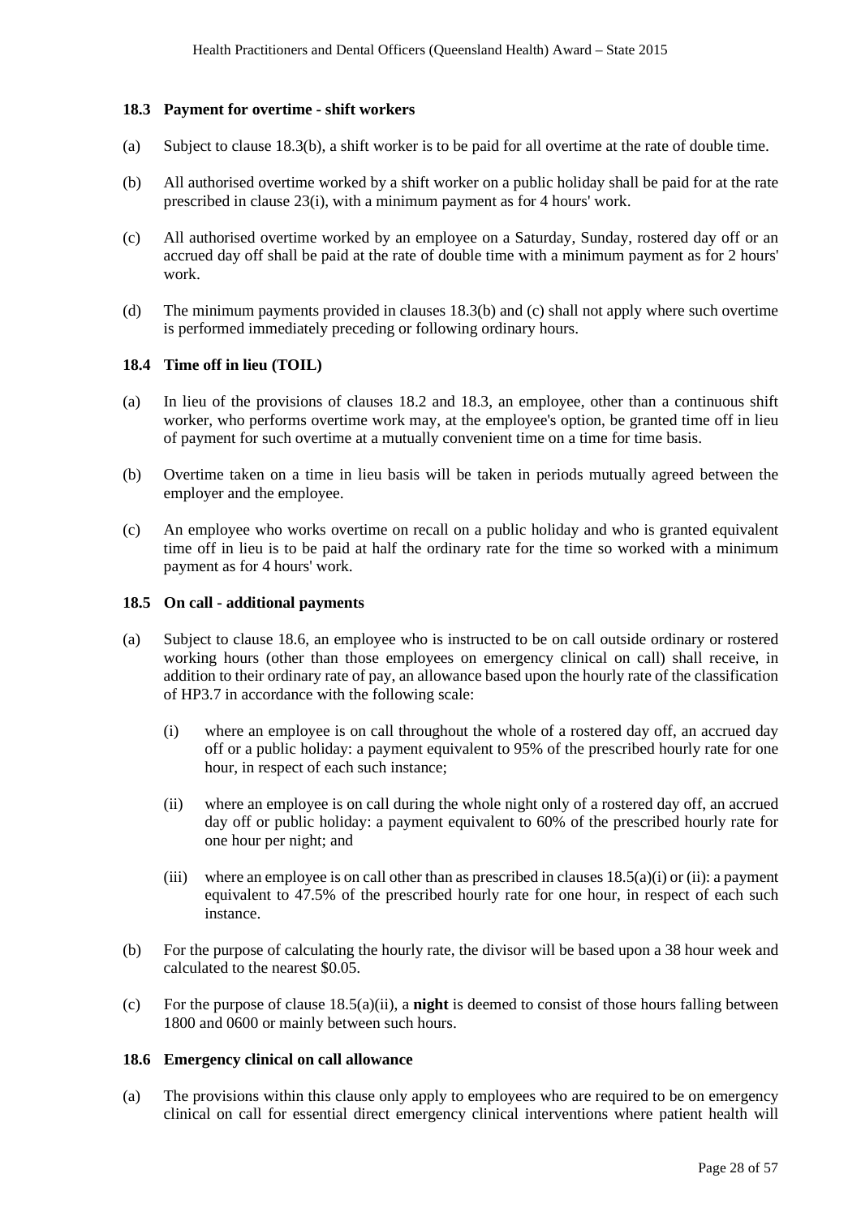### 18.3 Payment for overtime - shift workers

(a) Subject to clause 18.3(b), a shift worker is to be paid for all overtime at the rate of double time.

(b) All authorised overtime worked by a shift worker on a public holiday shall be paid for at the rate prescribed in clause 23(i), with a minimum payment as for 4 hours' work.

(c) All authorised overtime worked by an employee on a Saturday, Sunday, rostered day off or an accrued day off shall be paid at the rate of double time with a minimum payment as for 2 hours' work.

(d) The minimum payments provided in clauses 18.3(b) and (c) shall not apply where such overtime is performed immediately preceding or following ordinary hours.

### 18.4 Time off in lieu (TOIL)

(a) In lieu of the provisions of clauses 18.2 and 18.3, an employee, other than a continuous shift worker, who performs overtime work may, at the employee's option, be granted time off in lieu of payment for such overtime at a mutually convenient time on a time for time basis.

(b) Overtime taken on a time in lieu basis will be taken in periods mutually agreed between the employer and the employee.

(c) An employee who works overtime on recall on a public holiday and who is granted equivalent time off in lieu is to be paid at half the ordinary rate for the time so worked with a minimum payment as for 4 hours' work.

### 18.5 On call - additional payments

(a) Subject to clause 18.6, an employee who is instructed to be on call outside ordinary or rostered working hours (other than those employees on emergency clinical on call) shall receive, in addition to their ordinary rate of pay, an allowance based upon the hourly rate of the classification of HP3.7 in accordance with the following scale:

   (i) where an employee is on call throughout the whole of a rostered day off, an accrued day off or a public holiday: a payment equivalent to 95% of the prescribed hourly rate for one hour, in respect of each such instance;

   (ii) where an employee is on call during the whole night only of a rostered day off, an accrued day off or public holiday: a payment equivalent to 60% of the prescribed hourly rate for one hour per night; and

   (iii) where an employee is on call other than as prescribed in clauses 18.5(a)(i) or (ii): a payment equivalent to 47.5% of the prescribed hourly rate for one hour, in respect of each such instance.

(b) For the purpose of calculating the hourly rate, the divisor will be based upon a 38 hour week and calculated to the nearest $0.05.

(c) For the purpose of clause 18.5(a)(ii), a **night** is deemed to consist of those hours falling between 1800 and 0600 or mainly between such hours.

### 18.6 Emergency clinical on call allowance

(a) The provisions within this clause only apply to employees who are required to be on emergency clinical on call for essential direct emergency clinical interventions where patient health will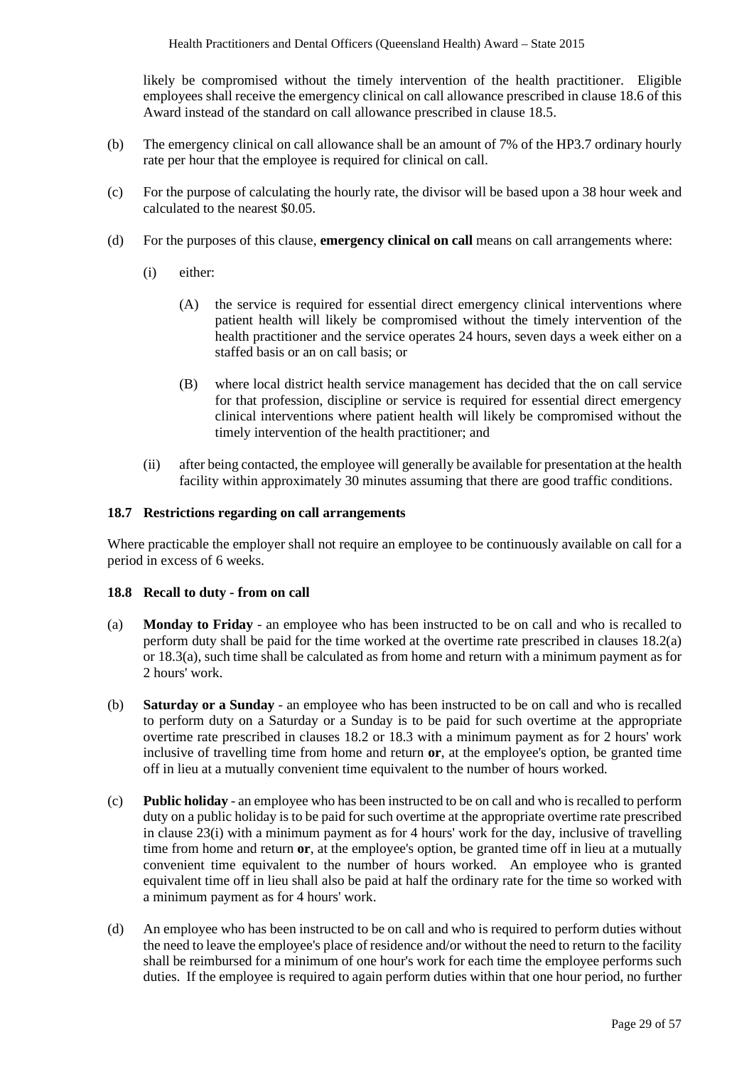likely be compromised without the timely intervention of the health practitioner. Eligible employees shall receive the emergency clinical on call allowance prescribed in clause 18.6 of this Award instead of the standard on call allowance prescribed in clause 18.5.

(b) The emergency clinical on call allowance shall be an amount of 7% of the HP3.7 ordinary hourly rate per hour that the employee is required for clinical on call.

(c) For the purpose of calculating the hourly rate, the divisor will be based upon a 38 hour week and calculated to the nearest $0.05.

(d) For the purposes of this clause, **emergency clinical on call** means on call arrangements where:

   (i) either:

      (A) the service is required for essential direct emergency clinical interventions where patient health will likely be compromised without the timely intervention of the health practitioner and the service operates 24 hours, seven days a week either on a staffed basis or an on call basis; or

      (B) where local district health service management has decided that the on call service for that profession, discipline or service is required for essential direct emergency clinical interventions where patient health will likely be compromised without the timely intervention of the health practitioner; and

   (ii) after being contacted, the employee will generally be available for presentation at the health facility within approximately 30 minutes assuming that there are good traffic conditions.

#### 18.7 Restrictions regarding on call arrangements

Where practicable the employer shall not require an employee to be continuously available on call for a period in excess of 6 weeks.

#### 18.8 Recall to duty - from on call

(a) **Monday to Friday** - an employee who has been instructed to be on call and who is recalled to perform duty shall be paid for the time worked at the overtime rate prescribed in clauses 18.2(a) or 18.3(a), such time shall be calculated as from home and return with a minimum payment as for 2 hours' work.

(b) **Saturday or a Sunday** - an employee who has been instructed to be on call and who is recalled to perform duty on a Saturday or a Sunday is to be paid for such overtime at the appropriate overtime rate prescribed in clauses 18.2 or 18.3 with a minimum payment as for 2 hours' work inclusive of travelling time from home and return **or**, at the employee's option, be granted time off in lieu at a mutually convenient time equivalent to the number of hours worked.

(c) **Public holiday** - an employee who has been instructed to be on call and who is recalled to perform duty on a public holiday is to be paid for such overtime at the appropriate overtime rate prescribed in clause 23(i) with a minimum payment as for 4 hours' work for the day, inclusive of travelling time from home and return **or**, at the employee's option, be granted time off in lieu at a mutually convenient time equivalent to the number of hours worked. An employee who is granted equivalent time off in lieu shall also be paid at half the ordinary rate for the time so worked with a minimum payment as for 4 hours' work.

(d) An employee who has been instructed to be on call and who is required to perform duties without the need to leave the employee's place of residence and/or without the need to return to the facility shall be reimbursed for a minimum of one hour's work for each time the employee performs such duties. If the employee is required to again perform duties within that one hour period, no further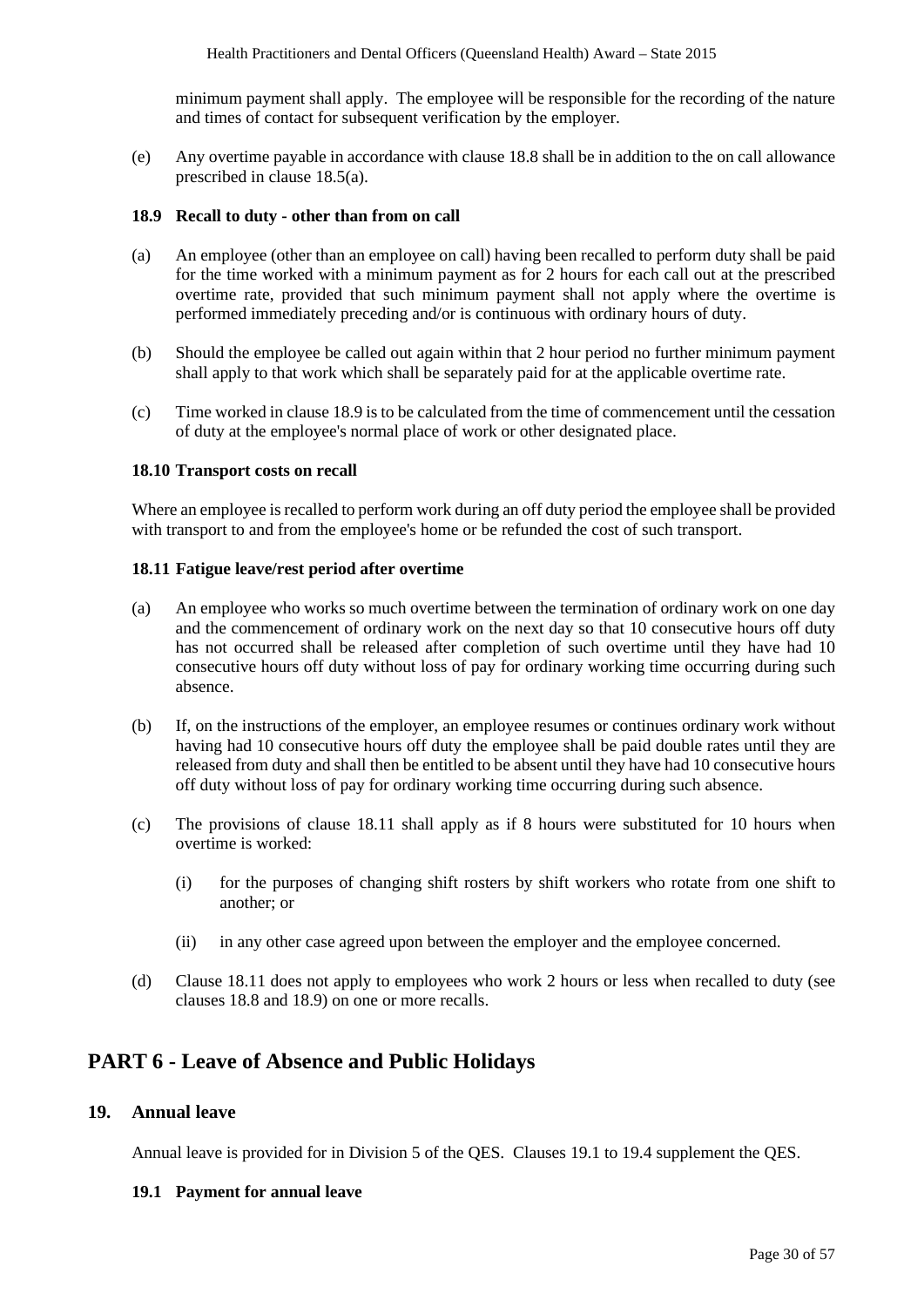minimum payment shall apply. The employee will be responsible for the recording of the nature and times of contact for subsequent verification by the employer.

(e) Any overtime payable in accordance with clause 18.8 shall be in addition to the on call allowance prescribed in clause 18.5(a).

### 18.9 Recall to duty - other than from on call

(a) An employee (other than an employee on call) having been recalled to perform duty shall be paid for the time worked with a minimum payment as for 2 hours for each call out at the prescribed overtime rate, provided that such minimum payment shall not apply where the overtime is performed immediately preceding and/or is continuous with ordinary hours of duty.

(b) Should the employee be called out again within that 2 hour period no further minimum payment shall apply to that work which shall be separately paid for at the applicable overtime rate.

(c) Time worked in clause 18.9 is to be calculated from the time of commencement until the cessation of duty at the employee's normal place of work or other designated place.

### 18.10 Transport costs on recall

Where an employee is recalled to perform work during an off duty period the employee shall be provided with transport to and from the employee's home or be refunded the cost of such transport.

### 18.11 Fatigue leave/rest period after overtime

(a) An employee who works so much overtime between the termination of ordinary work on one day and the commencement of ordinary work on the next day so that 10 consecutive hours off duty has not occurred shall be released after completion of such overtime until they have had 10 consecutive hours off duty without loss of pay for ordinary working time occurring during such absence.

(b) If, on the instructions of the employer, an employee resumes or continues ordinary work without having had 10 consecutive hours off duty the employee shall be paid double rates until they are released from duty and shall then be entitled to be absent until they have had 10 consecutive hours off duty without loss of pay for ordinary working time occurring during such absence.

(c) The provisions of clause 18.11 shall apply as if 8 hours were substituted for 10 hours when overtime is worked:

   (i) for the purposes of changing shift rosters by shift workers who rotate from one shift to another; or

   (ii) in any other case agreed upon between the employer and the employee concerned.

(d) Clause 18.11 does not apply to employees who work 2 hours or less when recalled to duty (see clauses 18.8 and 18.9) on one or more recalls.

# PART 6 - Leave of Absence and Public Holidays

## 19. Annual leave

Annual leave is provided for in Division 5 of the QES. Clauses 19.1 to 19.4 supplement the QES.

### 19.1 Payment for annual leave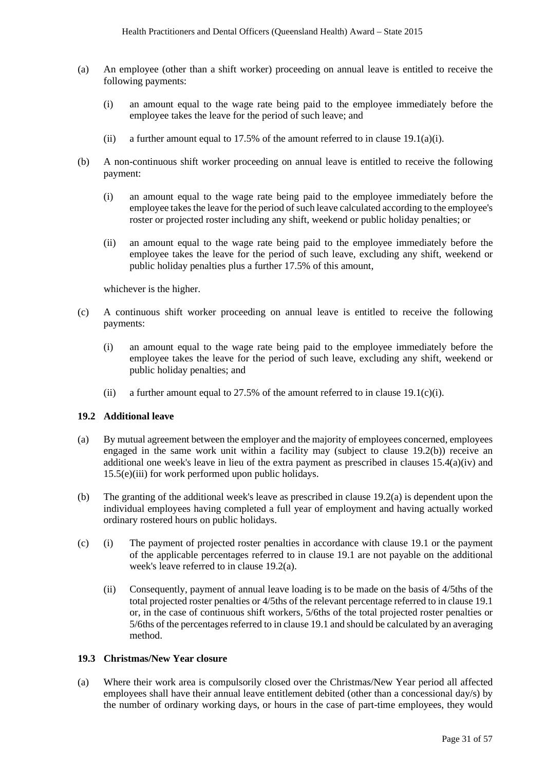(a) An employee (other than a shift worker) proceeding on annual leave is entitled to receive the following payments:

  (i) an amount equal to the wage rate being paid to the employee immediately before the employee takes the leave for the period of such leave; and

  (ii) a further amount equal to 17.5% of the amount referred to in clause 19.1(a)(i).

(b) A non-continuous shift worker proceeding on annual leave is entitled to receive the following payment:

  (i) an amount equal to the wage rate being paid to the employee immediately before the employee takes the leave for the period of such leave calculated according to the employee's roster or projected roster including any shift, weekend or public holiday penalties; or

  (ii) an amount equal to the wage rate being paid to the employee immediately before the employee takes the leave for the period of such leave, excluding any shift, weekend or public holiday penalties plus a further 17.5% of this amount,

  whichever is the higher.

(c) A continuous shift worker proceeding on annual leave is entitled to receive the following payments:

  (i) an amount equal to the wage rate being paid to the employee immediately before the employee takes the leave for the period of such leave, excluding any shift, weekend or public holiday penalties; and

  (ii) a further amount equal to 27.5% of the amount referred to in clause 19.1(c)(i).

### 19.2 Additional leave

(a) By mutual agreement between the employer and the majority of employees concerned, employees engaged in the same work unit within a facility may (subject to clause 19.2(b)) receive an additional one week's leave in lieu of the extra payment as prescribed in clauses 15.4(a)(iv) and 15.5(e)(iii) for work performed upon public holidays.

(b) The granting of the additional week's leave as prescribed in clause 19.2(a) is dependent upon the individual employees having completed a full year of employment and having actually worked ordinary rostered hours on public holidays.

(c) (i) The payment of projected roster penalties in accordance with clause 19.1 or the payment of the applicable percentages referred to in clause 19.1 are not payable on the additional week's leave referred to in clause 19.2(a).

  (ii) Consequently, payment of annual leave loading is to be made on the basis of 4/5ths of the total projected roster penalties or 4/5ths of the relevant percentage referred to in clause 19.1 or, in the case of continuous shift workers, 5/6ths of the total projected roster penalties or 5/6ths of the percentages referred to in clause 19.1 and should be calculated by an averaging method.

### 19.3 Christmas/New Year closure

(a) Where their work area is compulsorily closed over the Christmas/New Year period all affected employees shall have their annual leave entitlement debited (other than a concessional day/s) by the number of ordinary working days, or hours in the case of part-time employees, they would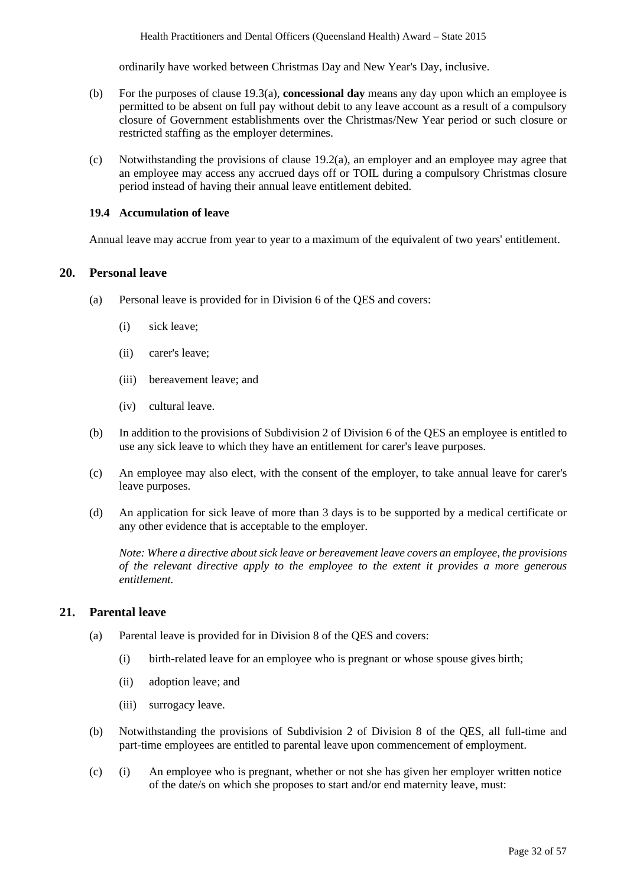ordinarily have worked between Christmas Day and New Year's Day, inclusive.

(b) For the purposes of clause 19.3(a), **concessional day** means any day upon which an employee is permitted to be absent on full pay without debit to any leave account as a result of a compulsory closure of Government establishments over the Christmas/New Year period or such closure or restricted staffing as the employer determines.

(c) Notwithstanding the provisions of clause 19.2(a), an employer and an employee may agree that an employee may access any accrued days off or TOIL during a compulsory Christmas closure period instead of having their annual leave entitlement debited.

### 19.4 Accumulation of leave

Annual leave may accrue from year to year to a maximum of the equivalent of two years' entitlement.

## 20. Personal leave

(a) Personal leave is provided for in Division 6 of the QES and covers:

(i) sick leave;

(ii) carer's leave;

(iii) bereavement leave; and

(iv) cultural leave.

(b) In addition to the provisions of Subdivision 2 of Division 6 of the QES an employee is entitled to use any sick leave to which they have an entitlement for carer's leave purposes.

(c) An employee may also elect, with the consent of the employer, to take annual leave for carer's leave purposes.

(d) An application for sick leave of more than 3 days is to be supported by a medical certificate or any other evidence that is acceptable to the employer.

*Note: Where a directive about sick leave or bereavement leave covers an employee, the provisions of the relevant directive apply to the employee to the extent it provides a more generous entitlement.*

## 21. Parental leave

(a) Parental leave is provided for in Division 8 of the QES and covers:

(i) birth-related leave for an employee who is pregnant or whose spouse gives birth;

(ii) adoption leave; and

(iii) surrogacy leave.

(b) Notwithstanding the provisions of Subdivision 2 of Division 8 of the QES, all full-time and part-time employees are entitled to parental leave upon commencement of employment.

(c) (i) An employee who is pregnant, whether or not she has given her employer written notice of the date/s on which she proposes to start and/or end maternity leave, must: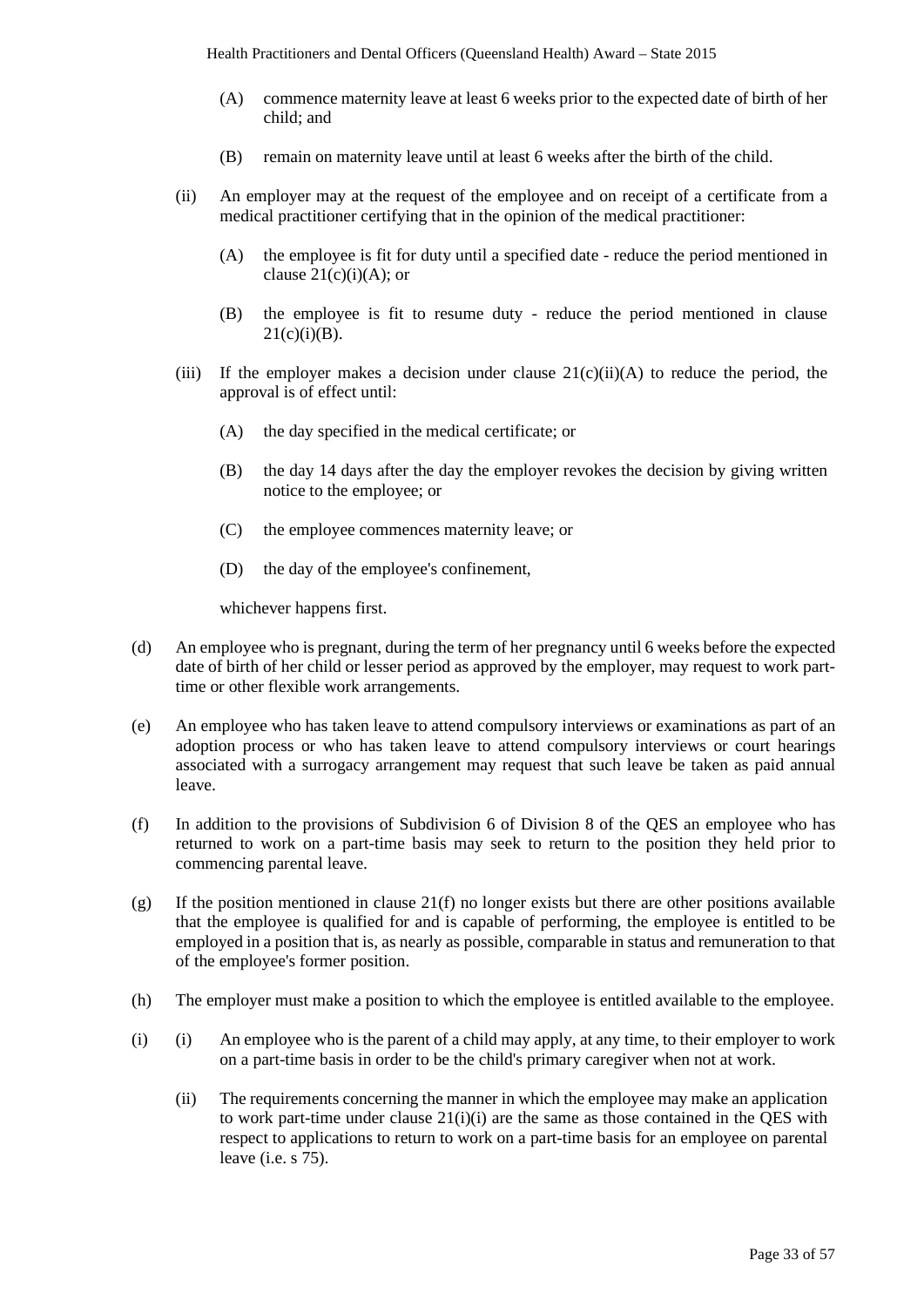(A) commence maternity leave at least 6 weeks prior to the expected date of birth of her child; and

(B) remain on maternity leave until at least 6 weeks after the birth of the child.

(ii) An employer may at the request of the employee and on receipt of a certificate from a medical practitioner certifying that in the opinion of the medical practitioner:

(A) the employee is fit for duty until a specified date - reduce the period mentioned in clause 21(c)(i)(A); or

(B) the employee is fit to resume duty - reduce the period mentioned in clause 21(c)(i)(B).

(iii) If the employer makes a decision under clause 21(c)(ii)(A) to reduce the period, the approval is of effect until:

(A) the day specified in the medical certificate; or

(B) the day 14 days after the day the employer revokes the decision by giving written notice to the employee; or

(C) the employee commences maternity leave; or

(D) the day of the employee's confinement,

whichever happens first.

(d) An employee who is pregnant, during the term of her pregnancy until 6 weeks before the expected date of birth of her child or lesser period as approved by the employer, may request to work part-time or other flexible work arrangements.

(e) An employee who has taken leave to attend compulsory interviews or examinations as part of an adoption process or who has taken leave to attend compulsory interviews or court hearings associated with a surrogacy arrangement may request that such leave be taken as paid annual leave.

(f) In addition to the provisions of Subdivision 6 of Division 8 of the QES an employee who has returned to work on a part-time basis may seek to return to the position they held prior to commencing parental leave.

(g) If the position mentioned in clause 21(f) no longer exists but there are other positions available that the employee is qualified for and is capable of performing, the employee is entitled to be employed in a position that is, as nearly as possible, comparable in status and remuneration to that of the employee's former position.

(h) The employer must make a position to which the employee is entitled available to the employee.

(i) (i) An employee who is the parent of a child may apply, at any time, to their employer to work on a part-time basis in order to be the child's primary caregiver when not at work.

(ii) The requirements concerning the manner in which the employee may make an application to work part-time under clause 21(i)(i) are the same as those contained in the QES with respect to applications to return to work on a part-time basis for an employee on parental leave (i.e. s 75).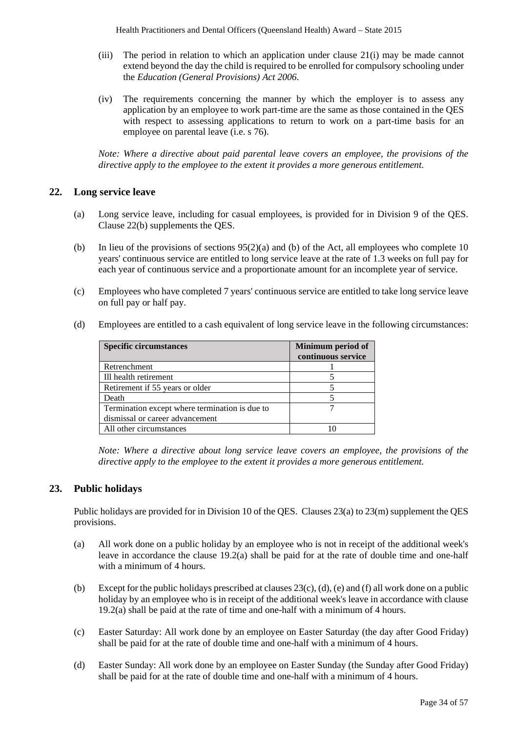(iii) The period in relation to which an application under clause 21(i) may be made cannot extend beyond the day the child is required to be enrolled for compulsory schooling under the *Education (General Provisions) Act 2006*.

(iv) The requirements concerning the manner by which the employer is to assess any application by an employee to work part-time are the same as those contained in the QES with respect to assessing applications to return to work on a part-time basis for an employee on parental leave (i.e. s 76).

*Note: Where a directive about paid parental leave covers an employee, the provisions of the directive apply to the employee to the extent it provides a more generous entitlement.*

## 22. Long service leave

(a) Long service leave, including for casual employees, is provided for in Division 9 of the QES. Clause 22(b) supplements the QES.

(b) In lieu of the provisions of sections 95(2)(a) and (b) of the Act, all employees who complete 10 years' continuous service are entitled to long service leave at the rate of 1.3 weeks on full pay for each year of continuous service and a proportionate amount for an incomplete year of service.

(c) Employees who have completed 7 years' continuous service are entitled to take long service leave on full pay or half pay.

(d) Employees are entitled to a cash equivalent of long service leave in the following circumstances:

| Specific circumstances | Minimum period of continuous service |
|---|---|
| Retrenchment | 1 |
| Ill health retirement | 5 |
| Retirement if 55 years or older | 5 |
| Death | 5 |
| Termination except where termination is due to dismissal or career advancement | 7 |
| All other circumstances | 10 |

*Note: Where a directive about long service leave covers an employee, the provisions of the directive apply to the employee to the extent it provides a more generous entitlement.*

## 23. Public holidays

Public holidays are provided for in Division 10 of the QES. Clauses 23(a) to 23(m) supplement the QES provisions.

(a) All work done on a public holiday by an employee who is not in receipt of the additional week's leave in accordance the clause 19.2(a) shall be paid for at the rate of double time and one-half with a minimum of 4 hours.

(b) Except for the public holidays prescribed at clauses 23(c), (d), (e) and (f) all work done on a public holiday by an employee who is in receipt of the additional week's leave in accordance with clause 19.2(a) shall be paid at the rate of time and one-half with a minimum of 4 hours.

(c) Easter Saturday: All work done by an employee on Easter Saturday (the day after Good Friday) shall be paid for at the rate of double time and one-half with a minimum of 4 hours.

(d) Easter Sunday: All work done by an employee on Easter Sunday (the Sunday after Good Friday) shall be paid for at the rate of double time and one-half with a minimum of 4 hours.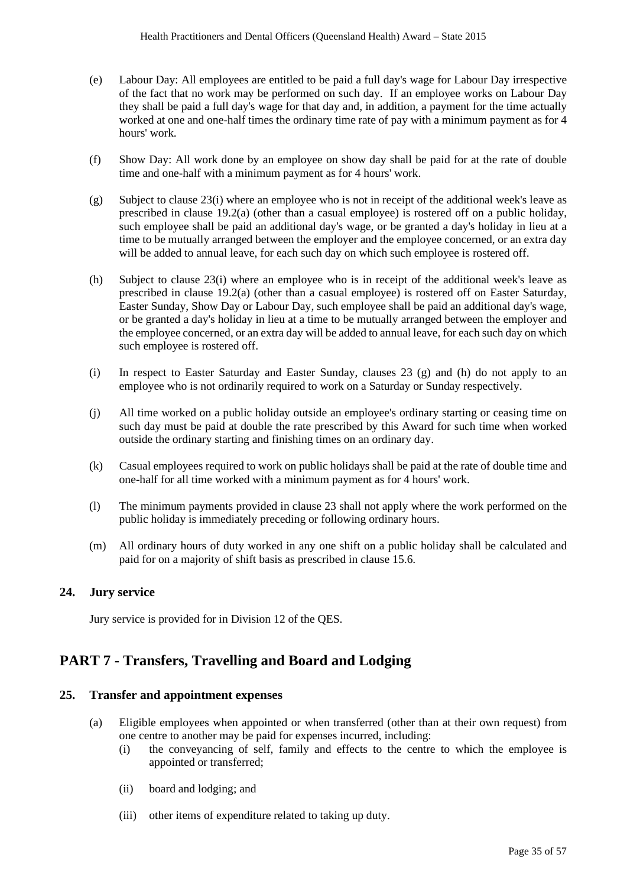(e) Labour Day: All employees are entitled to be paid a full day's wage for Labour Day irrespective of the fact that no work may be performed on such day. If an employee works on Labour Day they shall be paid a full day's wage for that day and, in addition, a payment for the time actually worked at one and one-half times the ordinary time rate of pay with a minimum payment as for 4 hours' work.

(f) Show Day: All work done by an employee on show day shall be paid for at the rate of double time and one-half with a minimum payment as for 4 hours' work.

(g) Subject to clause 23(i) where an employee who is not in receipt of the additional week's leave as prescribed in clause 19.2(a) (other than a casual employee) is rostered off on a public holiday, such employee shall be paid an additional day's wage, or be granted a day's holiday in lieu at a time to be mutually arranged between the employer and the employee concerned, or an extra day will be added to annual leave, for each such day on which such employee is rostered off.

(h) Subject to clause 23(i) where an employee who is in receipt of the additional week's leave as prescribed in clause 19.2(a) (other than a casual employee) is rostered off on Easter Saturday, Easter Sunday, Show Day or Labour Day, such employee shall be paid an additional day's wage, or be granted a day's holiday in lieu at a time to be mutually arranged between the employer and the employee concerned, or an extra day will be added to annual leave, for each such day on which such employee is rostered off.

(i) In respect to Easter Saturday and Easter Sunday, clauses 23 (g) and (h) do not apply to an employee who is not ordinarily required to work on a Saturday or Sunday respectively.

(j) All time worked on a public holiday outside an employee's ordinary starting or ceasing time on such day must be paid at double the rate prescribed by this Award for such time when worked outside the ordinary starting and finishing times on an ordinary day.

(k) Casual employees required to work on public holidays shall be paid at the rate of double time and one-half for all time worked with a minimum payment as for 4 hours' work.

(l) The minimum payments provided in clause 23 shall not apply where the work performed on the public holiday is immediately preceding or following ordinary hours.

(m) All ordinary hours of duty worked in any one shift on a public holiday shall be calculated and paid for on a majority of shift basis as prescribed in clause 15.6.

### 24. Jury service

Jury service is provided for in Division 12 of the QES.

## PART 7 - Transfers, Travelling and Board and Lodging

### 25. Transfer and appointment expenses

(a) Eligible employees when appointed or when transferred (other than at their own request) from one centre to another may be paid for expenses incurred, including:
  - (i) the conveyancing of self, family and effects to the centre to which the employee is appointed or transferred;
  - (ii) board and lodging; and
  - (iii) other items of expenditure related to taking up duty.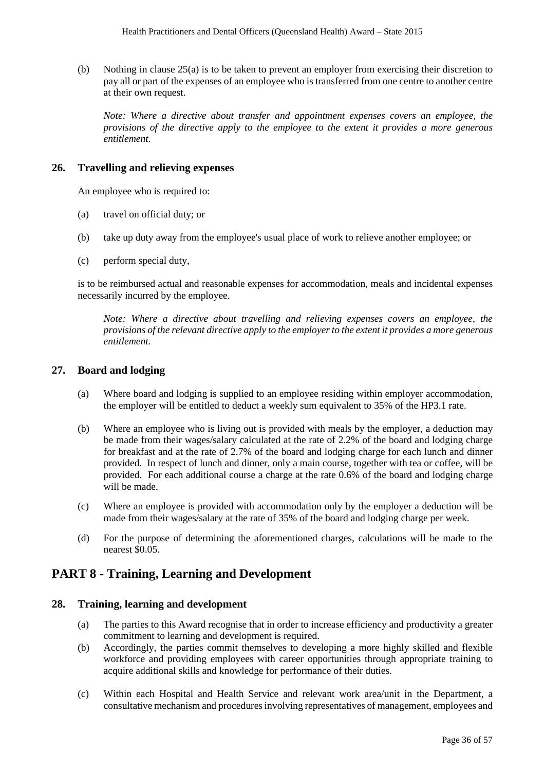(b) Nothing in clause 25(a) is to be taken to prevent an employer from exercising their discretion to pay all or part of the expenses of an employee who is transferred from one centre to another centre at their own request.

*Note: Where a directive about transfer and appointment expenses covers an employee, the provisions of the directive apply to the employee to the extent it provides a more generous entitlement.*

### 26. Travelling and relieving expenses

An employee who is required to:

(a) travel on official duty; or

(b) take up duty away from the employee's usual place of work to relieve another employee; or

(c) perform special duty,

is to be reimbursed actual and reasonable expenses for accommodation, meals and incidental expenses necessarily incurred by the employee.

*Note: Where a directive about travelling and relieving expenses covers an employee, the provisions of the relevant directive apply to the employer to the extent it provides a more generous entitlement.*

### 27. Board and lodging

(a) Where board and lodging is supplied to an employee residing within employer accommodation, the employer will be entitled to deduct a weekly sum equivalent to 35% of the HP3.1 rate.

(b) Where an employee who is living out is provided with meals by the employer, a deduction may be made from their wages/salary calculated at the rate of 2.2% of the board and lodging charge for breakfast and at the rate of 2.7% of the board and lodging charge for each lunch and dinner provided. In respect of lunch and dinner, only a main course, together with tea or coffee, will be provided. For each additional course a charge at the rate 0.6% of the board and lodging charge will be made.

(c) Where an employee is provided with accommodation only by the employer a deduction will be made from their wages/salary at the rate of 35% of the board and lodging charge per week.

(d) For the purpose of determining the aforementioned charges, calculations will be made to the nearest $0.05.

## PART 8 - Training, Learning and Development

### 28. Training, learning and development

(a) The parties to this Award recognise that in order to increase efficiency and productivity a greater commitment to learning and development is required.

(b) Accordingly, the parties commit themselves to developing a more highly skilled and flexible workforce and providing employees with career opportunities through appropriate training to acquire additional skills and knowledge for performance of their duties.

(c) Within each Hospital and Health Service and relevant work area/unit in the Department, a consultative mechanism and procedures involving representatives of management, employees and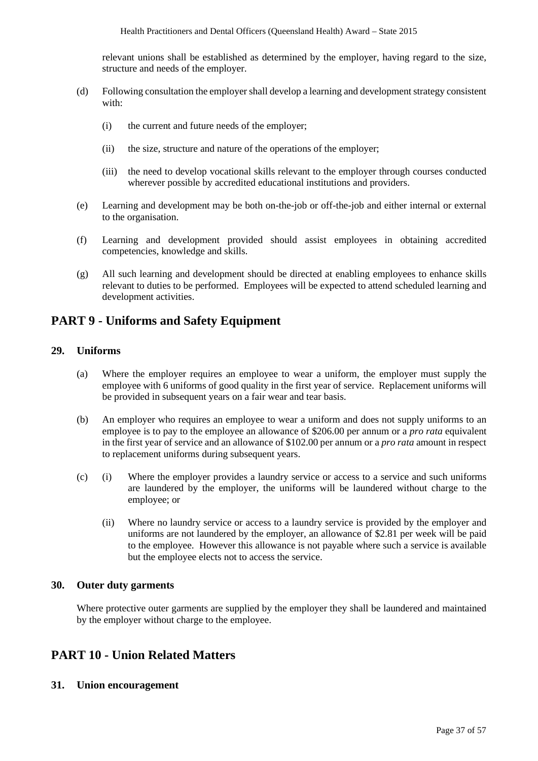relevant unions shall be established as determined by the employer, having regard to the size, structure and needs of the employer.

(d) Following consultation the employer shall develop a learning and development strategy consistent with:

(i) the current and future needs of the employer;

(ii) the size, structure and nature of the operations of the employer;

(iii) the need to develop vocational skills relevant to the employer through courses conducted wherever possible by accredited educational institutions and providers.

(e) Learning and development may be both on-the-job or off-the-job and either internal or external to the organisation.

(f) Learning and development provided should assist employees in obtaining accredited competencies, knowledge and skills.

(g) All such learning and development should be directed at enabling employees to enhance skills relevant to duties to be performed. Employees will be expected to attend scheduled learning and development activities.

## PART 9 - Uniforms and Safety Equipment

### 29. Uniforms

(a) Where the employer requires an employee to wear a uniform, the employer must supply the employee with 6 uniforms of good quality in the first year of service. Replacement uniforms will be provided in subsequent years on a fair wear and tear basis.

(b) An employer who requires an employee to wear a uniform and does not supply uniforms to an employee is to pay to the employee an allowance of $206.00 per annum or a *pro rata* equivalent in the first year of service and an allowance of $102.00 per annum or a *pro rata* amount in respect to replacement uniforms during subsequent years.

(c) (i) Where the employer provides a laundry service or access to a service and such uniforms are laundered by the employer, the uniforms will be laundered without charge to the employee; or

(ii) Where no laundry service or access to a laundry service is provided by the employer and uniforms are not laundered by the employer, an allowance of $2.81 per week will be paid to the employee. However this allowance is not payable where such a service is available but the employee elects not to access the service.

### 30. Outer duty garments

Where protective outer garments are supplied by the employer they shall be laundered and maintained by the employer without charge to the employee.

## PART 10 - Union Related Matters

### 31. Union encouragement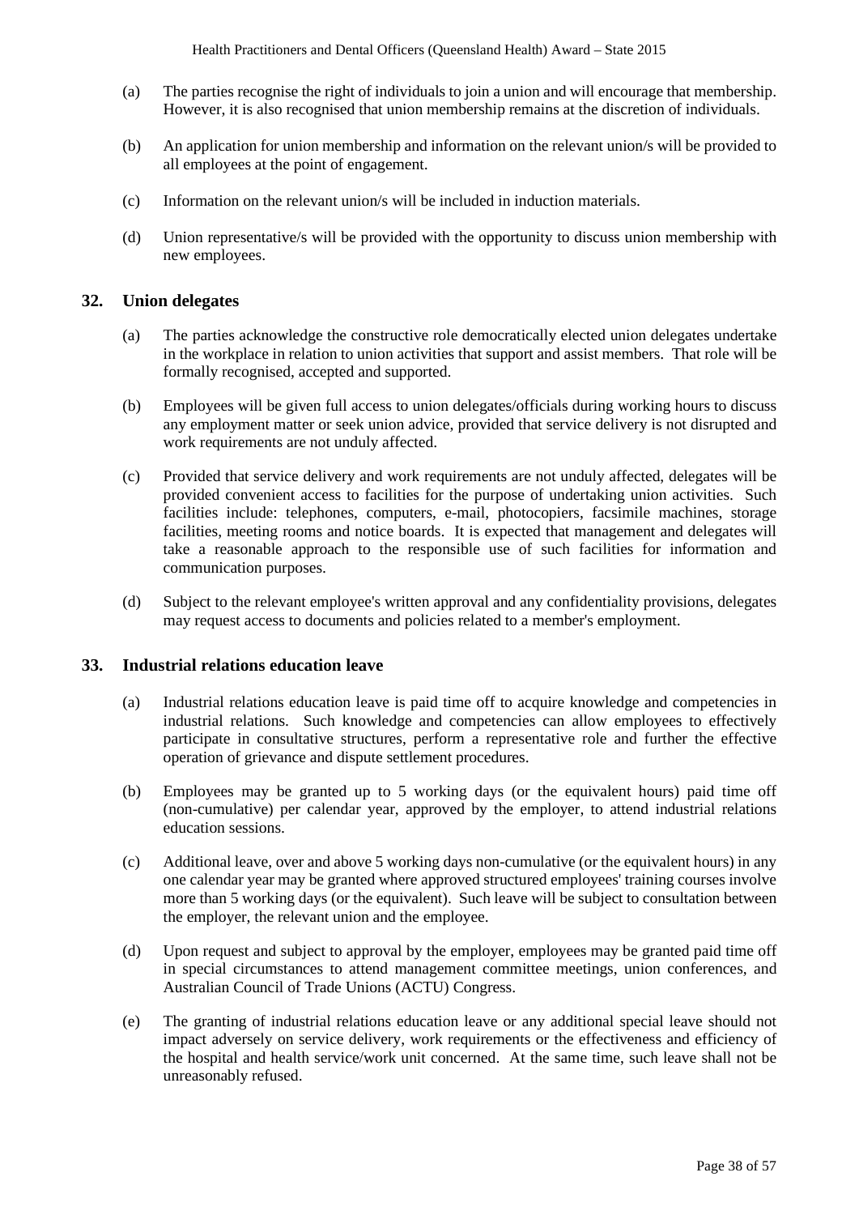(a) The parties recognise the right of individuals to join a union and will encourage that membership. However, it is also recognised that union membership remains at the discretion of individuals.

(b) An application for union membership and information on the relevant union/s will be provided to all employees at the point of engagement.

(c) Information on the relevant union/s will be included in induction materials.

(d) Union representative/s will be provided with the opportunity to discuss union membership with new employees.

## 32. Union delegates

(a) The parties acknowledge the constructive role democratically elected union delegates undertake in the workplace in relation to union activities that support and assist members. That role will be formally recognised, accepted and supported.

(b) Employees will be given full access to union delegates/officials during working hours to discuss any employment matter or seek union advice, provided that service delivery is not disrupted and work requirements are not unduly affected.

(c) Provided that service delivery and work requirements are not unduly affected, delegates will be provided convenient access to facilities for the purpose of undertaking union activities. Such facilities include: telephones, computers, e-mail, photocopiers, facsimile machines, storage facilities, meeting rooms and notice boards. It is expected that management and delegates will take a reasonable approach to the responsible use of such facilities for information and communication purposes.

(d) Subject to the relevant employee's written approval and any confidentiality provisions, delegates may request access to documents and policies related to a member's employment.

## 33. Industrial relations education leave

(a) Industrial relations education leave is paid time off to acquire knowledge and competencies in industrial relations. Such knowledge and competencies can allow employees to effectively participate in consultative structures, perform a representative role and further the effective operation of grievance and dispute settlement procedures.

(b) Employees may be granted up to 5 working days (or the equivalent hours) paid time off (non-cumulative) per calendar year, approved by the employer, to attend industrial relations education sessions.

(c) Additional leave, over and above 5 working days non-cumulative (or the equivalent hours) in any one calendar year may be granted where approved structured employees' training courses involve more than 5 working days (or the equivalent). Such leave will be subject to consultation between the employer, the relevant union and the employee.

(d) Upon request and subject to approval by the employer, employees may be granted paid time off in special circumstances to attend management committee meetings, union conferences, and Australian Council of Trade Unions (ACTU) Congress.

(e) The granting of industrial relations education leave or any additional special leave should not impact adversely on service delivery, work requirements or the effectiveness and efficiency of the hospital and health service/work unit concerned. At the same time, such leave shall not be unreasonably refused.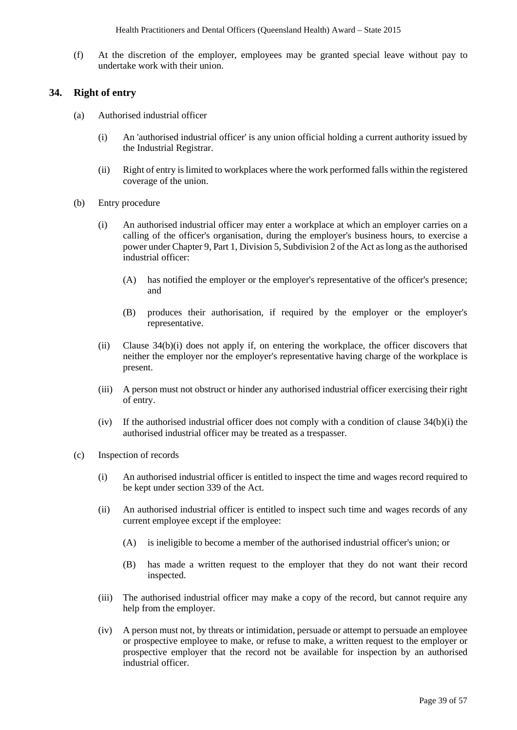(f) At the discretion of the employer, employees may be granted special leave without pay to undertake work with their union.

## 34. Right of entry

(a) Authorised industrial officer

(i) An 'authorised industrial officer' is any union official holding a current authority issued by the Industrial Registrar.

(ii) Right of entry is limited to workplaces where the work performed falls within the registered coverage of the union.

(b) Entry procedure

(i) An authorised industrial officer may enter a workplace at which an employer carries on a calling of the officer's organisation, during the employer's business hours, to exercise a power under Chapter 9, Part 1, Division 5, Subdivision 2 of the Act as long as the authorised industrial officer:

(A) has notified the employer or the employer's representative of the officer's presence; and

(B) produces their authorisation, if required by the employer or the employer's representative.

(ii) Clause 34(b)(i) does not apply if, on entering the workplace, the officer discovers that neither the employer nor the employer's representative having charge of the workplace is present.

(iii) A person must not obstruct or hinder any authorised industrial officer exercising their right of entry.

(iv) If the authorised industrial officer does not comply with a condition of clause 34(b)(i) the authorised industrial officer may be treated as a trespasser.

(c) Inspection of records

(i) An authorised industrial officer is entitled to inspect the time and wages record required to be kept under section 339 of the Act.

(ii) An authorised industrial officer is entitled to inspect such time and wages records of any current employee except if the employee:

(A) is ineligible to become a member of the authorised industrial officer's union; or

(B) has made a written request to the employer that they do not want their record inspected.

(iii) The authorised industrial officer may make a copy of the record, but cannot require any help from the employer.

(iv) A person must not, by threats or intimidation, persuade or attempt to persuade an employee or prospective employee to make, or refuse to make, a written request to the employer or prospective employer that the record not be available for inspection by an authorised industrial officer.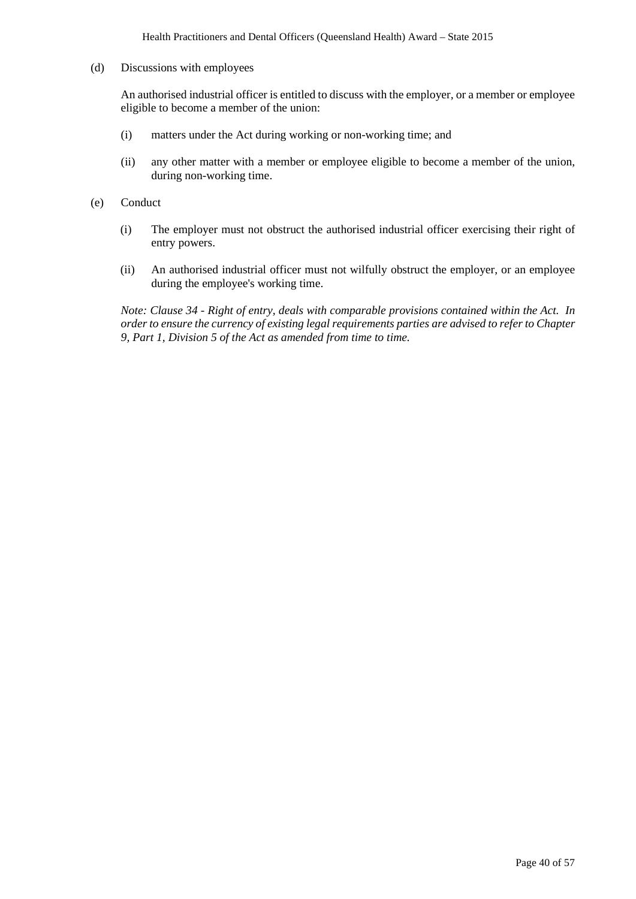(d) Discussions with employees

An authorised industrial officer is entitled to discuss with the employer, or a member or employee eligible to become a member of the union:

(i) matters under the Act during working or non-working time; and

(ii) any other matter with a member or employee eligible to become a member of the union, during non-working time.

(e) Conduct

(i) The employer must not obstruct the authorised industrial officer exercising their right of entry powers.

(ii) An authorised industrial officer must not wilfully obstruct the employer, or an employee during the employee's working time.

*Note: Clause 34 - Right of entry, deals with comparable provisions contained within the Act. In order to ensure the currency of existing legal requirements parties are advised to refer to Chapter 9, Part 1, Division 5 of the Act as amended from time to time.*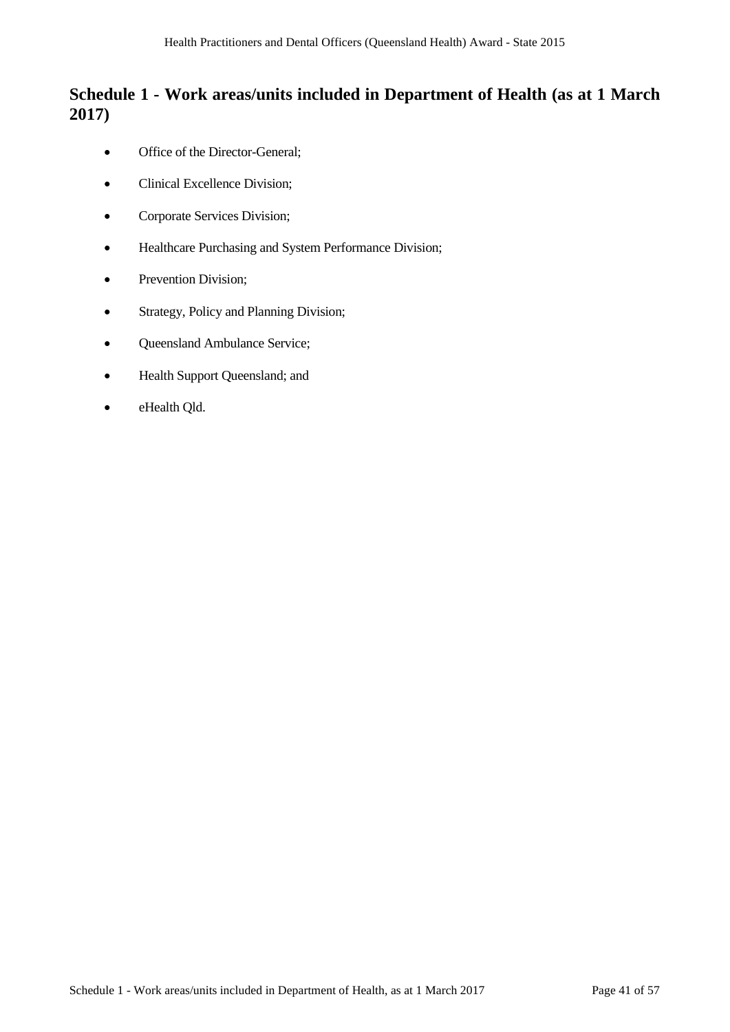## Schedule 1 - Work areas/units included in Department of Health (as at 1 March 2017)

- Office of the Director-General;
- Clinical Excellence Division;
- Corporate Services Division;
- Healthcare Purchasing and System Performance Division;
- Prevention Division;
- Strategy, Policy and Planning Division;
- Queensland Ambulance Service;
- Health Support Queensland; and
- eHealth Qld.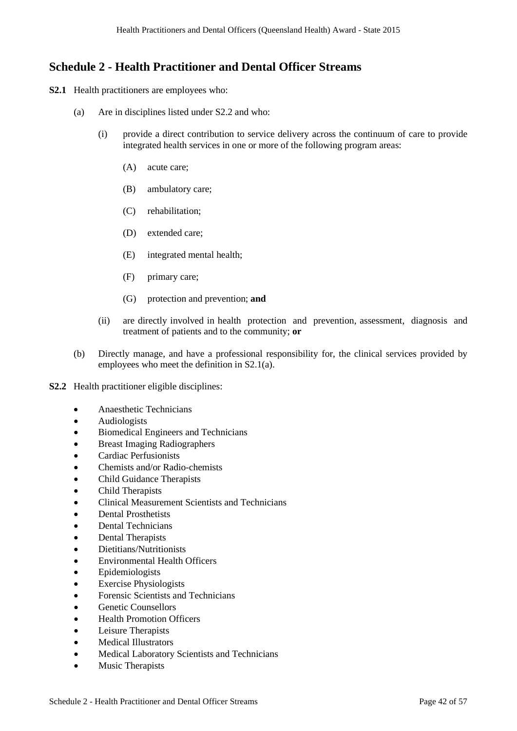## Schedule 2 - Health Practitioner and Dental Officer Streams

**S2.1** Health practitioners are employees who:

(a) Are in disciplines listed under S2.2 and who:

(i) provide a direct contribution to service delivery across the continuum of care to provide integrated health services in one or more of the following program areas:

(A) acute care;

(B) ambulatory care;

(C) rehabilitation;

(D) extended care;

(E) integrated mental health;

(F) primary care;

(G) protection and prevention; **and**

(ii) are directly involved in health protection and prevention, assessment, diagnosis and treatment of patients and to the community; **or**

(b) Directly manage, and have a professional responsibility for, the clinical services provided by employees who meet the definition in S2.1(a).

**S2.2** Health practitioner eligible disciplines:

- Anaesthetic Technicians
- Audiologists
- Biomedical Engineers and Technicians
- Breast Imaging Radiographers
- Cardiac Perfusionists
- Chemists and/or Radio-chemists
- Child Guidance Therapists
- Child Therapists
- Clinical Measurement Scientists and Technicians
- Dental Prosthetists
- Dental Technicians
- Dental Therapists
- Dietitians/Nutritionists
- Environmental Health Officers
- Epidemiologists
- Exercise Physiologists
- Forensic Scientists and Technicians
- Genetic Counsellors
- Health Promotion Officers
- Leisure Therapists
- Medical Illustrators
- Medical Laboratory Scientists and Technicians
- Music Therapists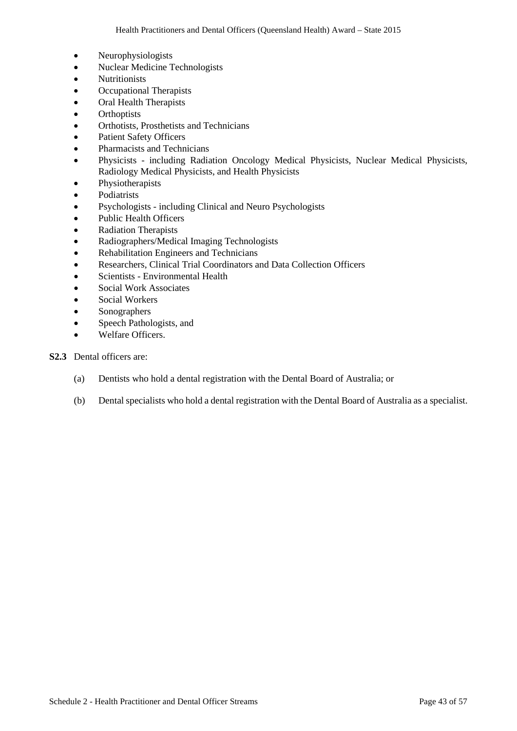- Neurophysiologists
- Nuclear Medicine Technologists
- Nutritionists
- Occupational Therapists
- Oral Health Therapists
- Orthoptists
- Orthotists, Prosthetists and Technicians
- Patient Safety Officers
- Pharmacists and Technicians
- Physicists - including Radiation Oncology Medical Physicists, Nuclear Medical Physicists, Radiology Medical Physicists, and Health Physicists
- Physiotherapists
- Podiatrists
- Psychologists - including Clinical and Neuro Psychologists
- Public Health Officers
- Radiation Therapists
- Radiographers/Medical Imaging Technologists
- Rehabilitation Engineers and Technicians
- Researchers, Clinical Trial Coordinators and Data Collection Officers
- Scientists - Environmental Health
- Social Work Associates
- Social Workers
- Sonographers
- Speech Pathologists, and
- Welfare Officers.

**S2.3** Dental officers are:

(a) Dentists who hold a dental registration with the Dental Board of Australia; or

(b) Dental specialists who hold a dental registration with the Dental Board of Australia as a specialist.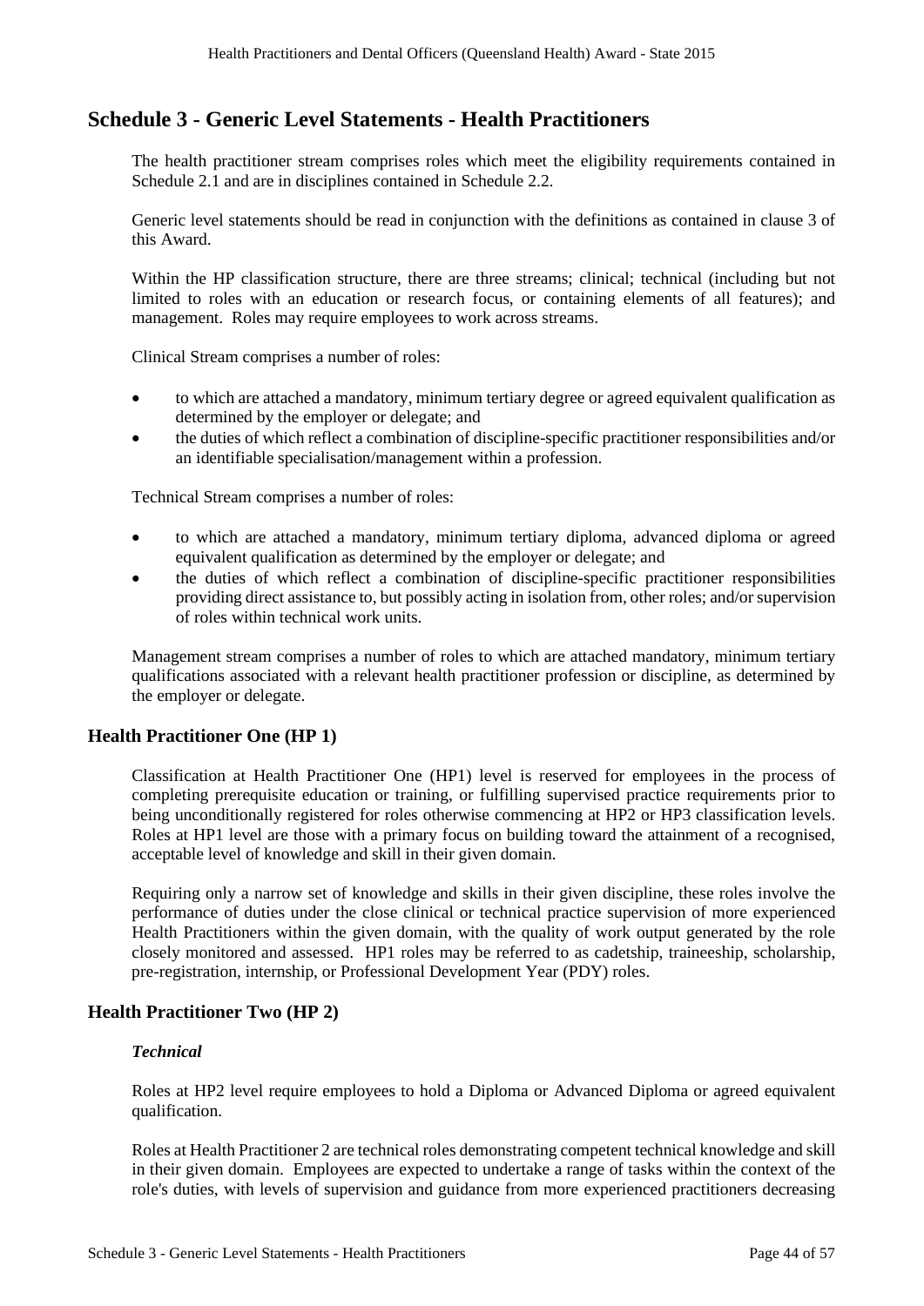# Schedule 3 - Generic Level Statements - Health Practitioners

The health practitioner stream comprises roles which meet the eligibility requirements contained in Schedule 2.1 and are in disciplines contained in Schedule 2.2.

Generic level statements should be read in conjunction with the definitions as contained in clause 3 of this Award.

Within the HP classification structure, there are three streams; clinical; technical (including but not limited to roles with an education or research focus, or containing elements of all features); and management. Roles may require employees to work across streams.

Clinical Stream comprises a number of roles:

- to which are attached a mandatory, minimum tertiary degree or agreed equivalent qualification as determined by the employer or delegate; and
- the duties of which reflect a combination of discipline-specific practitioner responsibilities and/or an identifiable specialisation/management within a profession.

Technical Stream comprises a number of roles:

- to which are attached a mandatory, minimum tertiary diploma, advanced diploma or agreed equivalent qualification as determined by the employer or delegate; and
- the duties of which reflect a combination of discipline-specific practitioner responsibilities providing direct assistance to, but possibly acting in isolation from, other roles; and/or supervision of roles within technical work units.

Management stream comprises a number of roles to which are attached mandatory, minimum tertiary qualifications associated with a relevant health practitioner profession or discipline, as determined by the employer or delegate.

## Health Practitioner One (HP 1)

Classification at Health Practitioner One (HP1) level is reserved for employees in the process of completing prerequisite education or training, or fulfilling supervised practice requirements prior to being unconditionally registered for roles otherwise commencing at HP2 or HP3 classification levels. Roles at HP1 level are those with a primary focus on building toward the attainment of a recognised, acceptable level of knowledge and skill in their given domain.

Requiring only a narrow set of knowledge and skills in their given discipline, these roles involve the performance of duties under the close clinical or technical practice supervision of more experienced Health Practitioners within the given domain, with the quality of work output generated by the role closely monitored and assessed. HP1 roles may be referred to as cadetship, traineeship, scholarship, pre-registration, internship, or Professional Development Year (PDY) roles.

## Health Practitioner Two (HP 2)

### *Technical*

Roles at HP2 level require employees to hold a Diploma or Advanced Diploma or agreed equivalent qualification.

Roles at Health Practitioner 2 are technical roles demonstrating competent technical knowledge and skill in their given domain. Employees are expected to undertake a range of tasks within the context of the role's duties, with levels of supervision and guidance from more experienced practitioners decreasing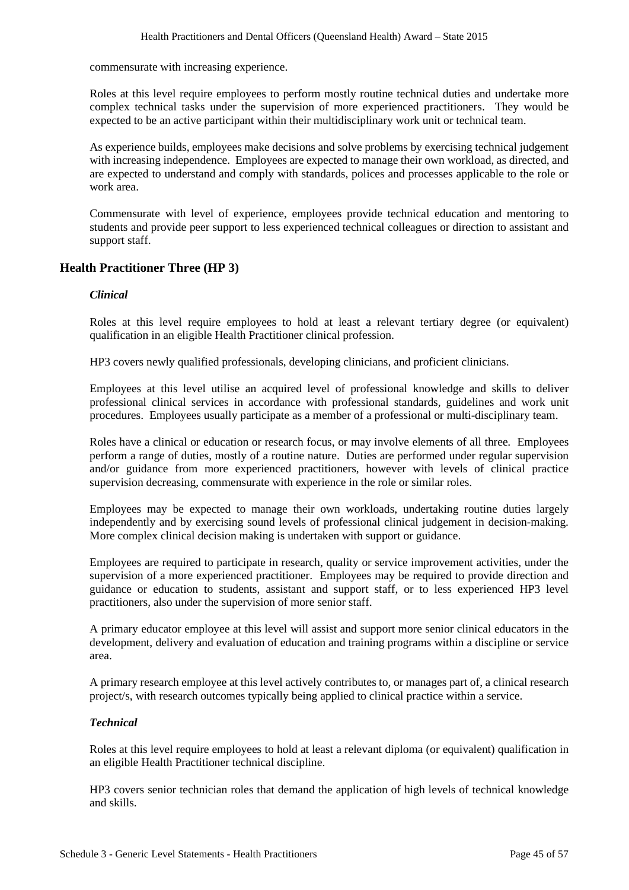commensurate with increasing experience.

Roles at this level require employees to perform mostly routine technical duties and undertake more complex technical tasks under the supervision of more experienced practitioners. They would be expected to be an active participant within their multidisciplinary work unit or technical team.

As experience builds, employees make decisions and solve problems by exercising technical judgement with increasing independence. Employees are expected to manage their own workload, as directed, and are expected to understand and comply with standards, polices and processes applicable to the role or work area.

Commensurate with level of experience, employees provide technical education and mentoring to students and provide peer support to less experienced technical colleagues or direction to assistant and support staff.

## Health Practitioner Three (HP 3)

### *Clinical*

Roles at this level require employees to hold at least a relevant tertiary degree (or equivalent) qualification in an eligible Health Practitioner clinical profession.

HP3 covers newly qualified professionals, developing clinicians, and proficient clinicians.

Employees at this level utilise an acquired level of professional knowledge and skills to deliver professional clinical services in accordance with professional standards, guidelines and work unit procedures. Employees usually participate as a member of a professional or multi-disciplinary team.

Roles have a clinical or education or research focus, or may involve elements of all three. Employees perform a range of duties, mostly of a routine nature. Duties are performed under regular supervision and/or guidance from more experienced practitioners, however with levels of clinical practice supervision decreasing, commensurate with experience in the role or similar roles.

Employees may be expected to manage their own workloads, undertaking routine duties largely independently and by exercising sound levels of professional clinical judgement in decision-making. More complex clinical decision making is undertaken with support or guidance.

Employees are required to participate in research, quality or service improvement activities, under the supervision of a more experienced practitioner. Employees may be required to provide direction and guidance or education to students, assistant and support staff, or to less experienced HP3 level practitioners, also under the supervision of more senior staff.

A primary educator employee at this level will assist and support more senior clinical educators in the development, delivery and evaluation of education and training programs within a discipline or service area.

A primary research employee at this level actively contributes to, or manages part of, a clinical research project/s, with research outcomes typically being applied to clinical practice within a service.

### *Technical*

Roles at this level require employees to hold at least a relevant diploma (or equivalent) qualification in an eligible Health Practitioner technical discipline.

HP3 covers senior technician roles that demand the application of high levels of technical knowledge and skills.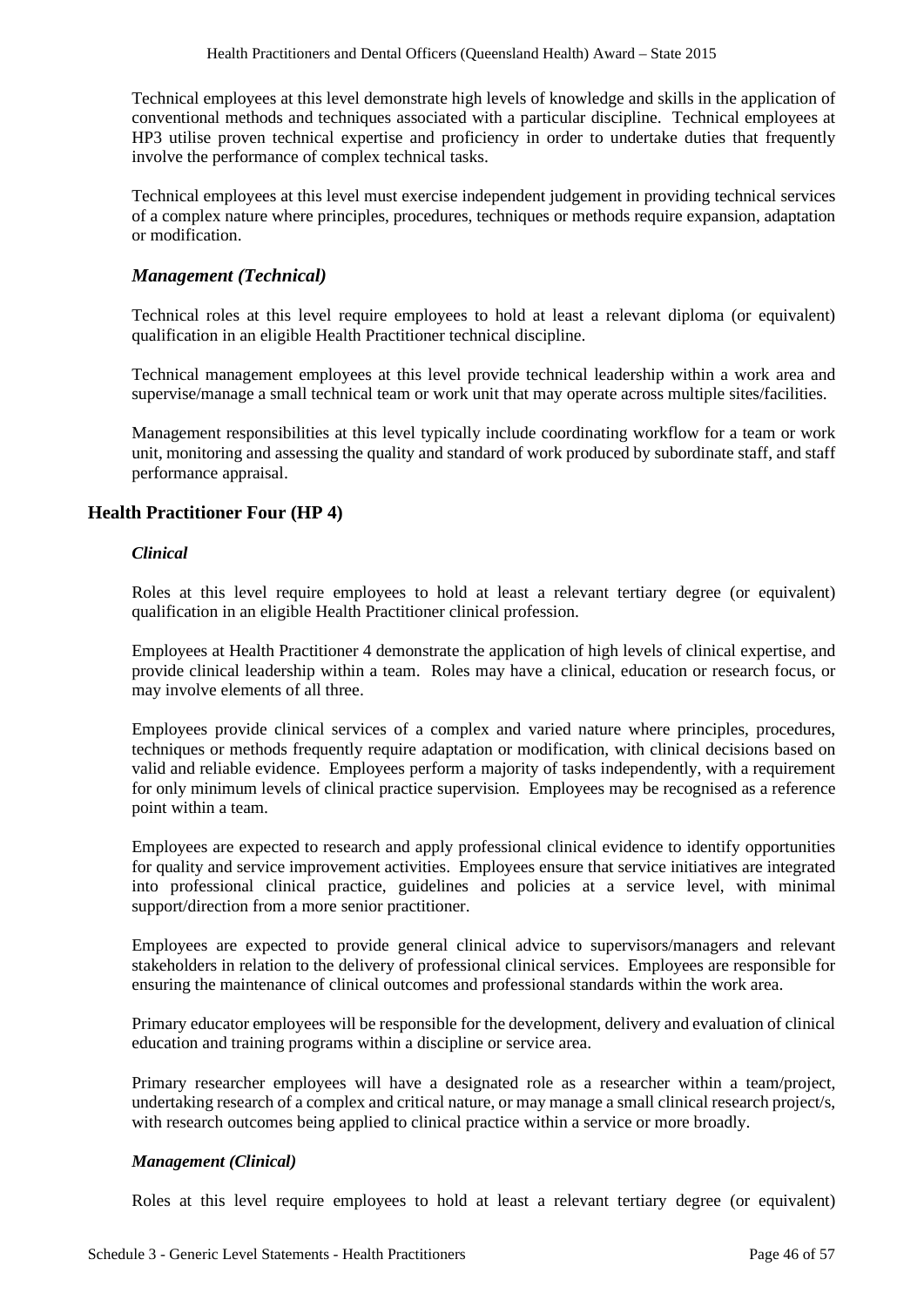Technical employees at this level demonstrate high levels of knowledge and skills in the application of conventional methods and techniques associated with a particular discipline. Technical employees at HP3 utilise proven technical expertise and proficiency in order to undertake duties that frequently involve the performance of complex technical tasks.

Technical employees at this level must exercise independent judgement in providing technical services of a complex nature where principles, procedures, techniques or methods require expansion, adaptation or modification.

### *Management (Technical)*

Technical roles at this level require employees to hold at least a relevant diploma (or equivalent) qualification in an eligible Health Practitioner technical discipline.

Technical management employees at this level provide technical leadership within a work area and supervise/manage a small technical team or work unit that may operate across multiple sites/facilities.

Management responsibilities at this level typically include coordinating workflow for a team or work unit, monitoring and assessing the quality and standard of work produced by subordinate staff, and staff performance appraisal.

## Health Practitioner Four (HP 4)

#### *Clinical*

Roles at this level require employees to hold at least a relevant tertiary degree (or equivalent) qualification in an eligible Health Practitioner clinical profession.

Employees at Health Practitioner 4 demonstrate the application of high levels of clinical expertise, and provide clinical leadership within a team. Roles may have a clinical, education or research focus, or may involve elements of all three.

Employees provide clinical services of a complex and varied nature where principles, procedures, techniques or methods frequently require adaptation or modification, with clinical decisions based on valid and reliable evidence. Employees perform a majority of tasks independently, with a requirement for only minimum levels of clinical practice supervision. Employees may be recognised as a reference point within a team.

Employees are expected to research and apply professional clinical evidence to identify opportunities for quality and service improvement activities. Employees ensure that service initiatives are integrated into professional clinical practice, guidelines and policies at a service level, with minimal support/direction from a more senior practitioner.

Employees are expected to provide general clinical advice to supervisors/managers and relevant stakeholders in relation to the delivery of professional clinical services. Employees are responsible for ensuring the maintenance of clinical outcomes and professional standards within the work area.

Primary educator employees will be responsible for the development, delivery and evaluation of clinical education and training programs within a discipline or service area.

Primary researcher employees will have a designated role as a researcher within a team/project, undertaking research of a complex and critical nature, or may manage a small clinical research project/s, with research outcomes being applied to clinical practice within a service or more broadly.

#### *Management (Clinical)*

Roles at this level require employees to hold at least a relevant tertiary degree (or equivalent)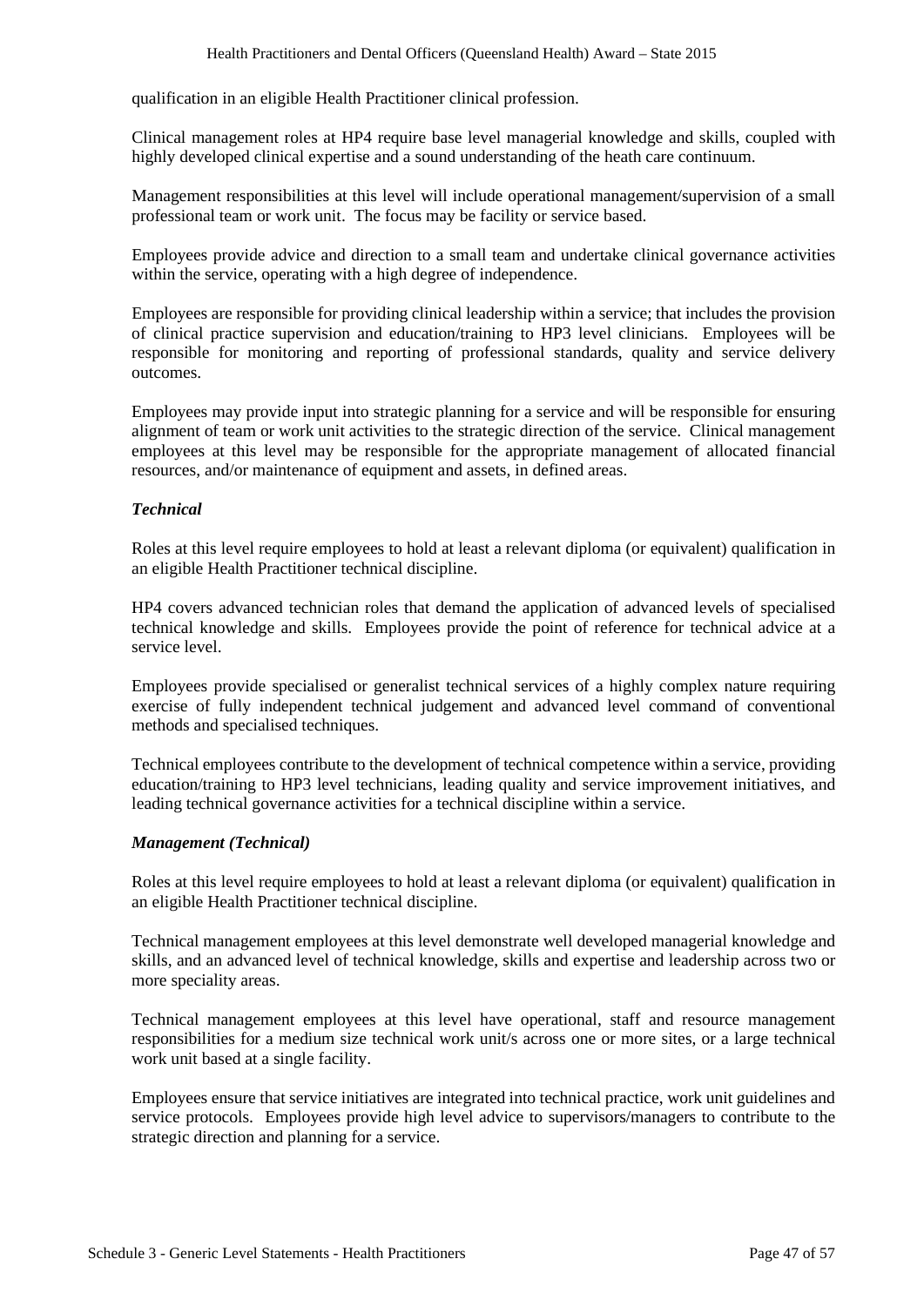qualification in an eligible Health Practitioner clinical profession.

Clinical management roles at HP4 require base level managerial knowledge and skills, coupled with highly developed clinical expertise and a sound understanding of the heath care continuum.

Management responsibilities at this level will include operational management/supervision of a small professional team or work unit. The focus may be facility or service based.

Employees provide advice and direction to a small team and undertake clinical governance activities within the service, operating with a high degree of independence.

Employees are responsible for providing clinical leadership within a service; that includes the provision of clinical practice supervision and education/training to HP3 level clinicians. Employees will be responsible for monitoring and reporting of professional standards, quality and service delivery outcomes.

Employees may provide input into strategic planning for a service and will be responsible for ensuring alignment of team or work unit activities to the strategic direction of the service. Clinical management employees at this level may be responsible for the appropriate management of allocated financial resources, and/or maintenance of equipment and assets, in defined areas.

***Technical***

Roles at this level require employees to hold at least a relevant diploma (or equivalent) qualification in an eligible Health Practitioner technical discipline.

HP4 covers advanced technician roles that demand the application of advanced levels of specialised technical knowledge and skills. Employees provide the point of reference for technical advice at a service level.

Employees provide specialised or generalist technical services of a highly complex nature requiring exercise of fully independent technical judgement and advanced level command of conventional methods and specialised techniques.

Technical employees contribute to the development of technical competence within a service, providing education/training to HP3 level technicians, leading quality and service improvement initiatives, and leading technical governance activities for a technical discipline within a service.

***Management (Technical)***

Roles at this level require employees to hold at least a relevant diploma (or equivalent) qualification in an eligible Health Practitioner technical discipline.

Technical management employees at this level demonstrate well developed managerial knowledge and skills, and an advanced level of technical knowledge, skills and expertise and leadership across two or more speciality areas.

Technical management employees at this level have operational, staff and resource management responsibilities for a medium size technical work unit/s across one or more sites, or a large technical work unit based at a single facility.

Employees ensure that service initiatives are integrated into technical practice, work unit guidelines and service protocols. Employees provide high level advice to supervisors/managers to contribute to the strategic direction and planning for a service.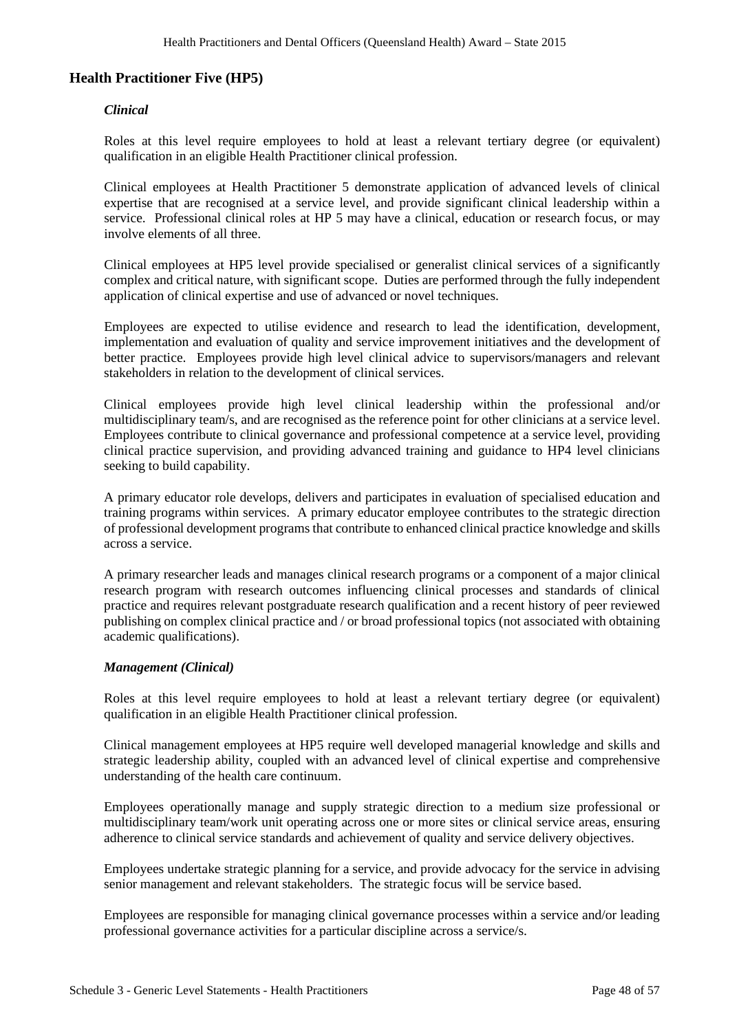## Health Practitioner Five (HP5)

### *Clinical*

Roles at this level require employees to hold at least a relevant tertiary degree (or equivalent) qualification in an eligible Health Practitioner clinical profession.

Clinical employees at Health Practitioner 5 demonstrate application of advanced levels of clinical expertise that are recognised at a service level, and provide significant clinical leadership within a service. Professional clinical roles at HP 5 may have a clinical, education or research focus, or may involve elements of all three.

Clinical employees at HP5 level provide specialised or generalist clinical services of a significantly complex and critical nature, with significant scope. Duties are performed through the fully independent application of clinical expertise and use of advanced or novel techniques.

Employees are expected to utilise evidence and research to lead the identification, development, implementation and evaluation of quality and service improvement initiatives and the development of better practice. Employees provide high level clinical advice to supervisors/managers and relevant stakeholders in relation to the development of clinical services.

Clinical employees provide high level clinical leadership within the professional and/or multidisciplinary team/s, and are recognised as the reference point for other clinicians at a service level. Employees contribute to clinical governance and professional competence at a service level, providing clinical practice supervision, and providing advanced training and guidance to HP4 level clinicians seeking to build capability.

A primary educator role develops, delivers and participates in evaluation of specialised education and training programs within services. A primary educator employee contributes to the strategic direction of professional development programs that contribute to enhanced clinical practice knowledge and skills across a service.

A primary researcher leads and manages clinical research programs or a component of a major clinical research program with research outcomes influencing clinical processes and standards of clinical practice and requires relevant postgraduate research qualification and a recent history of peer reviewed publishing on complex clinical practice and / or broad professional topics (not associated with obtaining academic qualifications).

### *Management (Clinical)*

Roles at this level require employees to hold at least a relevant tertiary degree (or equivalent) qualification in an eligible Health Practitioner clinical profession.

Clinical management employees at HP5 require well developed managerial knowledge and skills and strategic leadership ability, coupled with an advanced level of clinical expertise and comprehensive understanding of the health care continuum.

Employees operationally manage and supply strategic direction to a medium size professional or multidisciplinary team/work unit operating across one or more sites or clinical service areas, ensuring adherence to clinical service standards and achievement of quality and service delivery objectives.

Employees undertake strategic planning for a service, and provide advocacy for the service in advising senior management and relevant stakeholders. The strategic focus will be service based.

Employees are responsible for managing clinical governance processes within a service and/or leading professional governance activities for a particular discipline across a service/s.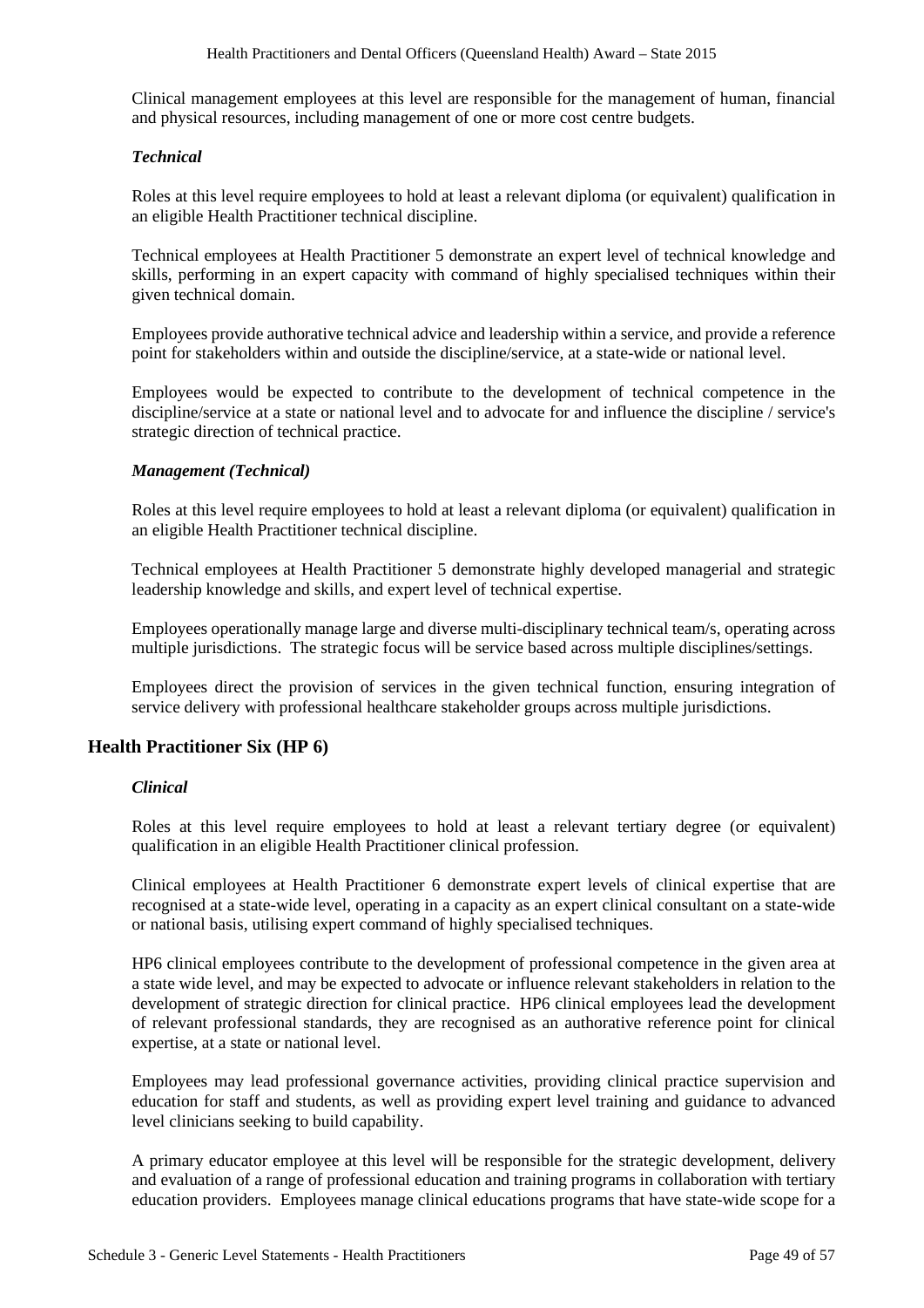Clinical management employees at this level are responsible for the management of human, financial and physical resources, including management of one or more cost centre budgets.

*Technical*

Roles at this level require employees to hold at least a relevant diploma (or equivalent) qualification in an eligible Health Practitioner technical discipline.

Technical employees at Health Practitioner 5 demonstrate an expert level of technical knowledge and skills, performing in an expert capacity with command of highly specialised techniques within their given technical domain.

Employees provide authorative technical advice and leadership within a service, and provide a reference point for stakeholders within and outside the discipline/service, at a state-wide or national level.

Employees would be expected to contribute to the development of technical competence in the discipline/service at a state or national level and to advocate for and influence the discipline / service's strategic direction of technical practice.

*Management (Technical)*

Roles at this level require employees to hold at least a relevant diploma (or equivalent) qualification in an eligible Health Practitioner technical discipline.

Technical employees at Health Practitioner 5 demonstrate highly developed managerial and strategic leadership knowledge and skills, and expert level of technical expertise.

Employees operationally manage large and diverse multi-disciplinary technical team/s, operating across multiple jurisdictions. The strategic focus will be service based across multiple disciplines/settings.

Employees direct the provision of services in the given technical function, ensuring integration of service delivery with professional healthcare stakeholder groups across multiple jurisdictions.

## Health Practitioner Six (HP 6)

*Clinical*

Roles at this level require employees to hold at least a relevant tertiary degree (or equivalent) qualification in an eligible Health Practitioner clinical profession.

Clinical employees at Health Practitioner 6 demonstrate expert levels of clinical expertise that are recognised at a state-wide level, operating in a capacity as an expert clinical consultant on a state-wide or national basis, utilising expert command of highly specialised techniques.

HP6 clinical employees contribute to the development of professional competence in the given area at a state wide level, and may be expected to advocate or influence relevant stakeholders in relation to the development of strategic direction for clinical practice. HP6 clinical employees lead the development of relevant professional standards, they are recognised as an authorative reference point for clinical expertise, at a state or national level.

Employees may lead professional governance activities, providing clinical practice supervision and education for staff and students, as well as providing expert level training and guidance to advanced level clinicians seeking to build capability.

A primary educator employee at this level will be responsible for the strategic development, delivery and evaluation of a range of professional education and training programs in collaboration with tertiary education providers. Employees manage clinical educations programs that have state-wide scope for a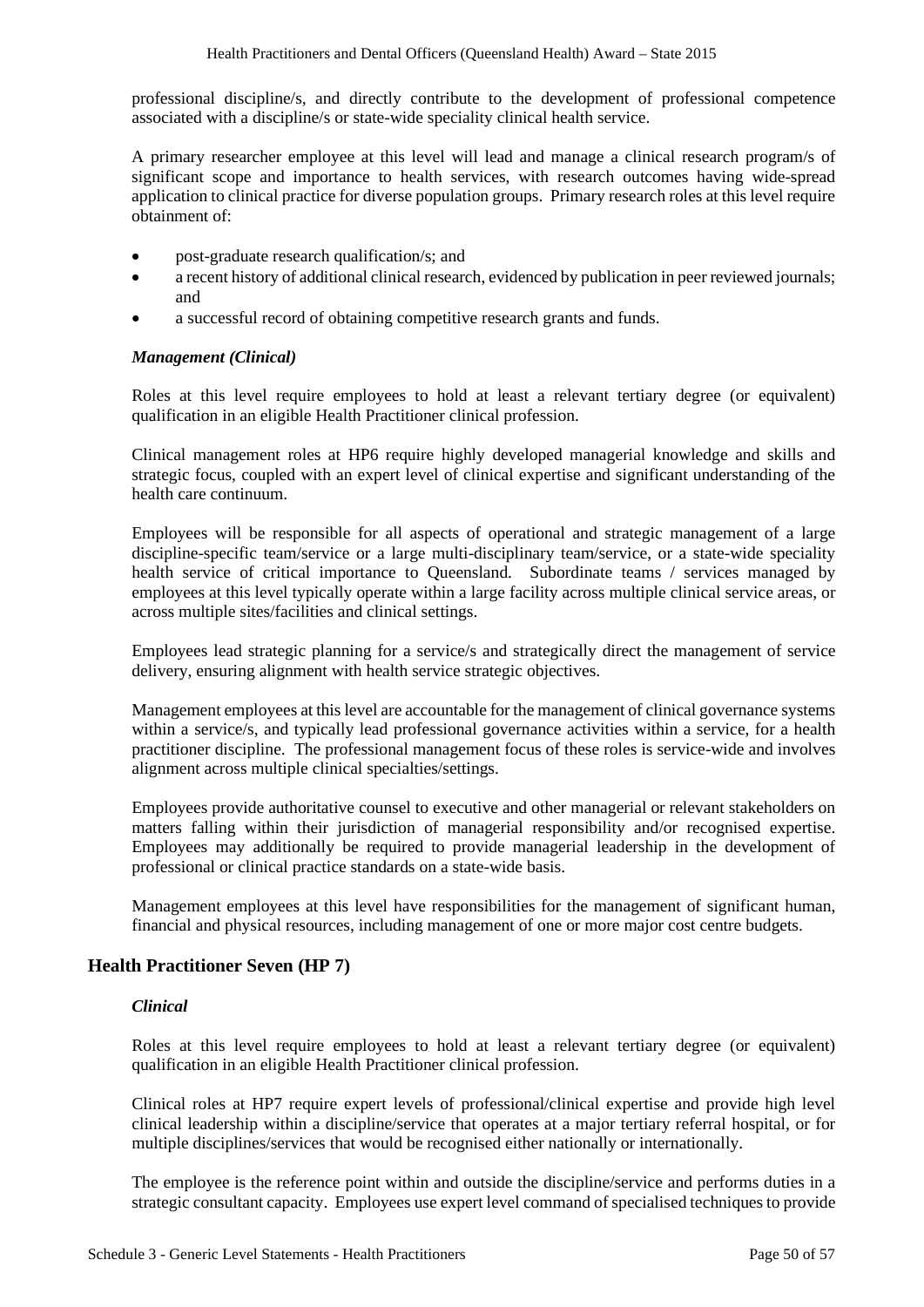professional discipline/s, and directly contribute to the development of professional competence associated with a discipline/s or state-wide speciality clinical health service.

A primary researcher employee at this level will lead and manage a clinical research program/s of significant scope and importance to health services, with research outcomes having wide-spread application to clinical practice for diverse population groups. Primary research roles at this level require obtainment of:

- post-graduate research qualification/s; and
- a recent history of additional clinical research, evidenced by publication in peer reviewed journals; and
- a successful record of obtaining competitive research grants and funds.

*Management (Clinical)*

Roles at this level require employees to hold at least a relevant tertiary degree (or equivalent) qualification in an eligible Health Practitioner clinical profession.

Clinical management roles at HP6 require highly developed managerial knowledge and skills and strategic focus, coupled with an expert level of clinical expertise and significant understanding of the health care continuum.

Employees will be responsible for all aspects of operational and strategic management of a large discipline-specific team/service or a large multi-disciplinary team/service, or a state-wide speciality health service of critical importance to Queensland. Subordinate teams / services managed by employees at this level typically operate within a large facility across multiple clinical service areas, or across multiple sites/facilities and clinical settings.

Employees lead strategic planning for a service/s and strategically direct the management of service delivery, ensuring alignment with health service strategic objectives.

Management employees at this level are accountable for the management of clinical governance systems within a service/s, and typically lead professional governance activities within a service, for a health practitioner discipline. The professional management focus of these roles is service-wide and involves alignment across multiple clinical specialties/settings.

Employees provide authoritative counsel to executive and other managerial or relevant stakeholders on matters falling within their jurisdiction of managerial responsibility and/or recognised expertise. Employees may additionally be required to provide managerial leadership in the development of professional or clinical practice standards on a state-wide basis.

Management employees at this level have responsibilities for the management of significant human, financial and physical resources, including management of one or more major cost centre budgets.

## Health Practitioner Seven (HP 7)

*Clinical*

Roles at this level require employees to hold at least a relevant tertiary degree (or equivalent) qualification in an eligible Health Practitioner clinical profession.

Clinical roles at HP7 require expert levels of professional/clinical expertise and provide high level clinical leadership within a discipline/service that operates at a major tertiary referral hospital, or for multiple disciplines/services that would be recognised either nationally or internationally.

The employee is the reference point within and outside the discipline/service and performs duties in a strategic consultant capacity. Employees use expert level command of specialised techniques to provide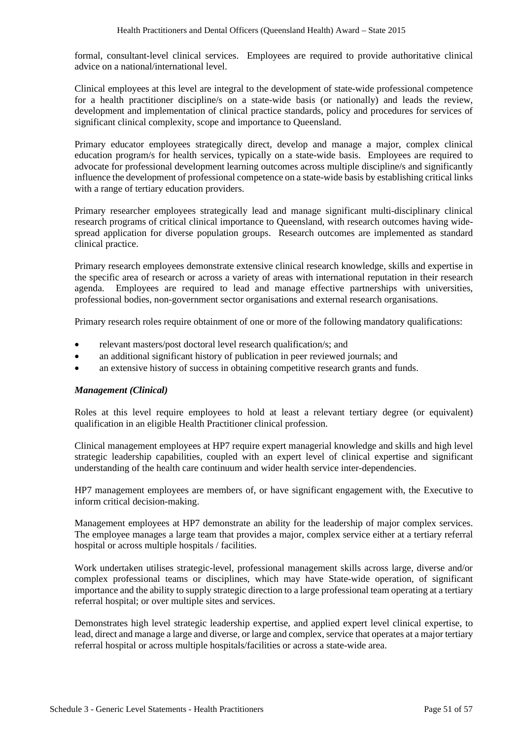formal, consultant-level clinical services. Employees are required to provide authoritative clinical advice on a national/international level.

Clinical employees at this level are integral to the development of state-wide professional competence for a health practitioner discipline/s on a state-wide basis (or nationally) and leads the review, development and implementation of clinical practice standards, policy and procedures for services of significant clinical complexity, scope and importance to Queensland.

Primary educator employees strategically direct, develop and manage a major, complex clinical education program/s for health services, typically on a state-wide basis. Employees are required to advocate for professional development learning outcomes across multiple discipline/s and significantly influence the development of professional competence on a state-wide basis by establishing critical links with a range of tertiary education providers.

Primary researcher employees strategically lead and manage significant multi-disciplinary clinical research programs of critical clinical importance to Queensland, with research outcomes having wide-spread application for diverse population groups. Research outcomes are implemented as standard clinical practice.

Primary research employees demonstrate extensive clinical research knowledge, skills and expertise in the specific area of research or across a variety of areas with international reputation in their research agenda. Employees are required to lead and manage effective partnerships with universities, professional bodies, non-government sector organisations and external research organisations.

Primary research roles require obtainment of one or more of the following mandatory qualifications:

- relevant masters/post doctoral level research qualification/s; and
- an additional significant history of publication in peer reviewed journals; and
- an extensive history of success in obtaining competitive research grants and funds.

***Management (Clinical)***

Roles at this level require employees to hold at least a relevant tertiary degree (or equivalent) qualification in an eligible Health Practitioner clinical profession.

Clinical management employees at HP7 require expert managerial knowledge and skills and high level strategic leadership capabilities, coupled with an expert level of clinical expertise and significant understanding of the health care continuum and wider health service inter-dependencies.

HP7 management employees are members of, or have significant engagement with, the Executive to inform critical decision-making.

Management employees at HP7 demonstrate an ability for the leadership of major complex services. The employee manages a large team that provides a major, complex service either at a tertiary referral hospital or across multiple hospitals / facilities.

Work undertaken utilises strategic-level, professional management skills across large, diverse and/or complex professional teams or disciplines, which may have State-wide operation, of significant importance and the ability to supply strategic direction to a large professional team operating at a tertiary referral hospital; or over multiple sites and services.

Demonstrates high level strategic leadership expertise, and applied expert level clinical expertise, to lead, direct and manage a large and diverse, or large and complex, service that operates at a major tertiary referral hospital or across multiple hospitals/facilities or across a state-wide area.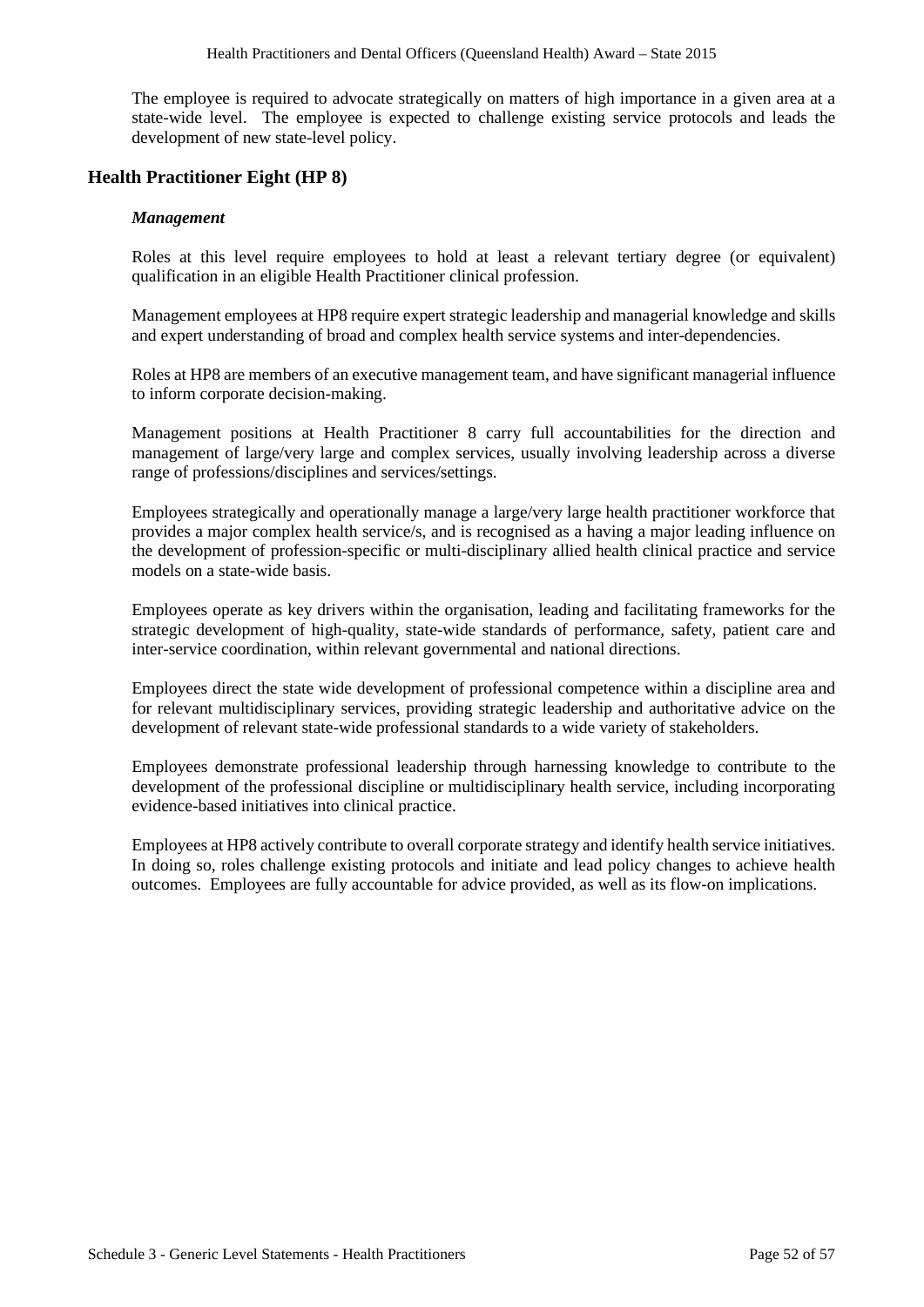The employee is required to advocate strategically on matters of high importance in a given area at a state-wide level. The employee is expected to challenge existing service protocols and leads the development of new state-level policy.

## Health Practitioner Eight (HP 8)

### *Management*

Roles at this level require employees to hold at least a relevant tertiary degree (or equivalent) qualification in an eligible Health Practitioner clinical profession.

Management employees at HP8 require expert strategic leadership and managerial knowledge and skills and expert understanding of broad and complex health service systems and inter-dependencies.

Roles at HP8 are members of an executive management team, and have significant managerial influence to inform corporate decision-making.

Management positions at Health Practitioner 8 carry full accountabilities for the direction and management of large/very large and complex services, usually involving leadership across a diverse range of professions/disciplines and services/settings.

Employees strategically and operationally manage a large/very large health practitioner workforce that provides a major complex health service/s, and is recognised as a having a major leading influence on the development of profession-specific or multi-disciplinary allied health clinical practice and service models on a state-wide basis.

Employees operate as key drivers within the organisation, leading and facilitating frameworks for the strategic development of high-quality, state-wide standards of performance, safety, patient care and inter-service coordination, within relevant governmental and national directions.

Employees direct the state wide development of professional competence within a discipline area and for relevant multidisciplinary services, providing strategic leadership and authoritative advice on the development of relevant state-wide professional standards to a wide variety of stakeholders.

Employees demonstrate professional leadership through harnessing knowledge to contribute to the development of the professional discipline or multidisciplinary health service, including incorporating evidence-based initiatives into clinical practice.

Employees at HP8 actively contribute to overall corporate strategy and identify health service initiatives. In doing so, roles challenge existing protocols and initiate and lead policy changes to achieve health outcomes. Employees are fully accountable for advice provided, as well as its flow-on implications.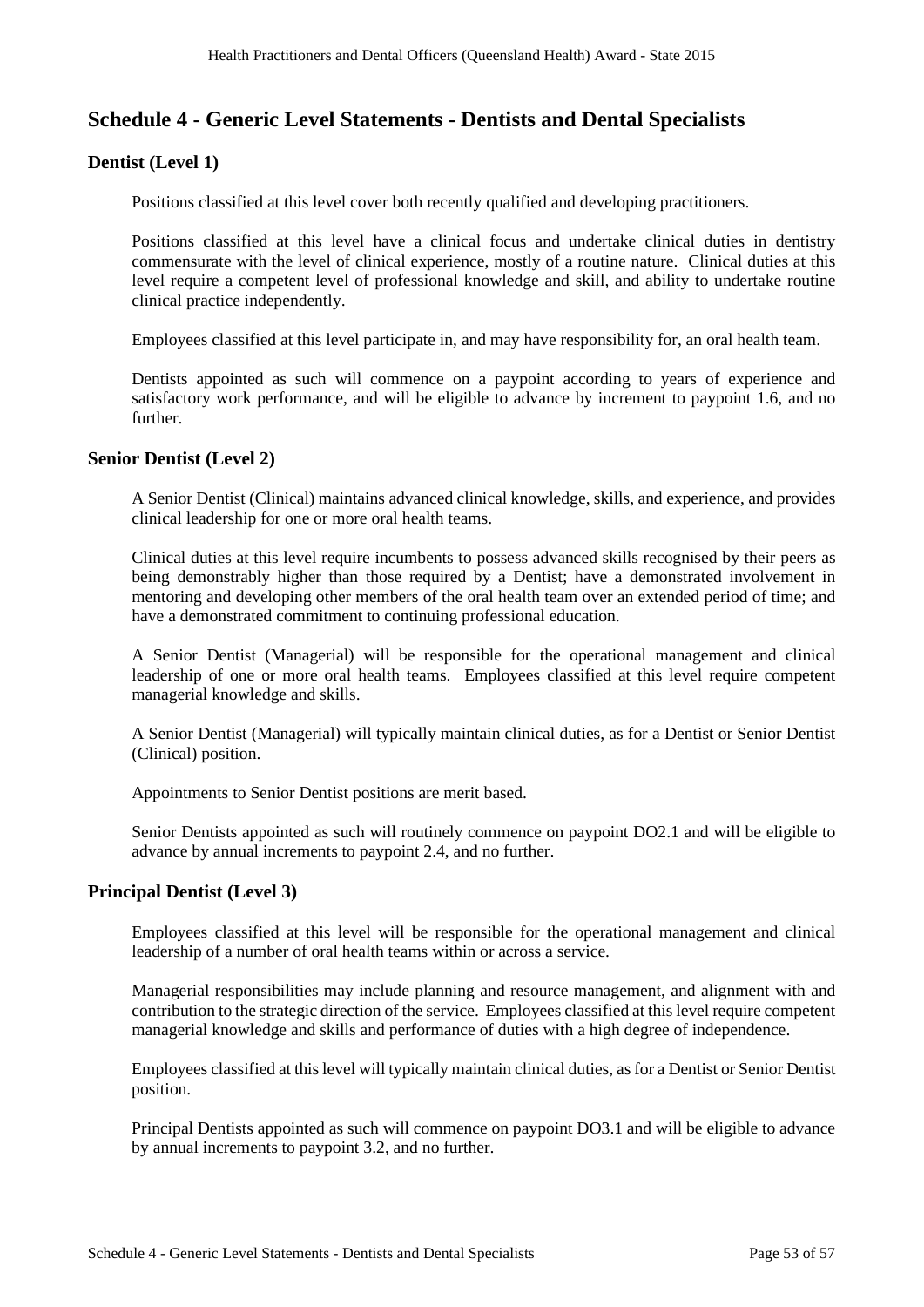# Schedule 4 - Generic Level Statements - Dentists and Dental Specialists

## Dentist (Level 1)

Positions classified at this level cover both recently qualified and developing practitioners.

Positions classified at this level have a clinical focus and undertake clinical duties in dentistry commensurate with the level of clinical experience, mostly of a routine nature. Clinical duties at this level require a competent level of professional knowledge and skill, and ability to undertake routine clinical practice independently.

Employees classified at this level participate in, and may have responsibility for, an oral health team.

Dentists appointed as such will commence on a paypoint according to years of experience and satisfactory work performance, and will be eligible to advance by increment to paypoint 1.6, and no further.

## Senior Dentist (Level 2)

A Senior Dentist (Clinical) maintains advanced clinical knowledge, skills, and experience, and provides clinical leadership for one or more oral health teams.

Clinical duties at this level require incumbents to possess advanced skills recognised by their peers as being demonstrably higher than those required by a Dentist; have a demonstrated involvement in mentoring and developing other members of the oral health team over an extended period of time; and have a demonstrated commitment to continuing professional education.

A Senior Dentist (Managerial) will be responsible for the operational management and clinical leadership of one or more oral health teams. Employees classified at this level require competent managerial knowledge and skills.

A Senior Dentist (Managerial) will typically maintain clinical duties, as for a Dentist or Senior Dentist (Clinical) position.

Appointments to Senior Dentist positions are merit based.

Senior Dentists appointed as such will routinely commence on paypoint DO2.1 and will be eligible to advance by annual increments to paypoint 2.4, and no further.

## Principal Dentist (Level 3)

Employees classified at this level will be responsible for the operational management and clinical leadership of a number of oral health teams within or across a service.

Managerial responsibilities may include planning and resource management, and alignment with and contribution to the strategic direction of the service. Employees classified at this level require competent managerial knowledge and skills and performance of duties with a high degree of independence.

Employees classified at this level will typically maintain clinical duties, as for a Dentist or Senior Dentist position.

Principal Dentists appointed as such will commence on paypoint DO3.1 and will be eligible to advance by annual increments to paypoint 3.2, and no further.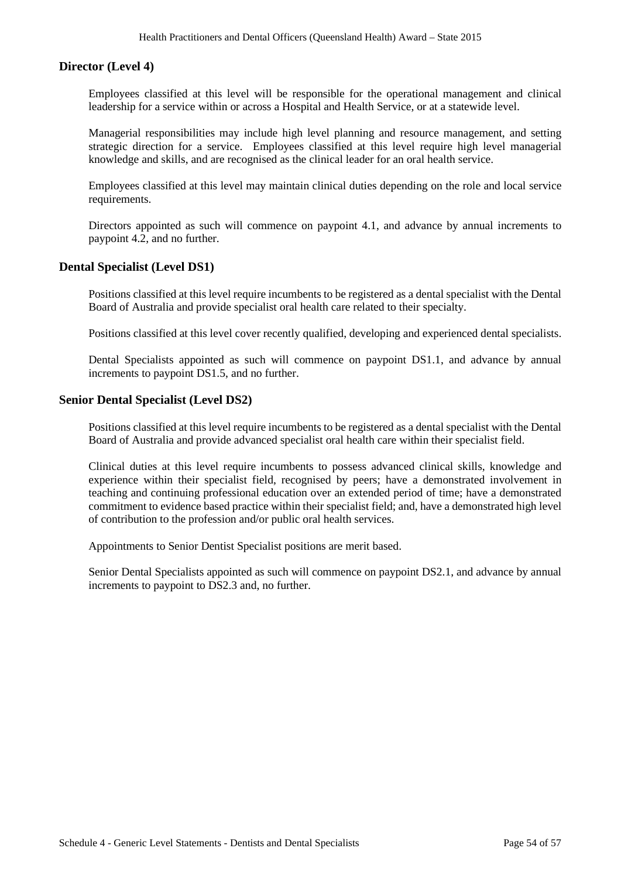### Director (Level 4)

Employees classified at this level will be responsible for the operational management and clinical leadership for a service within or across a Hospital and Health Service, or at a statewide level.

Managerial responsibilities may include high level planning and resource management, and setting strategic direction for a service. Employees classified at this level require high level managerial knowledge and skills, and are recognised as the clinical leader for an oral health service.

Employees classified at this level may maintain clinical duties depending on the role and local service requirements.

Directors appointed as such will commence on paypoint 4.1, and advance by annual increments to paypoint 4.2, and no further.

### Dental Specialist (Level DS1)

Positions classified at this level require incumbents to be registered as a dental specialist with the Dental Board of Australia and provide specialist oral health care related to their specialty.

Positions classified at this level cover recently qualified, developing and experienced dental specialists.

Dental Specialists appointed as such will commence on paypoint DS1.1, and advance by annual increments to paypoint DS1.5, and no further.

### Senior Dental Specialist (Level DS2)

Positions classified at this level require incumbents to be registered as a dental specialist with the Dental Board of Australia and provide advanced specialist oral health care within their specialist field.

Clinical duties at this level require incumbents to possess advanced clinical skills, knowledge and experience within their specialist field, recognised by peers; have a demonstrated involvement in teaching and continuing professional education over an extended period of time; have a demonstrated commitment to evidence based practice within their specialist field; and, have a demonstrated high level of contribution to the profession and/or public oral health services.

Appointments to Senior Dentist Specialist positions are merit based.

Senior Dental Specialists appointed as such will commence on paypoint DS2.1, and advance by annual increments to paypoint to DS2.3 and, no further.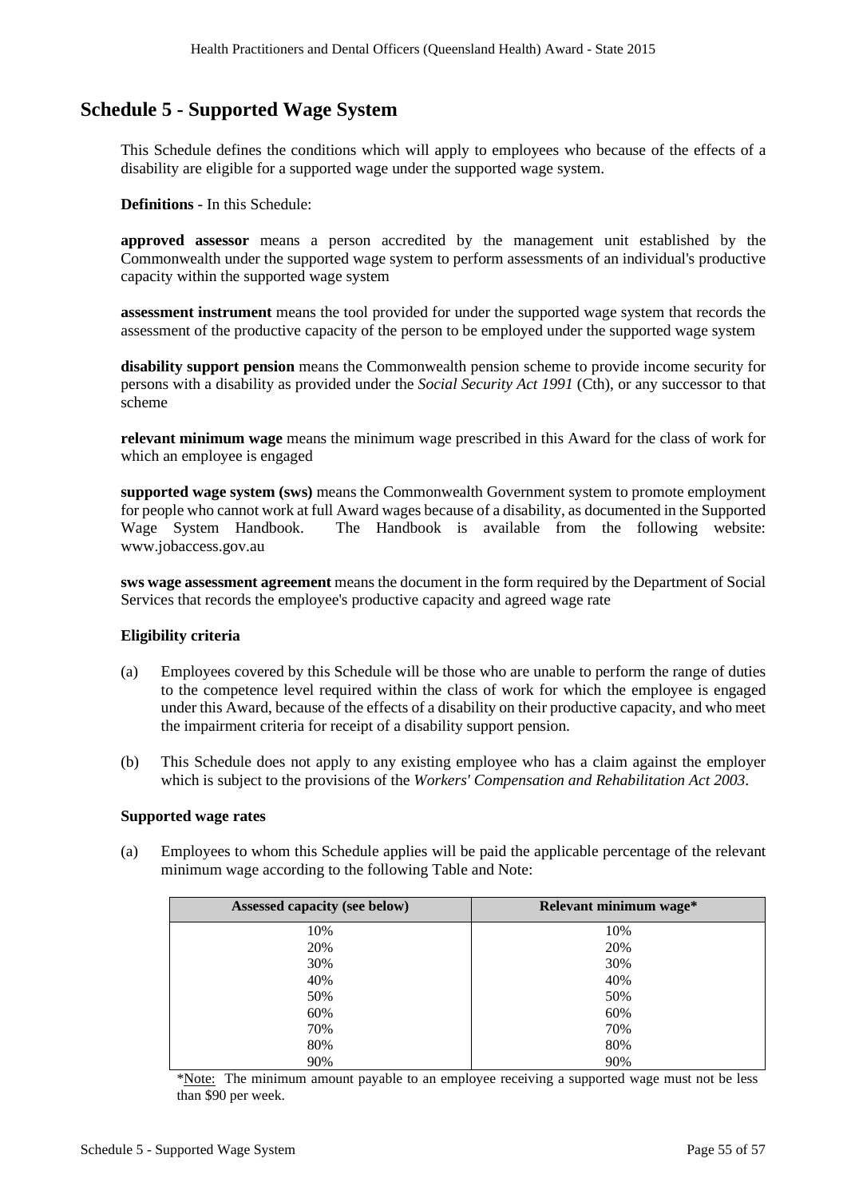# Schedule 5 - Supported Wage System

This Schedule defines the conditions which will apply to employees who because of the effects of a disability are eligible for a supported wage under the supported wage system.

**Definitions** - In this Schedule:

**approved assessor** means a person accredited by the management unit established by the Commonwealth under the supported wage system to perform assessments of an individual's productive capacity within the supported wage system

**assessment instrument** means the tool provided for under the supported wage system that records the assessment of the productive capacity of the person to be employed under the supported wage system

**disability support pension** means the Commonwealth pension scheme to provide income security for persons with a disability as provided under the *Social Security Act 1991* (Cth), or any successor to that scheme

**relevant minimum wage** means the minimum wage prescribed in this Award for the class of work for which an employee is engaged

**supported wage system (sws)** means the Commonwealth Government system to promote employment for people who cannot work at full Award wages because of a disability, as documented in the Supported Wage System Handbook. The Handbook is available from the following website: www.jobaccess.gov.au

**sws wage assessment agreement** means the document in the form required by the Department of Social Services that records the employee's productive capacity and agreed wage rate

**Eligibility criteria**

(a) Employees covered by this Schedule will be those who are unable to perform the range of duties to the competence level required within the class of work for which the employee is engaged under this Award, because of the effects of a disability on their productive capacity, and who meet the impairment criteria for receipt of a disability support pension.

(b) This Schedule does not apply to any existing employee who has a claim against the employer which is subject to the provisions of the *Workers' Compensation and Rehabilitation Act 2003*.

**Supported wage rates**

(a) Employees to whom this Schedule applies will be paid the applicable percentage of the relevant minimum wage according to the following Table and Note:

| Assessed capacity (see below) | Relevant minimum wage* |
|---|---|
| 10% | 10% |
| 20% | 20% |
| 30% | 30% |
| 40% | 40% |
| 50% | 50% |
| 60% | 60% |
| 70% | 70% |
| 80% | 80% |
| 90% | 90% |

*Note: The minimum amount payable to an employee receiving a supported wage must not be less than $90 per week.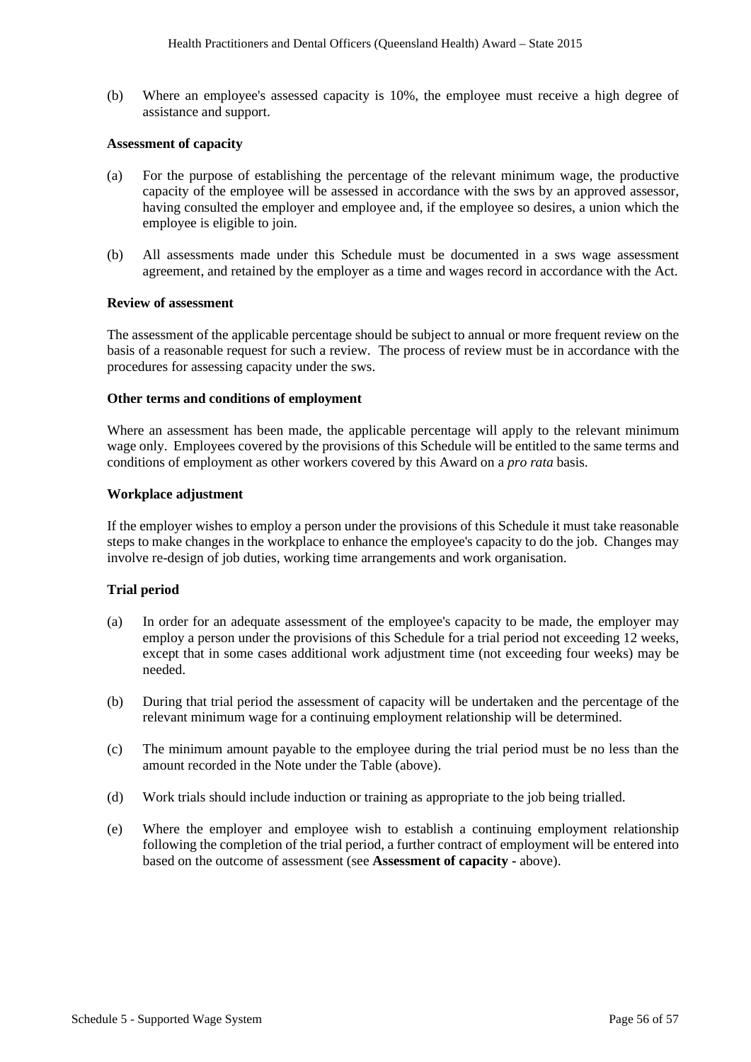(b) Where an employee's assessed capacity is 10%, the employee must receive a high degree of assistance and support.

**Assessment of capacity**

(a) For the purpose of establishing the percentage of the relevant minimum wage, the productive capacity of the employee will be assessed in accordance with the sws by an approved assessor, having consulted the employer and employee and, if the employee so desires, a union which the employee is eligible to join.

(b) All assessments made under this Schedule must be documented in a sws wage assessment agreement, and retained by the employer as a time and wages record in accordance with the Act.

**Review of assessment**

The assessment of the applicable percentage should be subject to annual or more frequent review on the basis of a reasonable request for such a review. The process of review must be in accordance with the procedures for assessing capacity under the sws.

**Other terms and conditions of employment**

Where an assessment has been made, the applicable percentage will apply to the relevant minimum wage only. Employees covered by the provisions of this Schedule will be entitled to the same terms and conditions of employment as other workers covered by this Award on a *pro rata* basis.

**Workplace adjustment**

If the employer wishes to employ a person under the provisions of this Schedule it must take reasonable steps to make changes in the workplace to enhance the employee's capacity to do the job. Changes may involve re-design of job duties, working time arrangements and work organisation.

**Trial period**

(a) In order for an adequate assessment of the employee's capacity to be made, the employer may employ a person under the provisions of this Schedule for a trial period not exceeding 12 weeks, except that in some cases additional work adjustment time (not exceeding four weeks) may be needed.

(b) During that trial period the assessment of capacity will be undertaken and the percentage of the relevant minimum wage for a continuing employment relationship will be determined.

(c) The minimum amount payable to the employee during the trial period must be no less than the amount recorded in the Note under the Table (above).

(d) Work trials should include induction or training as appropriate to the job being trialled.

(e) Where the employer and employee wish to establish a continuing employment relationship following the completion of the trial period, a further contract of employment will be entered into based on the outcome of assessment (see **Assessment of capacity -** above).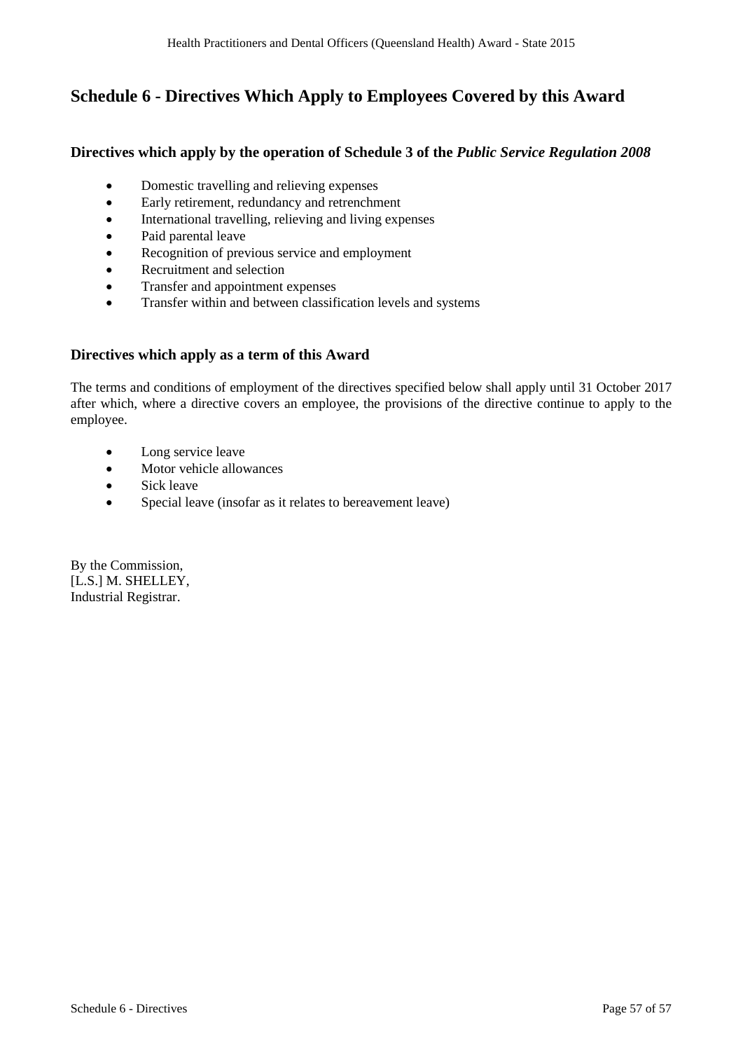# Schedule 6 - Directives Which Apply to Employees Covered by this Award

### Directives which apply by the operation of Schedule 3 of the *Public Service Regulation 2008*

- Domestic travelling and relieving expenses
- Early retirement, redundancy and retrenchment
- International travelling, relieving and living expenses
- Paid parental leave
- Recognition of previous service and employment
- Recruitment and selection
- Transfer and appointment expenses
- Transfer within and between classification levels and systems

### Directives which apply as a term of this Award

The terms and conditions of employment of the directives specified below shall apply until 31 October 2017 after which, where a directive covers an employee, the provisions of the directive continue to apply to the employee.

- Long service leave
- Motor vehicle allowances
- Sick leave
- Special leave (insofar as it relates to bereavement leave)

By the Commission,
[L.S.] M. SHELLEY,
Industrial Registrar.